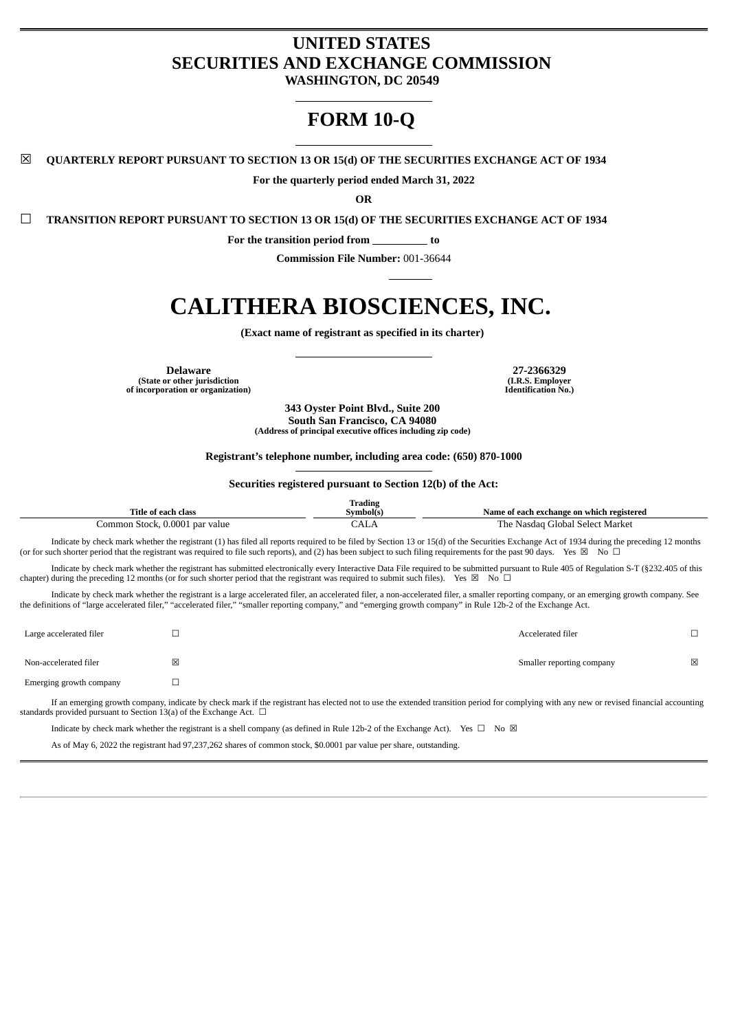# UNITED STATES
# SECURITIES AND EXCHANGE COMMISSION
**WASHINGTON, DC 20549**

# FORM 10-Q

☒ **QUARTERLY REPORT PURSUANT TO SECTION 13 OR 15(d) OF THE SECURITIES EXCHANGE ACT OF 1934**

**For the quarterly period ended March 31, 2022**

**OR**

☐ **TRANSITION REPORT PURSUANT TO SECTION 13 OR 15(d) OF THE SECURITIES EXCHANGE ACT OF 1934**

**For the transition period from \_\_\_\_\_\_\_\_\_\_ to**

**Commission File Number:** 001-36644

# CALITHERA BIOSCIENCES, INC.

**(Exact name of registrant as specified in its charter)**

| **Delaware** | **27-2366329** |
|---|---|
| **(State or other jurisdiction of incorporation or organization)** | **(I.R.S. Employer Identification No.)** |

**343 Oyster Point Blvd., Suite 200**
**South San Francisco, CA 94080**
**(Address of principal executive offices including zip code)**

**Registrant's telephone number, including area code: (650) 870-1000**

**Securities registered pursuant to Section 12(b) of the Act:**

| Title of each class | Trading Symbol(s) | Name of each exchange on which registered |
|---|---|---|
| Common Stock, 0.0001 par value | CALA | The Nasdaq Global Select Market |

Indicate by check mark whether the registrant (1) has filed all reports required to be filed by Section 13 or 15(d) of the Securities Exchange Act of 1934 during the preceding 12 months (or for such shorter period that the registrant was required to file such reports), and (2) has been subject to such filing requirements for the past 90 days. Yes ☒ No ☐

Indicate by check mark whether the registrant has submitted electronically every Interactive Data File required to be submitted pursuant to Rule 405 of Regulation S-T (§232.405 of this chapter) during the preceding 12 months (or for such shorter period that the registrant was required to submit such files). Yes ☒ No ☐

Indicate by check mark whether the registrant is a large accelerated filer, an accelerated filer, a non-accelerated filer, a smaller reporting company, or an emerging growth company. See the definitions of "large accelerated filer," "accelerated filer," "smaller reporting company," and "emerging growth company" in Rule 12b-2 of the Exchange Act.

| | | | |
|---|---|---|---|
| Large accelerated filer | ☐ | Accelerated filer | ☐ |
| Non-accelerated filer | ☒ | Smaller reporting company | ☒ |
| Emerging growth company | ☐ | | |

If an emerging growth company, indicate by check mark if the registrant has elected not to use the extended transition period for complying with any new or revised financial accounting standards provided pursuant to Section 13(a) of the Exchange Act. ☐

Indicate by check mark whether the registrant is a shell company (as defined in Rule 12b-2 of the Exchange Act). Yes ☐ No ☒

As of May 6, 2022 the registrant had 97,237,262 shares of common stock, $0.0001 par value per share, outstanding.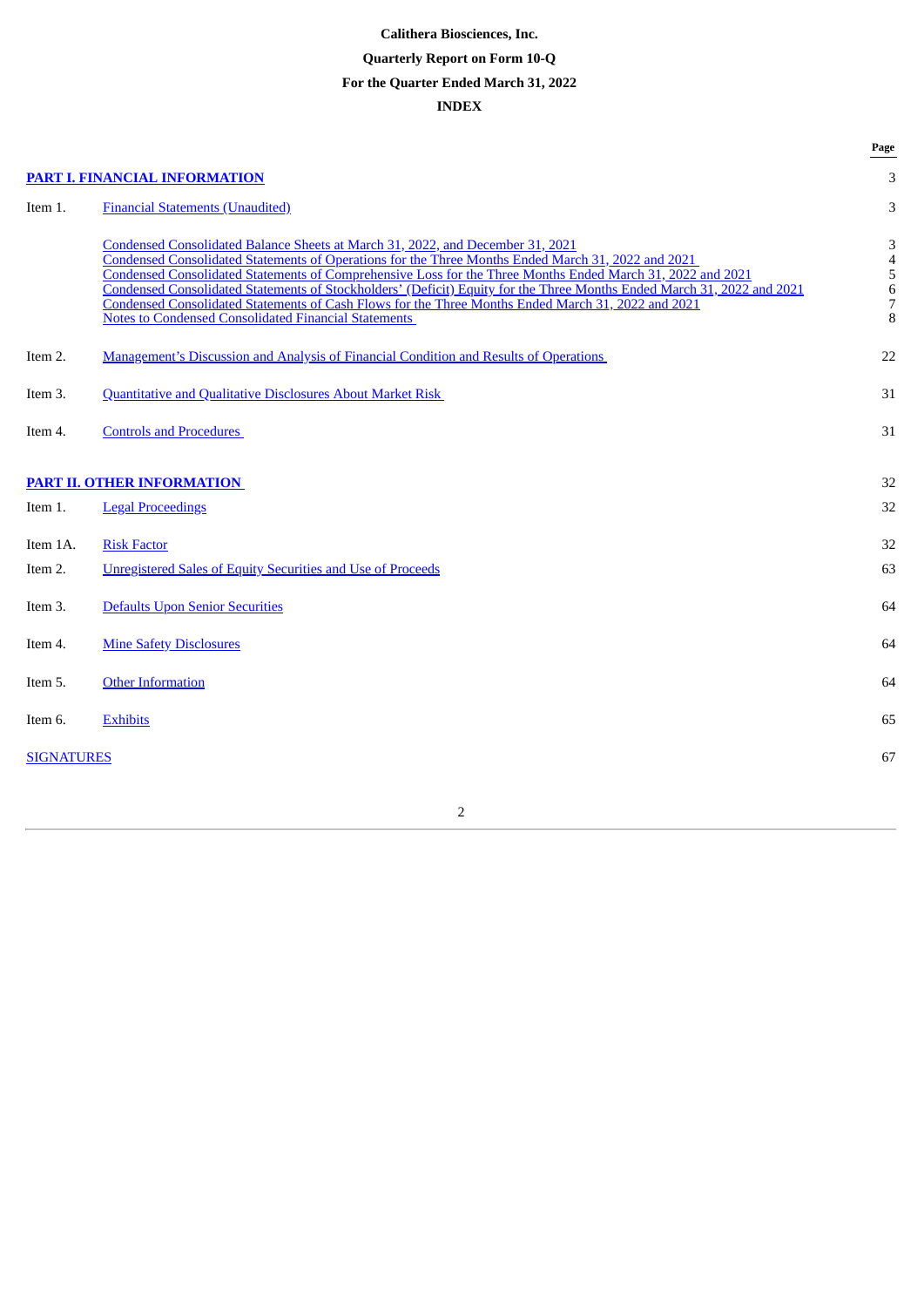**Calithera Biosciences, Inc.**

**Quarterly Report on Form 10-Q**

**For the Quarter Ended March 31, 2022**

**INDEX**

| | | Page |
|---|---|---|
| **PART I. FINANCIAL INFORMATION** | | 3 |
| Item 1. | Financial Statements (Unaudited) | 3 |
| | Condensed Consolidated Balance Sheets at March 31, 2022, and December 31, 2021 | 3 |
| | Condensed Consolidated Statements of Operations for the Three Months Ended March 31, 2022 and 2021 | 4 |
| | Condensed Consolidated Statements of Comprehensive Loss for the Three Months Ended March 31, 2022 and 2021 | 5 |
| | Condensed Consolidated Statements of Stockholders' (Deficit) Equity for the Three Months Ended March 31, 2022 and 2021 | 6 |
| | Condensed Consolidated Statements of Cash Flows for the Three Months Ended March 31, 2022 and 2021 | 7 |
| | Notes to Condensed Consolidated Financial Statements | 8 |
| Item 2. | Management's Discussion and Analysis of Financial Condition and Results of Operations | 22 |
| Item 3. | Quantitative and Qualitative Disclosures About Market Risk | 31 |
| Item 4. | Controls and Procedures | 31 |
| **PART II. OTHER INFORMATION** | | 32 |
| Item 1. | Legal Proceedings | 32 |
| Item 1A. | Risk Factor | 32 |
| Item 2. | Unregistered Sales of Equity Securities and Use of Proceeds | 63 |
| Item 3. | Defaults Upon Senior Securities | 64 |
| Item 4. | Mine Safety Disclosures | 64 |
| Item 5. | Other Information | 64 |
| Item 6. | Exhibits | 65 |
| SIGNATURES | | 67 |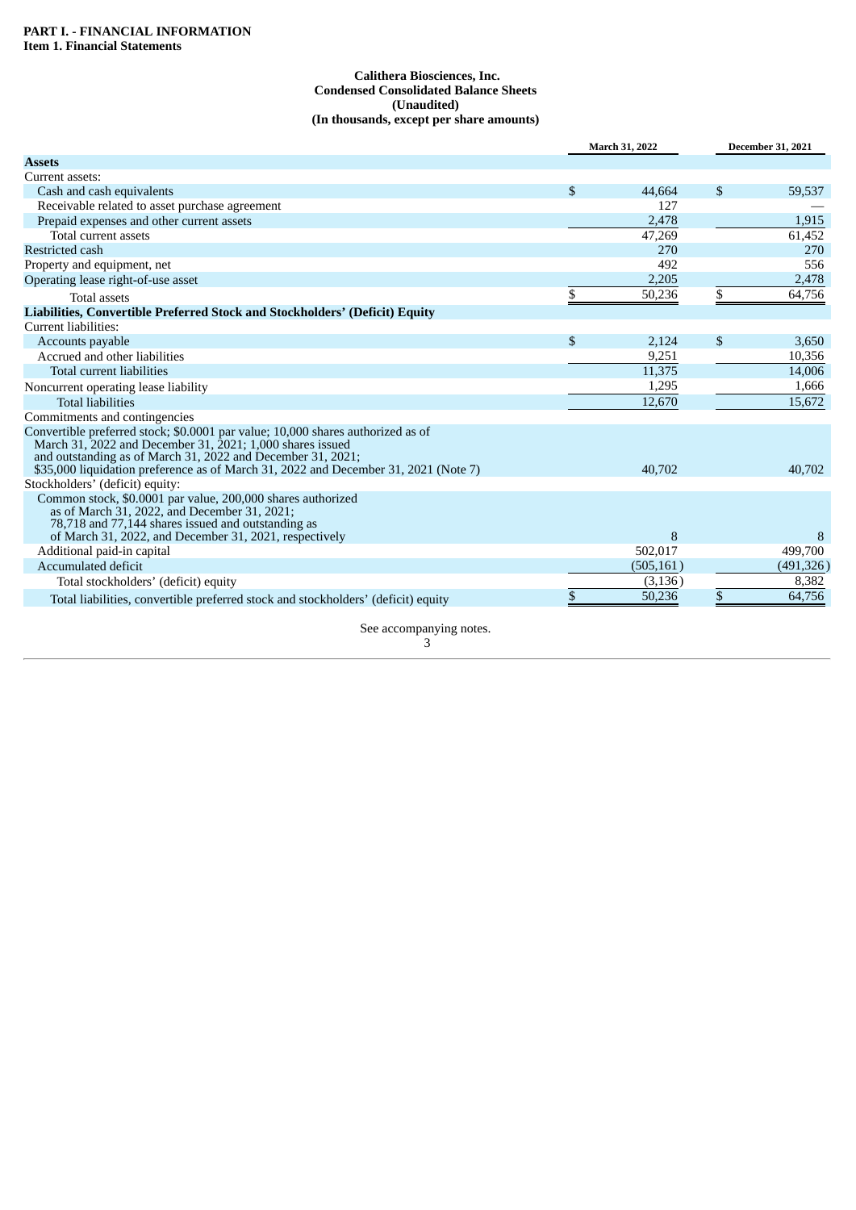**PART I. - FINANCIAL INFORMATION**
**Item 1. Financial Statements**

**Calithera Biosciences, Inc.**
**Condensed Consolidated Balance Sheets**
**(Unaudited)**
**(In thousands, except per share amounts)**

| | March 31, 2022 | December 31, 2021 |
|---|---|---|
| **Assets** | | |
| Current assets: | | |
| Cash and cash equivalents | $ 44,664 | $ 59,537 |
| Receivable related to asset purchase agreement | 127 | — |
| Prepaid expenses and other current assets | 2,478 | 1,915 |
| Total current assets | 47,269 | 61,452 |
| Restricted cash | 270 | 270 |
| Property and equipment, net | 492 | 556 |
| Operating lease right-of-use asset | 2,205 | 2,478 |
| Total assets | $ 50,236 | $ 64,756 |
| **Liabilities, Convertible Preferred Stock and Stockholders' (Deficit) Equity** | | |
| Current liabilities: | | |
| Accounts payable | $ 2,124 | $ 3,650 |
| Accrued and other liabilities | 9,251 | 10,356 |
| Total current liabilities | 11,375 | 14,006 |
| Noncurrent operating lease liability | 1,295 | 1,666 |
| Total liabilities | 12,670 | 15,672 |
| Commitments and contingencies | | |
| Convertible preferred stock; $0.0001 par value; 10,000 shares authorized as of March 31, 2022 and December 31, 2021; 1,000 shares issued and outstanding as of March 31, 2022 and December 31, 2021; $35,000 liquidation preference as of March 31, 2022 and December 31, 2021 (Note 7) | 40,702 | 40,702 |
| Stockholders' (deficit) equity: | | |
| Common stock, $0.0001 par value, 200,000 shares authorized as of March 31, 2022, and December 31, 2021; 78,718 and 77,144 shares issued and outstanding as of March 31, 2022, and December 31, 2021, respectively | 8 | 8 |
| Additional paid-in capital | 502,017 | 499,700 |
| Accumulated deficit | (505,161) | (491,326) |
| Total stockholders' (deficit) equity | (3,136) | 8,382 |
| Total liabilities, convertible preferred stock and stockholders' (deficit) equity | $ 50,236 | $ 64,756 |

See accompanying notes.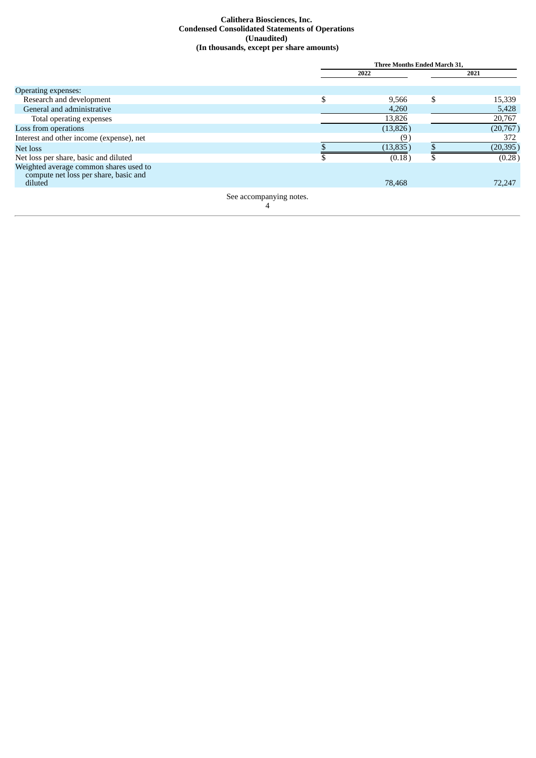**Calithera Biosciences, Inc.**
**Condensed Consolidated Statements of Operations**
**(Unaudited)**
**(In thousands, except per share amounts)**

| | Three Months Ended March 31, | |
|---|---|---|
| | 2022 | 2021 |
| Operating expenses: | | |
| Research and development | $ 9,566 | $ 15,339 |
| General and administrative | 4,260 | 5,428 |
| Total operating expenses | 13,826 | 20,767 |
| Loss from operations | (13,826) | (20,767) |
| Interest and other income (expense), net | (9) | 372 |
| Net loss | $ (13,835) | $ (20,395) |
| Net loss per share, basic and diluted | $ (0.18) | $ (0.28) |
| Weighted average common shares used to compute net loss per share, basic and diluted | 78,468 | 72,247 |

See accompanying notes.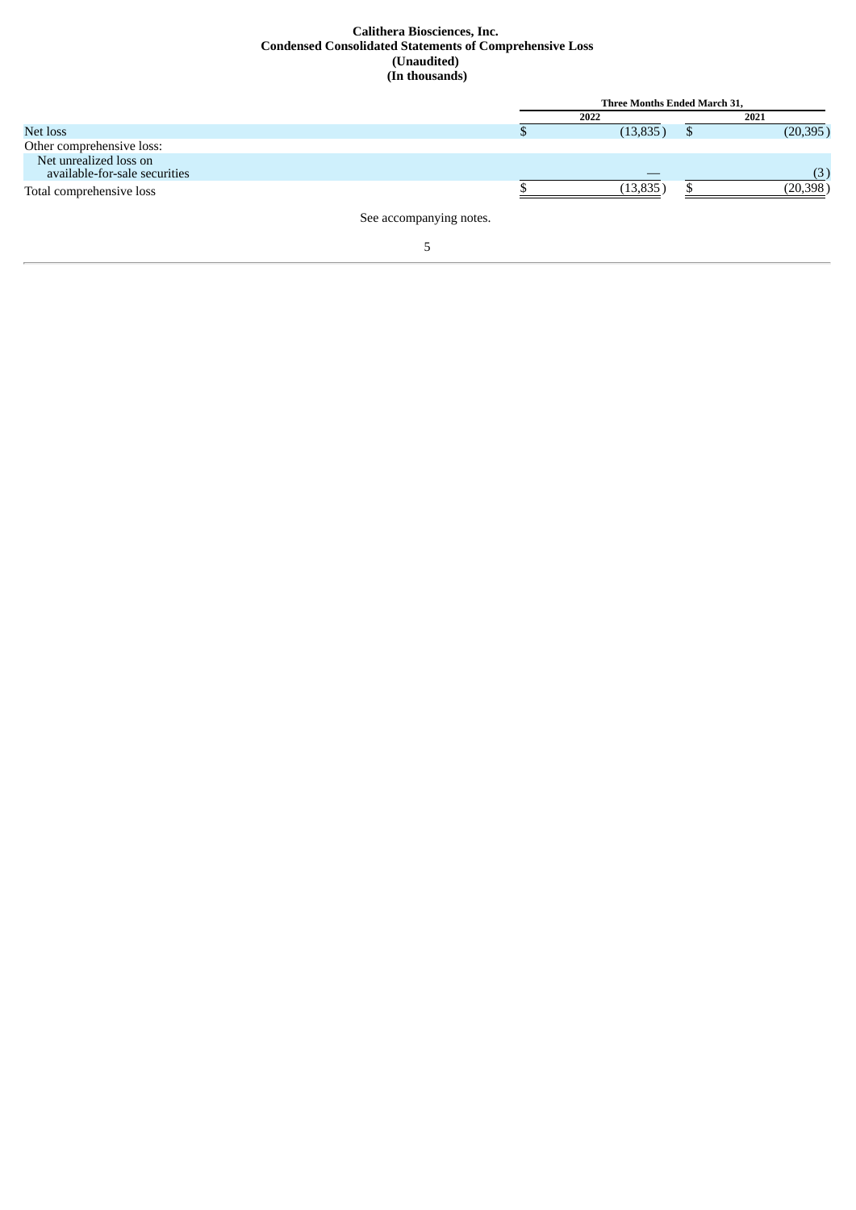**Calithera Biosciences, Inc.**
**Condensed Consolidated Statements of Comprehensive Loss**
**(Unaudited)**
**(In thousands)**

| | Three Months Ended March 31, | |
|---|---|---|
| | 2022 | 2021 |
| Net loss | $ (13,835) | $ (20,395) |
| Other comprehensive loss: | | |
| Net unrealized loss on available-for-sale securities | — | (3) |
| Total comprehensive loss | $ (13,835) | $ (20,398) |

See accompanying notes.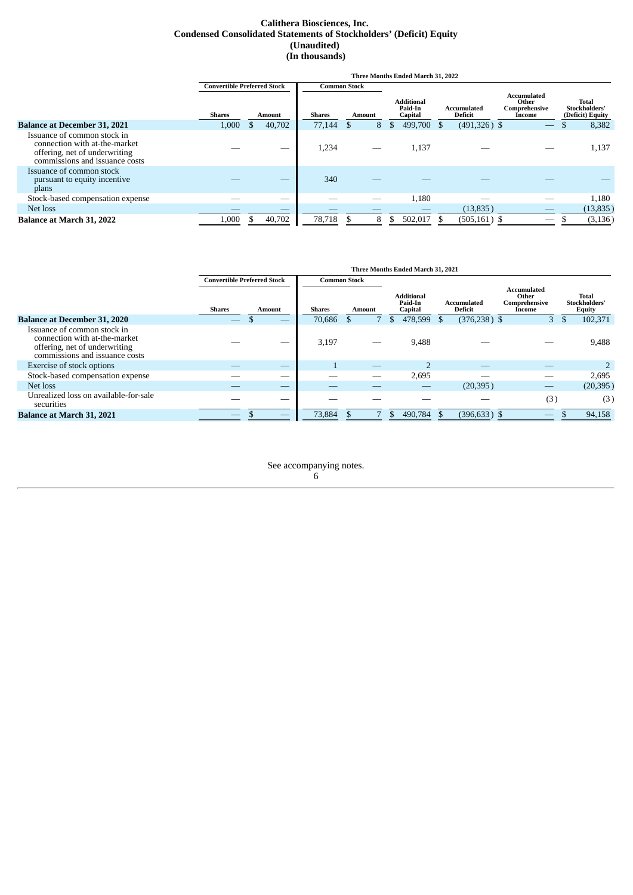# Calithera Biosciences, Inc.
## Condensed Consolidated Statements of Stockholders' (Deficit) Equity
### (Unaudited)
### (In thousands)

**Three Months Ended March 31, 2022**

| | Convertible Preferred Stock | | Common Stock | | | | | |
|---|---|---|---|---|---|---|---|---|
| | Shares | Amount | Shares | Amount | Additional Paid-In Capital | Accumulated Deficit | Accumulated Other Comprehensive Income | Total Stockholders' (Deficit) Equity |
| **Balance at December 31, 2021** | 1,000 | $ 40,702 | 77,144 | $ 8 | $ 499,700 | $ (491,326) | $ — | $ 8,382 |
| Issuance of common stock in connection with at-the-market offering, net of underwriting commissions and issuance costs | — | — | 1,234 | — | 1,137 | — | — | 1,137 |
| Issuance of common stock pursuant to equity incentive plans | — | — | 340 | — | — | — | — | — |
| Stock-based compensation expense | — | — | — | — | 1,180 | — | — | 1,180 |
| Net loss | — | — | — | — | — | (13,835) | — | (13,835) |
| **Balance at March 31, 2022** | 1,000 | $ 40,702 | 78,718 | $ 8 | $ 502,017 | $ (505,161) | $ — | $ (3,136) |

**Three Months Ended March 31, 2021**

| | Convertible Preferred Stock | | Common Stock | | | | | |
|---|---|---|---|---|---|---|---|---|
| | Shares | Amount | Shares | Amount | Additional Paid-In Capital | Accumulated Deficit | Accumulated Other Comprehensive Income | Total Stockholders' Equity |
| **Balance at December 31, 2020** | — | $ — | 70,686 | $ 7 | $ 478,599 | $ (376,238) | $ 3 | $ 102,371 |
| Issuance of common stock in connection with at-the-market offering, net of underwriting commissions and issuance costs | — | — | 3,197 | — | 9,488 | — | — | 9,488 |
| Exercise of stock options | — | — | 1 | — | 2 | — | — | 2 |
| Stock-based compensation expense | — | — | — | — | 2,695 | — | — | 2,695 |
| Net loss | — | — | — | — | — | (20,395) | — | (20,395) |
| Unrealized loss on available-for-sale securities | — | — | — | — | — | — | (3) | (3) |
| **Balance at March 31, 2021** | — | $ — | 73,884 | $ 7 | $ 490,784 | $ (396,633) | $ — | $ 94,158 |

See accompanying notes.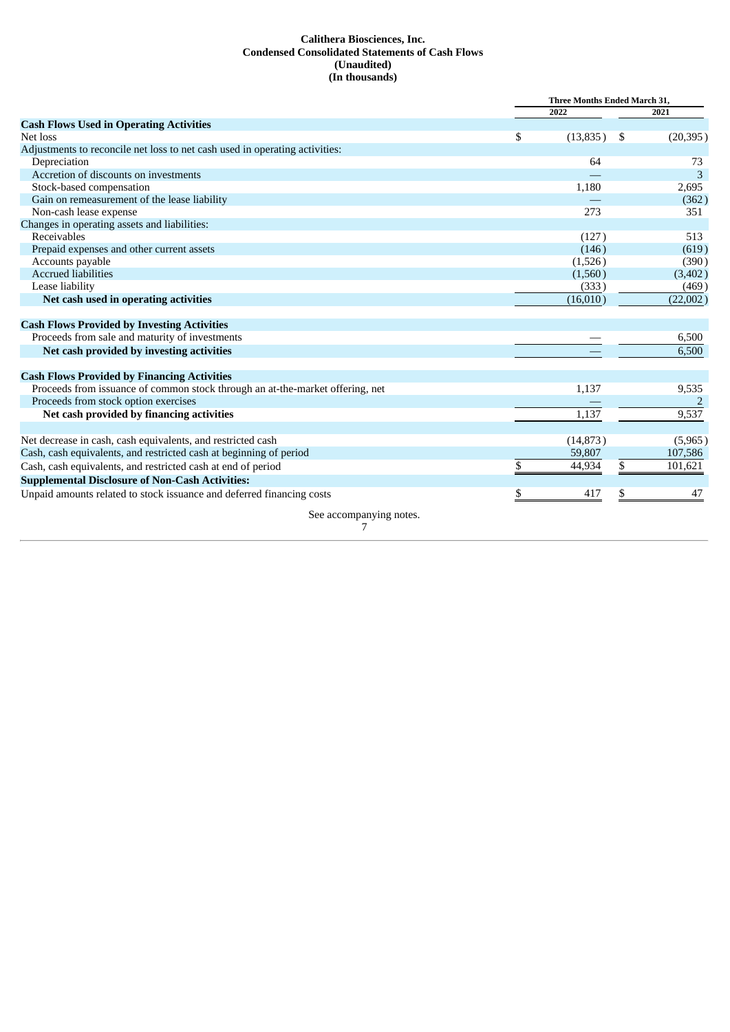**Calithera Biosciences, Inc.**
**Condensed Consolidated Statements of Cash Flows**
**(Unaudited)**
**(In thousands)**

| | Three Months Ended March 31, | |
|---|---|---|
| | 2022 | 2021 |
| **Cash Flows Used in Operating Activities** | | |
| Net loss | $ (13,835) | $ (20,395) |
| Adjustments to reconcile net loss to net cash used in operating activities: | | |
| Depreciation | 64 | 73 |
| Accretion of discounts on investments | — | 3 |
| Stock-based compensation | 1,180 | 2,695 |
| Gain on remeasurement of the lease liability | — | (362) |
| Non-cash lease expense | 273 | 351 |
| Changes in operating assets and liabilities: | | |
| Receivables | (127) | 513 |
| Prepaid expenses and other current assets | (146) | (619) |
| Accounts payable | (1,526) | (390) |
| Accrued liabilities | (1,560) | (3,402) |
| Lease liability | (333) | (469) |
| **Net cash used in operating activities** | (16,010) | (22,002) |
| **Cash Flows Provided by Investing Activities** | | |
| Proceeds from sale and maturity of investments | — | 6,500 |
| **Net cash provided by investing activities** | — | 6,500 |
| **Cash Flows Provided by Financing Activities** | | |
| Proceeds from issuance of common stock through an at-the-market offering, net | 1,137 | 9,535 |
| Proceeds from stock option exercises | — | 2 |
| **Net cash provided by financing activities** | 1,137 | 9,537 |
| Net decrease in cash, cash equivalents, and restricted cash | (14,873) | (5,965) |
| Cash, cash equivalents, and restricted cash at beginning of period | 59,807 | 107,586 |
| Cash, cash equivalents, and restricted cash at end of period | $ 44,934 | $ 101,621 |
| **Supplemental Disclosure of Non-Cash Activities:** | | |
| Unpaid amounts related to stock issuance and deferred financing costs | $ 417 | $ 47 |

See accompanying notes.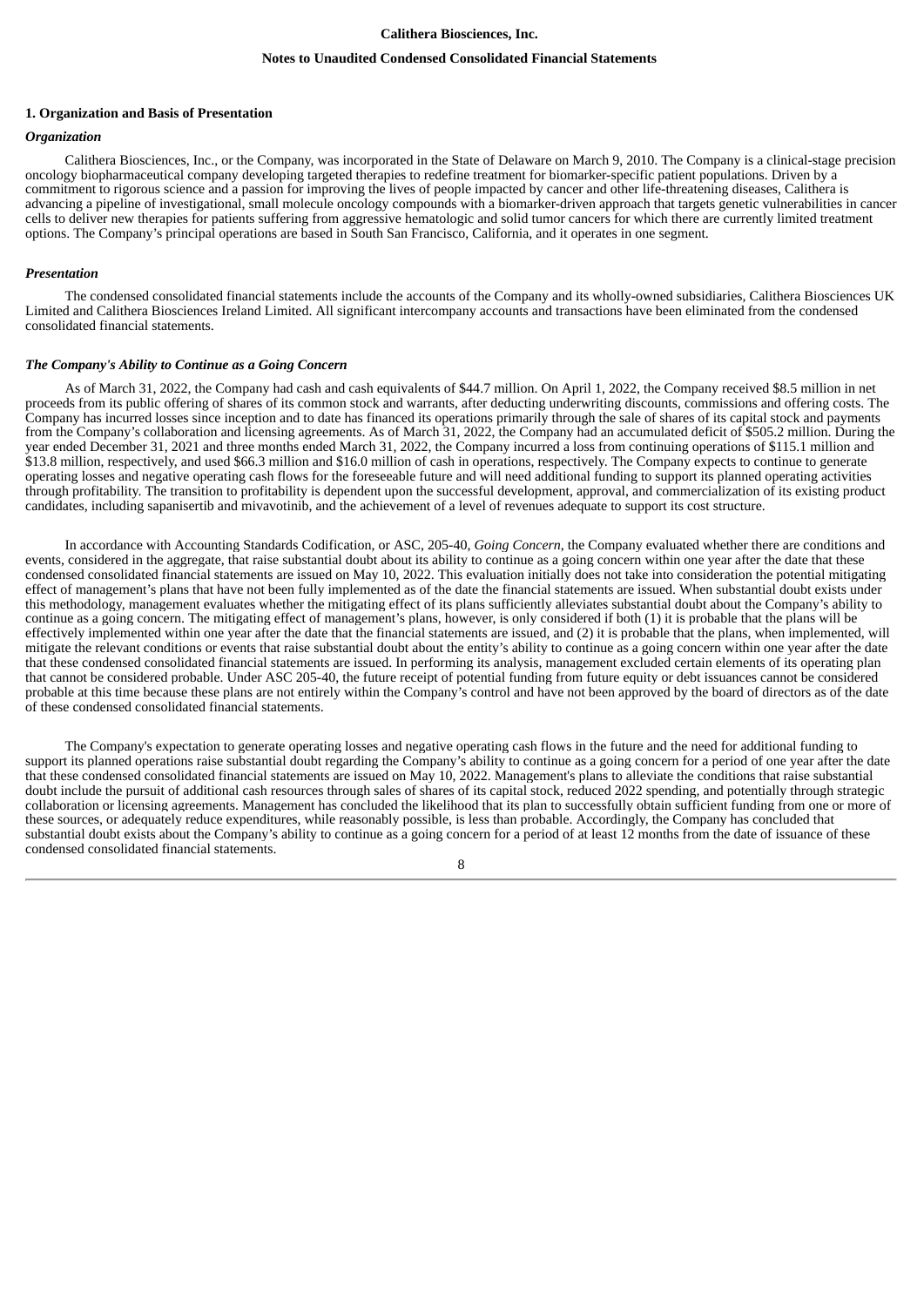## 1. Organization and Basis of Presentation

### *Organization*

Calithera Biosciences, Inc., or the Company, was incorporated in the State of Delaware on March 9, 2010. The Company is a clinical-stage precision oncology biopharmaceutical company developing targeted therapies to redefine treatment for biomarker-specific patient populations. Driven by a commitment to rigorous science and a passion for improving the lives of people impacted by cancer and other life-threatening diseases, Calithera is advancing a pipeline of investigational, small molecule oncology compounds with a biomarker-driven approach that targets genetic vulnerabilities in cancer cells to deliver new therapies for patients suffering from aggressive hematologic and solid tumor cancers for which there are currently limited treatment options. The Company's principal operations are based in South San Francisco, California, and it operates in one segment.

### *Presentation*

The condensed consolidated financial statements include the accounts of the Company and its wholly-owned subsidiaries, Calithera Biosciences UK Limited and Calithera Biosciences Ireland Limited. All significant intercompany accounts and transactions have been eliminated from the condensed consolidated financial statements.

### *The Company's Ability to Continue as a Going Concern*

As of March 31, 2022, the Company had cash and cash equivalents of $44.7 million. On April 1, 2022, the Company received $8.5 million in net proceeds from its public offering of shares of its common stock and warrants, after deducting underwriting discounts, commissions and offering costs. The Company has incurred losses since inception and to date has financed its operations primarily through the sale of shares of its capital stock and payments from the Company's collaboration and licensing agreements. As of March 31, 2022, the Company had an accumulated deficit of $505.2 million. During the year ended December 31, 2021 and three months ended March 31, 2022, the Company incurred a loss from continuing operations of $115.1 million and $13.8 million, respectively, and used $66.3 million and $16.0 million of cash in operations, respectively. The Company expects to continue to generate operating losses and negative operating cash flows for the foreseeable future and will need additional funding to support its planned operating activities through profitability. The transition to profitability is dependent upon the successful development, approval, and commercialization of its existing product candidates, including sapanisertib and mivavotinib, and the achievement of a level of revenues adequate to support its cost structure.

In accordance with Accounting Standards Codification, or ASC, 205-40, *Going Concern*, the Company evaluated whether there are conditions and events, considered in the aggregate, that raise substantial doubt about its ability to continue as a going concern within one year after the date that these condensed consolidated financial statements are issued on May 10, 2022. This evaluation initially does not take into consideration the potential mitigating effect of management's plans that have not been fully implemented as of the date the financial statements are issued. When substantial doubt exists under this methodology, management evaluates whether the mitigating effect of its plans sufficiently alleviates substantial doubt about the Company's ability to continue as a going concern. The mitigating effect of management's plans, however, is only considered if both (1) it is probable that the plans will be effectively implemented within one year after the date that the financial statements are issued, and (2) it is probable that the plans, when implemented, will mitigate the relevant conditions or events that raise substantial doubt about the entity's ability to continue as a going concern within one year after the date that these condensed consolidated financial statements are issued. In performing its analysis, management excluded certain elements of its operating plan that cannot be considered probable. Under ASC 205-40, the future receipt of potential funding from future equity or debt issuances cannot be considered probable at this time because these plans are not entirely within the Company's control and have not been approved by the board of directors as of the date of these condensed consolidated financial statements.

The Company's expectation to generate operating losses and negative operating cash flows in the future and the need for additional funding to support its planned operations raise substantial doubt regarding the Company's ability to continue as a going concern for a period of one year after the date that these condensed consolidated financial statements are issued on May 10, 2022. Management's plans to alleviate the conditions that raise substantial doubt include the pursuit of additional cash resources through sales of shares of its capital stock, reduced 2022 spending, and potentially through strategic collaboration or licensing agreements. Management has concluded the likelihood that its plan to successfully obtain sufficient funding from one or more of these sources, or adequately reduce expenditures, while reasonably possible, is less than probable. Accordingly, the Company has concluded that substantial doubt exists about the Company's ability to continue as a going concern for a period of at least 12 months from the date of issuance of these condensed consolidated financial statements.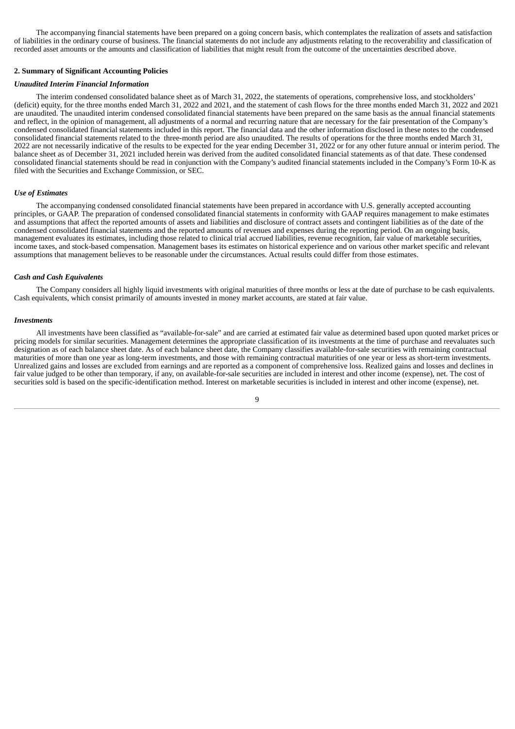The accompanying financial statements have been prepared on a going concern basis, which contemplates the realization of assets and satisfaction of liabilities in the ordinary course of business. The financial statements do not include any adjustments relating to the recoverability and classification of recorded asset amounts or the amounts and classification of liabilities that might result from the outcome of the uncertainties described above.

## 2. Summary of Significant Accounting Policies

### *Unaudited Interim Financial Information*

The interim condensed consolidated balance sheet as of March 31, 2022, the statements of operations, comprehensive loss, and stockholders' (deficit) equity, for the three months ended March 31, 2022 and 2021, and the statement of cash flows for the three months ended March 31, 2022 and 2021 are unaudited. The unaudited interim condensed consolidated financial statements have been prepared on the same basis as the annual financial statements and reflect, in the opinion of management, all adjustments of a normal and recurring nature that are necessary for the fair presentation of the Company's condensed consolidated financial statements included in this report. The financial data and the other information disclosed in these notes to the condensed consolidated financial statements related to the three-month period are also unaudited. The results of operations for the three months ended March 31, 2022 are not necessarily indicative of the results to be expected for the year ending December 31, 2022 or for any other future annual or interim period. The balance sheet as of December 31, 2021 included herein was derived from the audited consolidated financial statements as of that date. These condensed consolidated financial statements should be read in conjunction with the Company's audited financial statements included in the Company's Form 10-K as filed with the Securities and Exchange Commission, or SEC.

### *Use of Estimates*

The accompanying condensed consolidated financial statements have been prepared in accordance with U.S. generally accepted accounting principles, or GAAP. The preparation of condensed consolidated financial statements in conformity with GAAP requires management to make estimates and assumptions that affect the reported amounts of assets and liabilities and disclosure of contract assets and contingent liabilities as of the date of the condensed consolidated financial statements and the reported amounts of revenues and expenses during the reporting period. On an ongoing basis, management evaluates its estimates, including those related to clinical trial accrued liabilities, revenue recognition, fair value of marketable securities, income taxes, and stock-based compensation. Management bases its estimates on historical experience and on various other market specific and relevant assumptions that management believes to be reasonable under the circumstances. Actual results could differ from those estimates.

### *Cash and Cash Equivalents*

The Company considers all highly liquid investments with original maturities of three months or less at the date of purchase to be cash equivalents. Cash equivalents, which consist primarily of amounts invested in money market accounts, are stated at fair value.

### *Investments*

All investments have been classified as "available-for-sale" and are carried at estimated fair value as determined based upon quoted market prices or pricing models for similar securities. Management determines the appropriate classification of its investments at the time of purchase and reevaluates such designation as of each balance sheet date. As of each balance sheet date, the Company classifies available-for-sale securities with remaining contractual maturities of more than one year as long-term investments, and those with remaining contractual maturities of one year or less as short-term investments. Unrealized gains and losses are excluded from earnings and are reported as a component of comprehensive loss. Realized gains and losses and declines in fair value judged to be other than temporary, if any, on available-for-sale securities are included in interest and other income (expense), net. The cost of securities sold is based on the specific-identification method. Interest on marketable securities is included in interest and other income (expense), net.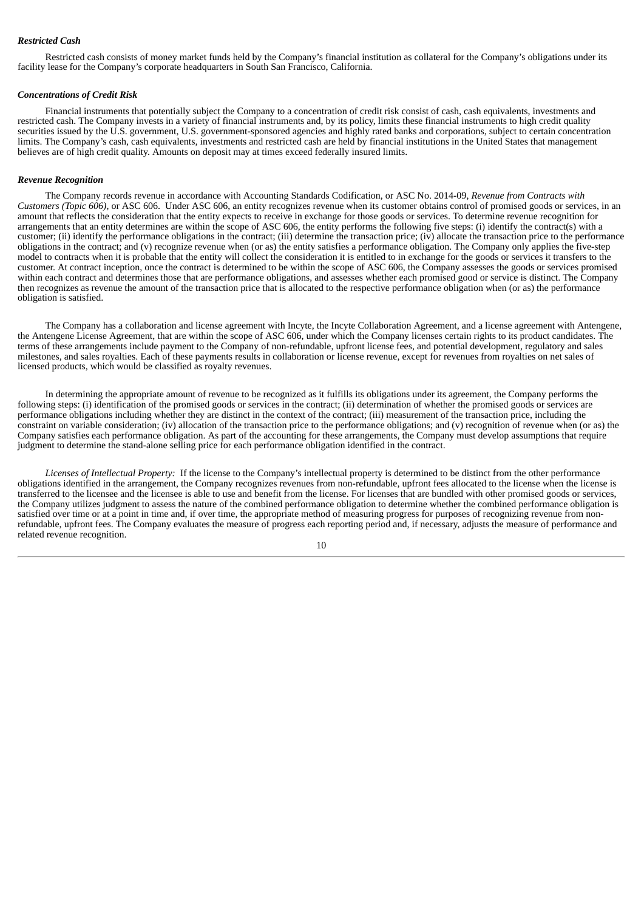***Restricted Cash***

Restricted cash consists of money market funds held by the Company's financial institution as collateral for the Company's obligations under its facility lease for the Company's corporate headquarters in South San Francisco, California.

***Concentrations of Credit Risk***

Financial instruments that potentially subject the Company to a concentration of credit risk consist of cash, cash equivalents, investments and restricted cash. The Company invests in a variety of financial instruments and, by its policy, limits these financial instruments to high credit quality securities issued by the U.S. government, U.S. government-sponsored agencies and highly rated banks and corporations, subject to certain concentration limits. The Company's cash, cash equivalents, investments and restricted cash are held by financial institutions in the United States that management believes are of high credit quality. Amounts on deposit may at times exceed federally insured limits.

***Revenue Recognition***

The Company records revenue in accordance with Accounting Standards Codification, or ASC No. 2014-09, *Revenue from Contracts with Customers (Topic 606)*, or ASC 606. Under ASC 606, an entity recognizes revenue when its customer obtains control of promised goods or services, in an amount that reflects the consideration that the entity expects to receive in exchange for those goods or services. To determine revenue recognition for arrangements that an entity determines are within the scope of ASC 606, the entity performs the following five steps: (i) identify the contract(s) with a customer; (ii) identify the performance obligations in the contract; (iii) determine the transaction price; (iv) allocate the transaction price to the performance obligations in the contract; and (v) recognize revenue when (or as) the entity satisfies a performance obligation. The Company only applies the five-step model to contracts when it is probable that the entity will collect the consideration it is entitled to in exchange for the goods or services it transfers to the customer. At contract inception, once the contract is determined to be within the scope of ASC 606, the Company assesses the goods or services promised within each contract and determines those that are performance obligations, and assesses whether each promised good or service is distinct. The Company then recognizes as revenue the amount of the transaction price that is allocated to the respective performance obligation when (or as) the performance obligation is satisfied.

The Company has a collaboration and license agreement with Incyte, the Incyte Collaboration Agreement, and a license agreement with Antengene, the Antengene License Agreement, that are within the scope of ASC 606, under which the Company licenses certain rights to its product candidates. The terms of these arrangements include payment to the Company of non-refundable, upfront license fees, and potential development, regulatory and sales milestones, and sales royalties. Each of these payments results in collaboration or license revenue, except for revenues from royalties on net sales of licensed products, which would be classified as royalty revenues.

In determining the appropriate amount of revenue to be recognized as it fulfills its obligations under its agreement, the Company performs the following steps: (i) identification of the promised goods or services in the contract; (ii) determination of whether the promised goods or services are performance obligations including whether they are distinct in the context of the contract; (iii) measurement of the transaction price, including the constraint on variable consideration; (iv) allocation of the transaction price to the performance obligations; and (v) recognition of revenue when (or as) the Company satisfies each performance obligation. As part of the accounting for these arrangements, the Company must develop assumptions that require judgment to determine the stand-alone selling price for each performance obligation identified in the contract.

*Licenses of Intellectual Property:* If the license to the Company's intellectual property is determined to be distinct from the other performance obligations identified in the arrangement, the Company recognizes revenues from non-refundable, upfront fees allocated to the license when the license is transferred to the licensee and the licensee is able to use and benefit from the license. For licenses that are bundled with other promised goods or services, the Company utilizes judgment to assess the nature of the combined performance obligation to determine whether the combined performance obligation is satisfied over time or at a point in time and, if over time, the appropriate method of measuring progress for purposes of recognizing revenue from non-refundable, upfront fees. The Company evaluates the measure of progress each reporting period and, if necessary, adjusts the measure of performance and related revenue recognition.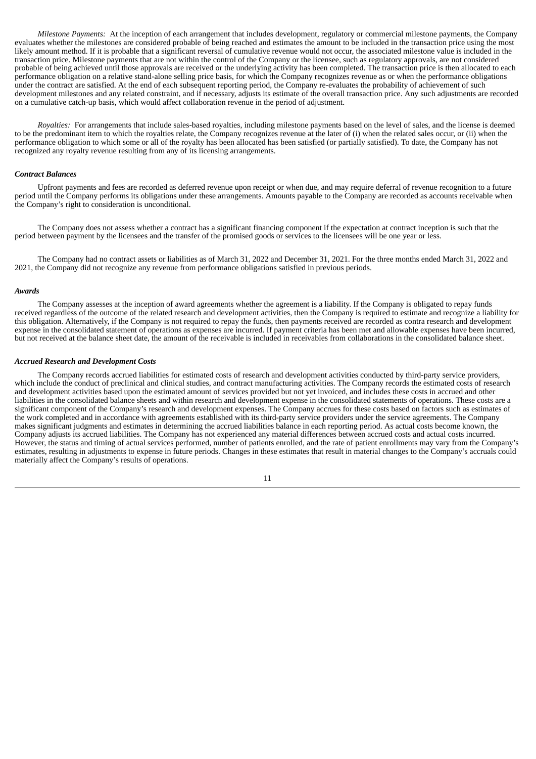*Milestone Payments:* At the inception of each arrangement that includes development, regulatory or commercial milestone payments, the Company evaluates whether the milestones are considered probable of being reached and estimates the amount to be included in the transaction price using the most likely amount method. If it is probable that a significant reversal of cumulative revenue would not occur, the associated milestone value is included in the transaction price. Milestone payments that are not within the control of the Company or the licensee, such as regulatory approvals, are not considered probable of being achieved until those approvals are received or the underlying activity has been completed. The transaction price is then allocated to each performance obligation on a relative stand-alone selling price basis, for which the Company recognizes revenue as or when the performance obligations under the contract are satisfied. At the end of each subsequent reporting period, the Company re-evaluates the probability of achievement of such development milestones and any related constraint, and if necessary, adjusts its estimate of the overall transaction price. Any such adjustments are recorded on a cumulative catch-up basis, which would affect collaboration revenue in the period of adjustment.

*Royalties:* For arrangements that include sales-based royalties, including milestone payments based on the level of sales, and the license is deemed to be the predominant item to which the royalties relate, the Company recognizes revenue at the later of (i) when the related sales occur, or (ii) when the performance obligation to which some or all of the royalty has been allocated has been satisfied (or partially satisfied). To date, the Company has not recognized any royalty revenue resulting from any of its licensing arrangements.

***Contract Balances***

Upfront payments and fees are recorded as deferred revenue upon receipt or when due, and may require deferral of revenue recognition to a future period until the Company performs its obligations under these arrangements. Amounts payable to the Company are recorded as accounts receivable when the Company's right to consideration is unconditional.

The Company does not assess whether a contract has a significant financing component if the expectation at contract inception is such that the period between payment by the licensees and the transfer of the promised goods or services to the licensees will be one year or less.

The Company had no contract assets or liabilities as of March 31, 2022 and December 31, 2021. For the three months ended March 31, 2022 and 2021, the Company did not recognize any revenue from performance obligations satisfied in previous periods.

***Awards***

The Company assesses at the inception of award agreements whether the agreement is a liability. If the Company is obligated to repay funds received regardless of the outcome of the related research and development activities, then the Company is required to estimate and recognize a liability for this obligation. Alternatively, if the Company is not required to repay the funds, then payments received are recorded as contra research and development expense in the consolidated statement of operations as expenses are incurred. If payment criteria has been met and allowable expenses have been incurred, but not received at the balance sheet date, the amount of the receivable is included in receivables from collaborations in the consolidated balance sheet.

***Accrued Research and Development Costs***

The Company records accrued liabilities for estimated costs of research and development activities conducted by third-party service providers, which include the conduct of preclinical and clinical studies, and contract manufacturing activities. The Company records the estimated costs of research and development activities based upon the estimated amount of services provided but not yet invoiced, and includes these costs in accrued and other liabilities in the consolidated balance sheets and within research and development expense in the consolidated statements of operations. These costs are a significant component of the Company's research and development expenses. The Company accrues for these costs based on factors such as estimates of the work completed and in accordance with agreements established with its third-party service providers under the service agreements. The Company makes significant judgments and estimates in determining the accrued liabilities balance in each reporting period. As actual costs become known, the Company adjusts its accrued liabilities. The Company has not experienced any material differences between accrued costs and actual costs incurred. However, the status and timing of actual services performed, number of patients enrolled, and the rate of patient enrollments may vary from the Company's estimates, resulting in adjustments to expense in future periods. Changes in these estimates that result in material changes to the Company's accruals could materially affect the Company's results of operations.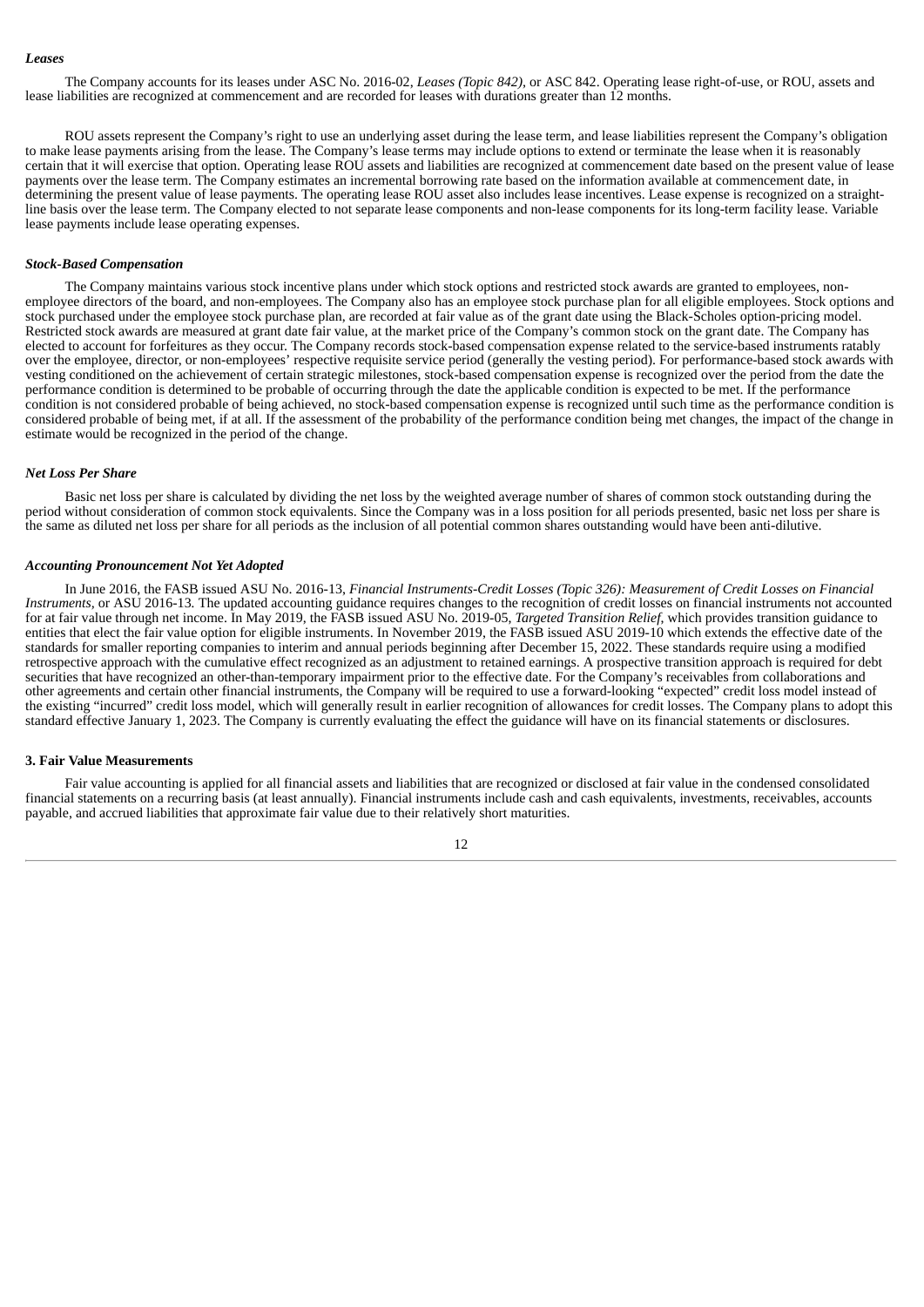***Leases***

The Company accounts for its leases under ASC No. 2016-02, *Leases (Topic 842)*, or ASC 842. Operating lease right-of-use, or ROU, assets and lease liabilities are recognized at commencement and are recorded for leases with durations greater than 12 months.

ROU assets represent the Company's right to use an underlying asset during the lease term, and lease liabilities represent the Company's obligation to make lease payments arising from the lease. The Company's lease terms may include options to extend or terminate the lease when it is reasonably certain that it will exercise that option. Operating lease ROU assets and liabilities are recognized at commencement date based on the present value of lease payments over the lease term. The Company estimates an incremental borrowing rate based on the information available at commencement date, in determining the present value of lease payments. The operating lease ROU asset also includes lease incentives. Lease expense is recognized on a straight-line basis over the lease term. The Company elected to not separate lease components and non-lease components for its long-term facility lease. Variable lease payments include lease operating expenses.

***Stock-Based Compensation***

The Company maintains various stock incentive plans under which stock options and restricted stock awards are granted to employees, non-employee directors of the board, and non-employees. The Company also has an employee stock purchase plan for all eligible employees. Stock options and stock purchased under the employee stock purchase plan, are recorded at fair value as of the grant date using the Black-Scholes option-pricing model. Restricted stock awards are measured at grant date fair value, at the market price of the Company's common stock on the grant date. The Company has elected to account for forfeitures as they occur. The Company records stock-based compensation expense related to the service-based instruments ratably over the employee, director, or non-employees' respective requisite service period (generally the vesting period). For performance-based stock awards with vesting conditioned on the achievement of certain strategic milestones, stock-based compensation expense is recognized over the period from the date the performance condition is determined to be probable of occurring through the date the applicable condition is expected to be met. If the performance condition is not considered probable of being achieved, no stock-based compensation expense is recognized until such time as the performance condition is considered probable of being met, if at all. If the assessment of the probability of the performance condition being met changes, the impact of the change in estimate would be recognized in the period of the change.

***Net Loss Per Share***

Basic net loss per share is calculated by dividing the net loss by the weighted average number of shares of common stock outstanding during the period without consideration of common stock equivalents. Since the Company was in a loss position for all periods presented, basic net loss per share is the same as diluted net loss per share for all periods as the inclusion of all potential common shares outstanding would have been anti-dilutive.

***Accounting Pronouncement Not Yet Adopted***

In June 2016, the FASB issued ASU No. 2016-13, *Financial Instruments-Credit Losses (Topic 326): Measurement of Credit Losses on Financial Instruments,* or ASU 2016-13*.* The updated accounting guidance requires changes to the recognition of credit losses on financial instruments not accounted for at fair value through net income. In May 2019, the FASB issued ASU No. 2019-05, *Targeted Transition Relief*, which provides transition guidance to entities that elect the fair value option for eligible instruments. In November 2019, the FASB issued ASU 2019-10 which extends the effective date of the standards for smaller reporting companies to interim and annual periods beginning after December 15, 2022. These standards require using a modified retrospective approach with the cumulative effect recognized as an adjustment to retained earnings. A prospective transition approach is required for debt securities that have recognized an other-than-temporary impairment prior to the effective date. For the Company's receivables from collaborations and other agreements and certain other financial instruments, the Company will be required to use a forward-looking "expected" credit loss model instead of the existing "incurred" credit loss model, which will generally result in earlier recognition of allowances for credit losses. The Company plans to adopt this standard effective January 1, 2023. The Company is currently evaluating the effect the guidance will have on its financial statements or disclosures.

**3. Fair Value Measurements**

Fair value accounting is applied for all financial assets and liabilities that are recognized or disclosed at fair value in the condensed consolidated financial statements on a recurring basis (at least annually). Financial instruments include cash and cash equivalents, investments, receivables, accounts payable, and accrued liabilities that approximate fair value due to their relatively short maturities.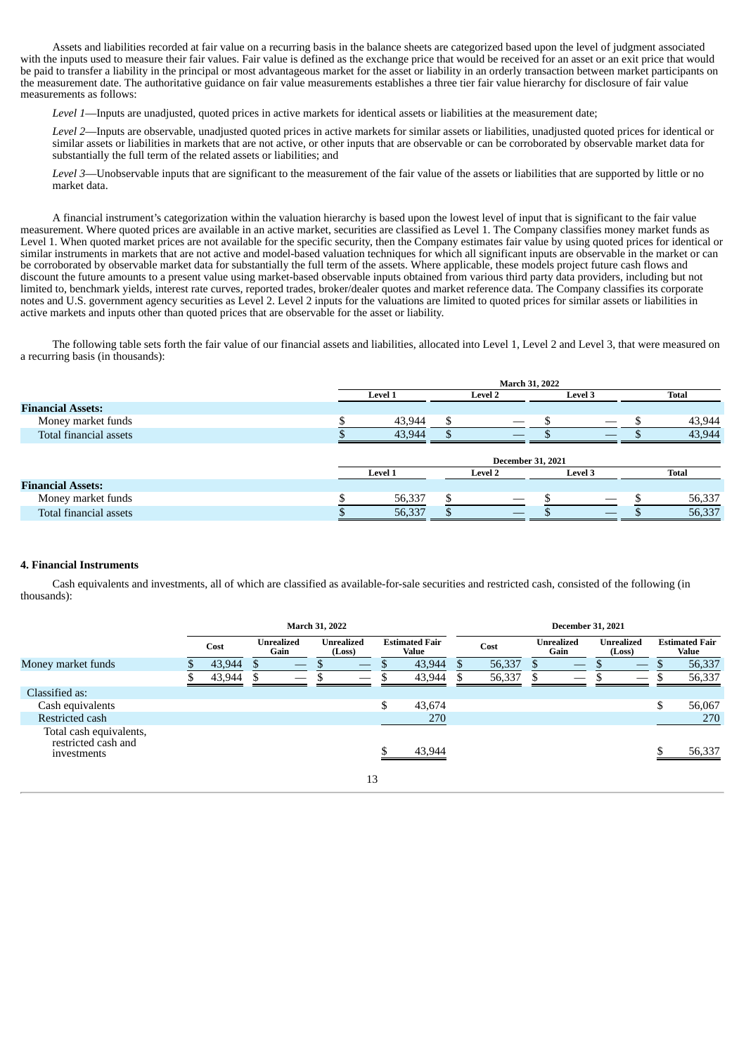Assets and liabilities recorded at fair value on a recurring basis in the balance sheets are categorized based upon the level of judgment associated with the inputs used to measure their fair values. Fair value is defined as the exchange price that would be received for an asset or an exit price that would be paid to transfer a liability in the principal or most advantageous market for the asset or liability in an orderly transaction between market participants on the measurement date. The authoritative guidance on fair value measurements establishes a three tier fair value hierarchy for disclosure of fair value measurements as follows:

*Level 1*—Inputs are unadjusted, quoted prices in active markets for identical assets or liabilities at the measurement date;

*Level 2*—Inputs are observable, unadjusted quoted prices in active markets for similar assets or liabilities, unadjusted quoted prices for identical or similar assets or liabilities in markets that are not active, or other inputs that are observable or can be corroborated by observable market data for substantially the full term of the related assets or liabilities; and

*Level 3*—Unobservable inputs that are significant to the measurement of the fair value of the assets or liabilities that are supported by little or no market data.

A financial instrument's categorization within the valuation hierarchy is based upon the lowest level of input that is significant to the fair value measurement. Where quoted prices are available in an active market, securities are classified as Level 1. The Company classifies money market funds as Level 1. When quoted market prices are not available for the specific security, then the Company estimates fair value by using quoted prices for identical or similar instruments in markets that are not active and model-based valuation techniques for which all significant inputs are observable in the market or can be corroborated by observable market data for substantially the full term of the assets. Where applicable, these models project future cash flows and discount the future amounts to a present value using market-based observable inputs obtained from various third party data providers, including but not limited to, benchmark yields, interest rate curves, reported trades, broker/dealer quotes and market reference data. The Company classifies its corporate notes and U.S. government agency securities as Level 2. Level 2 inputs for the valuations are limited to quoted prices for similar assets or liabilities in active markets and inputs other than quoted prices that are observable for the asset or liability.

The following table sets forth the fair value of our financial assets and liabilities, allocated into Level 1, Level 2 and Level 3, that were measured on a recurring basis (in thousands):

| | March 31, 2022 | | | |
|---|---|---|---|---|
| | Level 1 | Level 2 | Level 3 | Total |
| **Financial Assets:** | | | | |
| Money market funds | $ 43,944 | $ — | $ — | $ 43,944 |
| Total financial assets | $ 43,944 | $ — | $ — | $ 43,944 |

| | December 31, 2021 | | | |
|---|---|---|---|---|
| | Level 1 | Level 2 | Level 3 | Total |
| **Financial Assets:** | | | | |
| Money market funds | $ 56,337 | $ — | $ — | $ 56,337 |
| Total financial assets | $ 56,337 | $ — | $ — | $ 56,337 |

### 4. Financial Instruments

Cash equivalents and investments, all of which are classified as available-for-sale securities and restricted cash, consisted of the following (in thousands):

| | March 31, 2022 | | | | December 31, 2021 | | | |
|---|---|---|---|---|---|---|---|---|
| | Cost | Unrealized Gain | Unrealized (Loss) | Estimated Fair Value | Cost | Unrealized Gain | Unrealized (Loss) | Estimated Fair Value |
| Money market funds | $ 43,944 | $ — | $ — | $ 43,944 | $ 56,337 | $ — | $ — | $ 56,337 |
| | $ 43,944 | $ — | $ — | $ 43,944 | $ 56,337 | $ — | $ — | $ 56,337 |
| Classified as: | | | | | | | | |
| Cash equivalents | | | | $ 43,674 | | | | $ 56,067 |
| Restricted cash | | | | 270 | | | | 270 |
| Total cash equivalents, restricted cash and investments | | | | $ 43,944 | | | | $ 56,337 |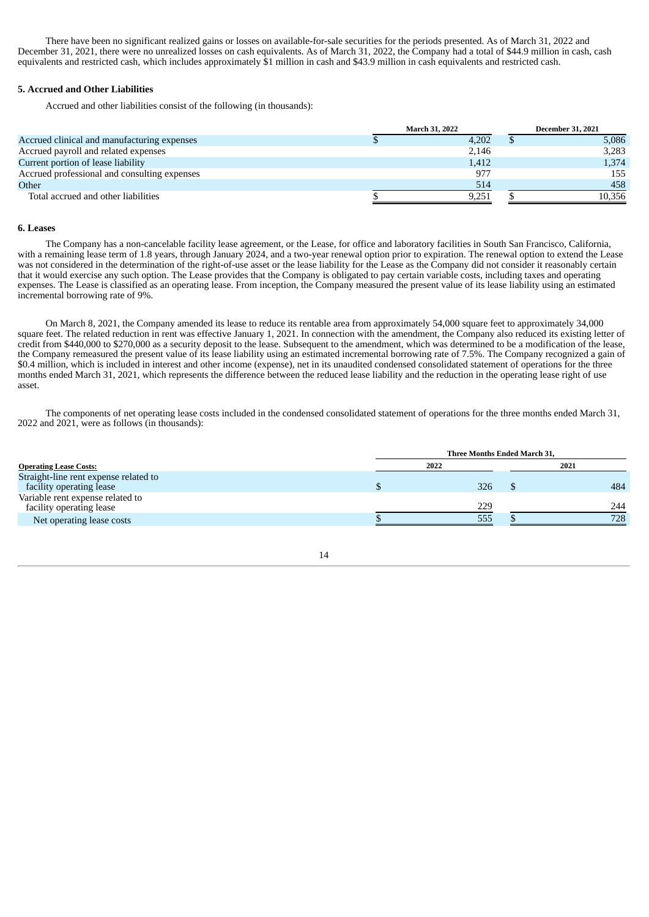There have been no significant realized gains or losses on available-for-sale securities for the periods presented. As of March 31, 2022 and December 31, 2021, there were no unrealized losses on cash equivalents. As of March 31, 2022, the Company had a total of $44.9 million in cash, cash equivalents and restricted cash, which includes approximately $1 million in cash and $43.9 million in cash equivalents and restricted cash.

**5. Accrued and Other Liabilities**

Accrued and other liabilities consist of the following (in thousands):

| | March 31, 2022 | December 31, 2021 |
|---|---|---|
| Accrued clinical and manufacturing expenses | $ 4,202 | $ 5,086 |
| Accrued payroll and related expenses | 2,146 | 3,283 |
| Current portion of lease liability | 1,412 | 1,374 |
| Accrued professional and consulting expenses | 977 | 155 |
| Other | 514 | 458 |
| Total accrued and other liabilities | $ 9,251 | $ 10,356 |

**6. Leases**

The Company has a non-cancelable facility lease agreement, or the Lease, for office and laboratory facilities in South San Francisco, California, with a remaining lease term of 1.8 years, through January 2024, and a two-year renewal option prior to expiration. The renewal option to extend the Lease was not considered in the determination of the right-of-use asset or the lease liability for the Lease as the Company did not consider it reasonably certain that it would exercise any such option. The Lease provides that the Company is obligated to pay certain variable costs, including taxes and operating expenses. The Lease is classified as an operating lease. From inception, the Company measured the present value of its lease liability using an estimated incremental borrowing rate of 9%.

On March 8, 2021, the Company amended its lease to reduce its rentable area from approximately 54,000 square feet to approximately 34,000 square feet. The related reduction in rent was effective January 1, 2021. In connection with the amendment, the Company also reduced its existing letter of credit from $440,000 to $270,000 as a security deposit to the lease. Subsequent to the amendment, which was determined to be a modification of the lease, the Company remeasured the present value of its lease liability using an estimated incremental borrowing rate of 7.5%. The Company recognized a gain of $0.4 million, which is included in interest and other income (expense), net in its unaudited condensed consolidated statement of operations for the three months ended March 31, 2021, which represents the difference between the reduced lease liability and the reduction in the operating lease right of use asset.

The components of net operating lease costs included in the condensed consolidated statement of operations for the three months ended March 31, 2022 and 2021, were as follows (in thousands):

| | Three Months Ended March 31, | |
|---|---|---|
| **Operating Lease Costs:** | 2022 | 2021 |
| Straight-line rent expense related to facility operating lease | $ 326 | $ 484 |
| Variable rent expense related to facility operating lease | 229 | 244 |
| Net operating lease costs | $ 555 | $ 728 |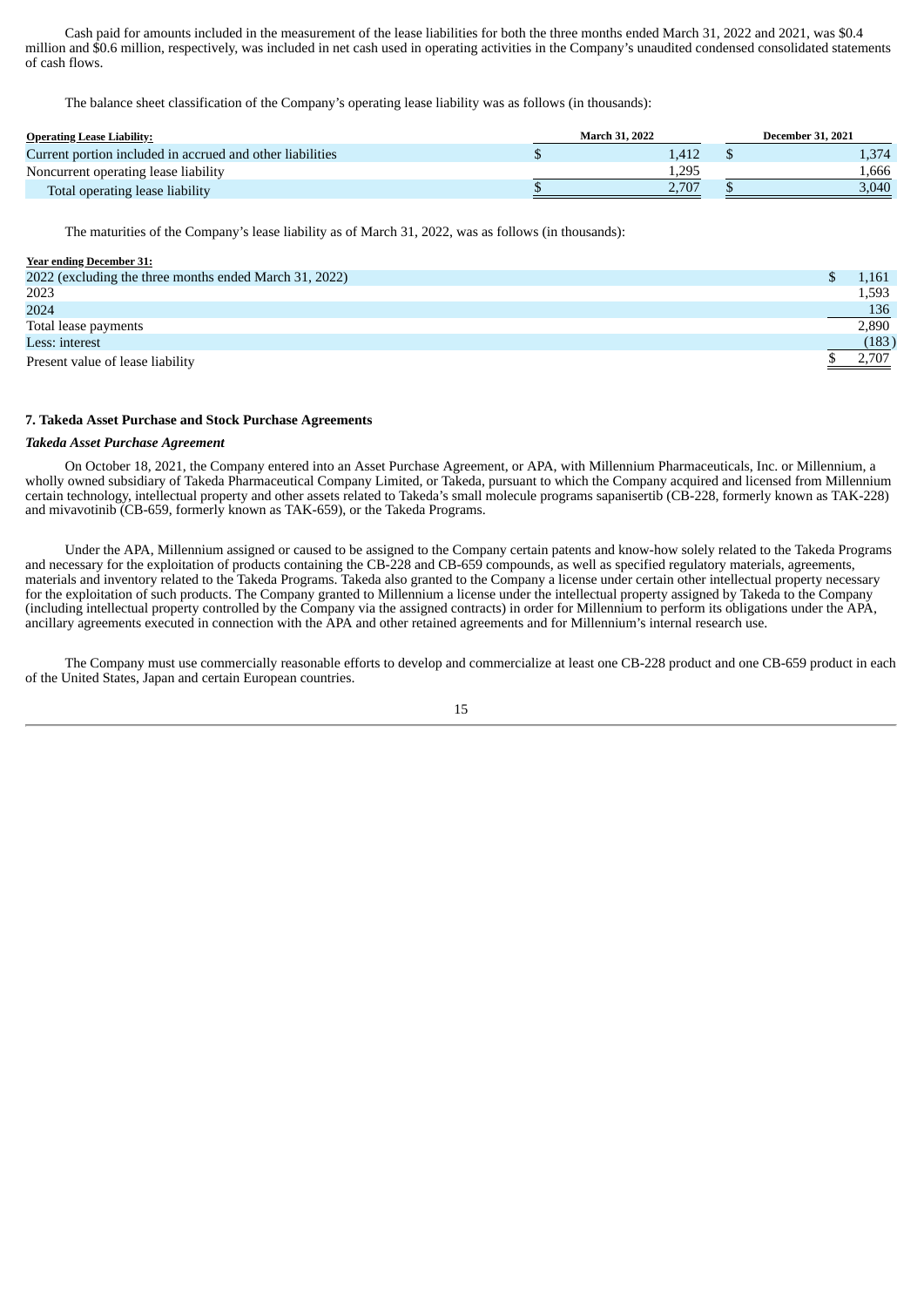Cash paid for amounts included in the measurement of the lease liabilities for both the three months ended March 31, 2022 and 2021, was $0.4 million and $0.6 million, respectively, was included in net cash used in operating activities in the Company's unaudited condensed consolidated statements of cash flows.

The balance sheet classification of the Company's operating lease liability was as follows (in thousands):

| Operating Lease Liability: | March 31, 2022 | December 31, 2021 |
|---|---|---|
| Current portion included in accrued and other liabilities | $ 1,412 | $ 1,374 |
| Noncurrent operating lease liability | 1,295 | 1,666 |
| Total operating lease liability | $ 2,707 | $ 3,040 |

The maturities of the Company's lease liability as of March 31, 2022, was as follows (in thousands):

| Year ending December 31: | |
|---|---|
| 2022 (excluding the three months ended March 31, 2022) | $ 1,161 |
| 2023 | 1,593 |
| 2024 | 136 |
| Total lease payments | 2,890 |
| Less: interest | (183) |
| Present value of lease liability | $ 2,707 |

### 7. Takeda Asset Purchase and Stock Purchase Agreements

***Takeda Asset Purchase Agreement***

On October 18, 2021, the Company entered into an Asset Purchase Agreement, or APA, with Millennium Pharmaceuticals, Inc. or Millennium, a wholly owned subsidiary of Takeda Pharmaceutical Company Limited, or Takeda, pursuant to which the Company acquired and licensed from Millennium certain technology, intellectual property and other assets related to Takeda's small molecule programs sapanisertib (CB-228, formerly known as TAK-228) and mivavotinib (CB-659, formerly known as TAK-659), or the Takeda Programs.

Under the APA, Millennium assigned or caused to be assigned to the Company certain patents and know-how solely related to the Takeda Programs and necessary for the exploitation of products containing the CB-228 and CB-659 compounds, as well as specified regulatory materials, agreements, materials and inventory related to the Takeda Programs. Takeda also granted to the Company a license under certain other intellectual property necessary for the exploitation of such products. The Company granted to Millennium a license under the intellectual property assigned by Takeda to the Company (including intellectual property controlled by the Company via the assigned contracts) in order for Millennium to perform its obligations under the APA, ancillary agreements executed in connection with the APA and other retained agreements and for Millennium's internal research use.

The Company must use commercially reasonable efforts to develop and commercialize at least one CB-228 product and one CB-659 product in each of the United States, Japan and certain European countries.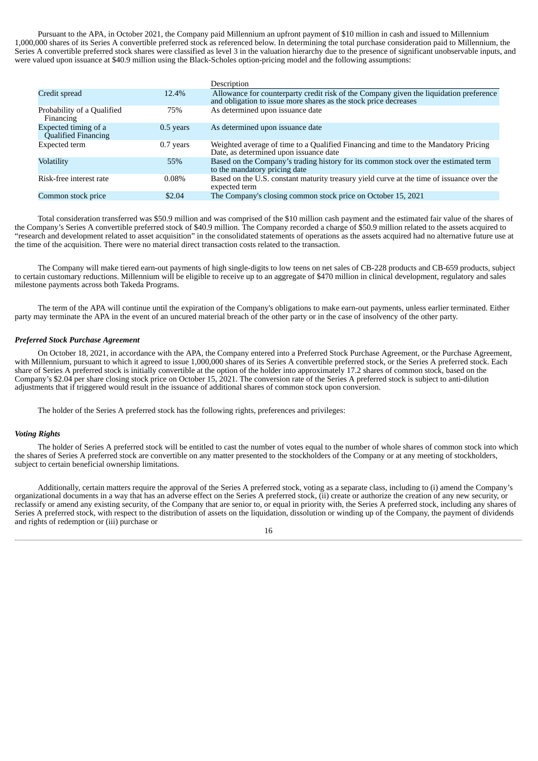Pursuant to the APA, in October 2021, the Company paid Millennium an upfront payment of $10 million in cash and issued to Millennium 1,000,000 shares of its Series A convertible preferred stock as referenced below. In determining the total purchase consideration paid to Millennium, the Series A convertible preferred stock shares were classified as level 3 in the valuation hierarchy due to the presence of significant unobservable inputs, and were valued upon issuance at $40.9 million using the Black-Scholes option-pricing model and the following assumptions:

| | | Description |
|---|---|---|
| Credit spread | 12.4% | Allowance for counterparty credit risk of the Company given the liquidation preference and obligation to issue more shares as the stock price decreases |
| Probability of a Qualified Financing | 75% | As determined upon issuance date |
| Expected timing of a Qualified Financing | 0.5 years | As determined upon issuance date |
| Expected term | 0.7 years | Weighted average of time to a Qualified Financing and time to the Mandatory Pricing Date, as determined upon issuance date |
| Volatility | 55% | Based on the Company's trading history for its common stock over the estimated term to the mandatory pricing date |
| Risk-free interest rate | 0.08% | Based on the U.S. constant maturity treasury yield curve at the time of issuance over the expected term |
| Common stock price | $2.04 | The Company's closing common stock price on October 15, 2021 |

Total consideration transferred was $50.9 million and was comprised of the $10 million cash payment and the estimated fair value of the shares of the Company's Series A convertible preferred stock of $40.9 million. The Company recorded a charge of $50.9 million related to the assets acquired to "research and development related to asset acquisition" in the consolidated statements of operations as the assets acquired had no alternative future use at the time of the acquisition. There were no material direct transaction costs related to the transaction.

The Company will make tiered earn-out payments of high single-digits to low teens on net sales of CB-228 products and CB-659 products, subject to certain customary reductions. Millennium will be eligible to receive up to an aggregate of $470 million in clinical development, regulatory and sales milestone payments across both Takeda Programs.

The term of the APA will continue until the expiration of the Company's obligations to make earn-out payments, unless earlier terminated. Either party may terminate the APA in the event of an uncured material breach of the other party or in the case of insolvency of the other party.

***Preferred Stock Purchase Agreement***

On October 18, 2021, in accordance with the APA, the Company entered into a Preferred Stock Purchase Agreement, or the Purchase Agreement, with Millennium, pursuant to which it agreed to issue 1,000,000 shares of its Series A convertible preferred stock, or the Series A preferred stock. Each share of Series A preferred stock is initially convertible at the option of the holder into approximately 17.2 shares of common stock, based on the Company's $2.04 per share closing stock price on October 15, 2021. The conversion rate of the Series A preferred stock is subject to anti-dilution adjustments that if triggered would result in the issuance of additional shares of common stock upon conversion.

The holder of the Series A preferred stock has the following rights, preferences and privileges:

***Voting Rights***

The holder of Series A preferred stock will be entitled to cast the number of votes equal to the number of whole shares of common stock into which the shares of Series A preferred stock are convertible on any matter presented to the stockholders of the Company or at any meeting of stockholders, subject to certain beneficial ownership limitations.

Additionally, certain matters require the approval of the Series A preferred stock, voting as a separate class, including to (i) amend the Company's organizational documents in a way that has an adverse effect on the Series A preferred stock, (ii) create or authorize the creation of any new security, or reclassify or amend any existing security, of the Company that are senior to, or equal in priority with, the Series A preferred stock, including any shares of Series A preferred stock, with respect to the distribution of assets on the liquidation, dissolution or winding up of the Company, the payment of dividends and rights of redemption or (iii) purchase or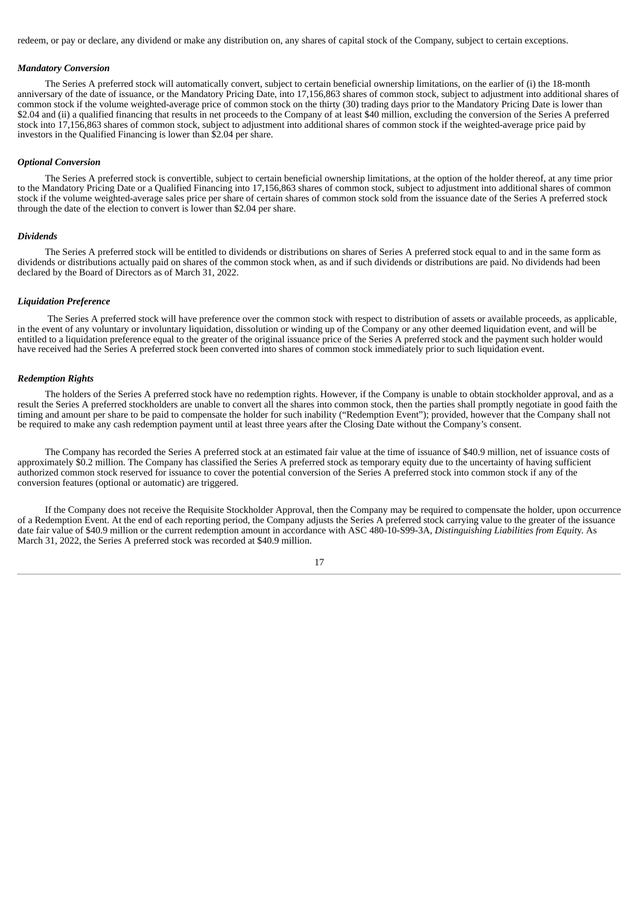redeem, or pay or declare, any dividend or make any distribution on, any shares of capital stock of the Company, subject to certain exceptions.

***Mandatory Conversion***

The Series A preferred stock will automatically convert, subject to certain beneficial ownership limitations, on the earlier of (i) the 18-month anniversary of the date of issuance, or the Mandatory Pricing Date, into 17,156,863 shares of common stock, subject to adjustment into additional shares of common stock if the volume weighted-average price of common stock on the thirty (30) trading days prior to the Mandatory Pricing Date is lower than \$2.04 and (ii) a qualified financing that results in net proceeds to the Company of at least \$40 million, excluding the conversion of the Series A preferred stock into 17,156,863 shares of common stock, subject to adjustment into additional shares of common stock if the weighted-average price paid by investors in the Qualified Financing is lower than \$2.04 per share.

***Optional Conversion***

The Series A preferred stock is convertible, subject to certain beneficial ownership limitations, at the option of the holder thereof, at any time prior to the Mandatory Pricing Date or a Qualified Financing into 17,156,863 shares of common stock, subject to adjustment into additional shares of common stock if the volume weighted-average sales price per share of certain shares of common stock sold from the issuance date of the Series A preferred stock through the date of the election to convert is lower than \$2.04 per share.

***Dividends***

The Series A preferred stock will be entitled to dividends or distributions on shares of Series A preferred stock equal to and in the same form as dividends or distributions actually paid on shares of the common stock when, as and if such dividends or distributions are paid. No dividends had been declared by the Board of Directors as of March 31, 2022.

***Liquidation Preference***

The Series A preferred stock will have preference over the common stock with respect to distribution of assets or available proceeds, as applicable, in the event of any voluntary or involuntary liquidation, dissolution or winding up of the Company or any other deemed liquidation event, and will be entitled to a liquidation preference equal to the greater of the original issuance price of the Series A preferred stock and the payment such holder would have received had the Series A preferred stock been converted into shares of common stock immediately prior to such liquidation event.

***Redemption Rights***

The holders of the Series A preferred stock have no redemption rights. However, if the Company is unable to obtain stockholder approval, and as a result the Series A preferred stockholders are unable to convert all the shares into common stock, then the parties shall promptly negotiate in good faith the timing and amount per share to be paid to compensate the holder for such inability ("Redemption Event"); provided, however that the Company shall not be required to make any cash redemption payment until at least three years after the Closing Date without the Company's consent.

The Company has recorded the Series A preferred stock at an estimated fair value at the time of issuance of \$40.9 million, net of issuance costs of approximately \$0.2 million. The Company has classified the Series A preferred stock as temporary equity due to the uncertainty of having sufficient authorized common stock reserved for issuance to cover the potential conversion of the Series A preferred stock into common stock if any of the conversion features (optional or automatic) are triggered.

If the Company does not receive the Requisite Stockholder Approval, then the Company may be required to compensate the holder, upon occurrence of a Redemption Event. At the end of each reporting period, the Company adjusts the Series A preferred stock carrying value to the greater of the issuance date fair value of \$40.9 million or the current redemption amount in accordance with ASC 480-10-S99-3A, *Distinguishing Liabilities from Equity.* As March 31, 2022, the Series A preferred stock was recorded at \$40.9 million.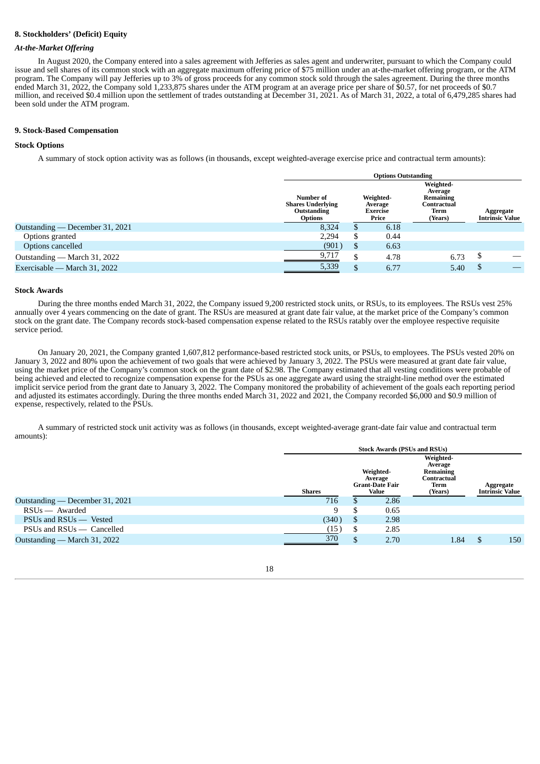### 8. Stockholders' (Deficit) Equity

#### *At-the-Market Offering*

In August 2020, the Company entered into a sales agreement with Jefferies as sales agent and underwriter, pursuant to which the Company could issue and sell shares of its common stock with an aggregate maximum offering price of $75 million under an at-the-market offering program, or the ATM program. The Company will pay Jefferies up to 3% of gross proceeds for any common stock sold through the sales agreement. During the three months ended March 31, 2022, the Company sold 1,233,875 shares under the ATM program at an average price per share of $0.57, for net proceeds of $0.7 million, and received $0.4 million upon the settlement of trades outstanding at December 31, 2021. As of March 31, 2022, a total of 6,479,285 shares had been sold under the ATM program.

### 9. Stock-Based Compensation

#### Stock Options

A summary of stock option activity was as follows (in thousands, except weighted-average exercise price and contractual term amounts):

| | Options Outstanding | | | |
|---|---|---|---|---|
| | Number of Shares Underlying Outstanding Options | Weighted-Average Exercise Price | Weighted-Average Remaining Contractual Term (Years) | Aggregate Intrinsic Value |
| Outstanding — December 31, 2021 | 8,324 | $ 6.18 | | |
| Options granted | 2,294 | $ 0.44 | | |
| Options cancelled | (901) | $ 6.63 | | |
| Outstanding — March 31, 2022 | 9,717 | $ 4.78 | 6.73 | $ — |
| Exercisable — March 31, 2022 | 5,339 | $ 6.77 | 5.40 | $ — |

#### Stock Awards

During the three months ended March 31, 2022, the Company issued 9,200 restricted stock units, or RSUs, to its employees. The RSUs vest 25% annually over 4 years commencing on the date of grant. The RSUs are measured at grant date fair value, at the market price of the Company's common stock on the grant date. The Company records stock-based compensation expense related to the RSUs ratably over the employee respective requisite service period.

On January 20, 2021, the Company granted 1,607,812 performance-based restricted stock units, or PSUs, to employees. The PSUs vested 20% on January 3, 2022 and 80% upon the achievement of two goals that were achieved by January 3, 2022. The PSUs were measured at grant date fair value, using the market price of the Company's common stock on the grant date of $2.98. The Company estimated that all vesting conditions were probable of being achieved and elected to recognize compensation expense for the PSUs as one aggregate award using the straight-line method over the estimated implicit service period from the grant date to January 3, 2022. The Company monitored the probability of achievement of the goals each reporting period and adjusted its estimates accordingly. During the three months ended March 31, 2022 and 2021, the Company recorded $6,000 and $0.9 million of expense, respectively, related to the PSUs.

A summary of restricted stock unit activity was as follows (in thousands, except weighted-average grant-date fair value and contractual term amounts):

| | Stock Awards (PSUs and RSUs) | | | |
|---|---|---|---|---|
| | Shares | Weighted-Average Grant-Date Fair Value | Weighted-Average Remaining Contractual Term (Years) | Aggregate Intrinsic Value |
| Outstanding — December 31, 2021 | 716 | $ 2.86 | | |
| RSUs — Awarded | 9 | $ 0.65 | | |
| PSUs and RSUs — Vested | (340) | $ 2.98 | | |
| PSUs and RSUs — Cancelled | (15) | $ 2.85 | | |
| Outstanding — March 31, 2022 | 370 | $ 2.70 | 1.84 | $ 150 |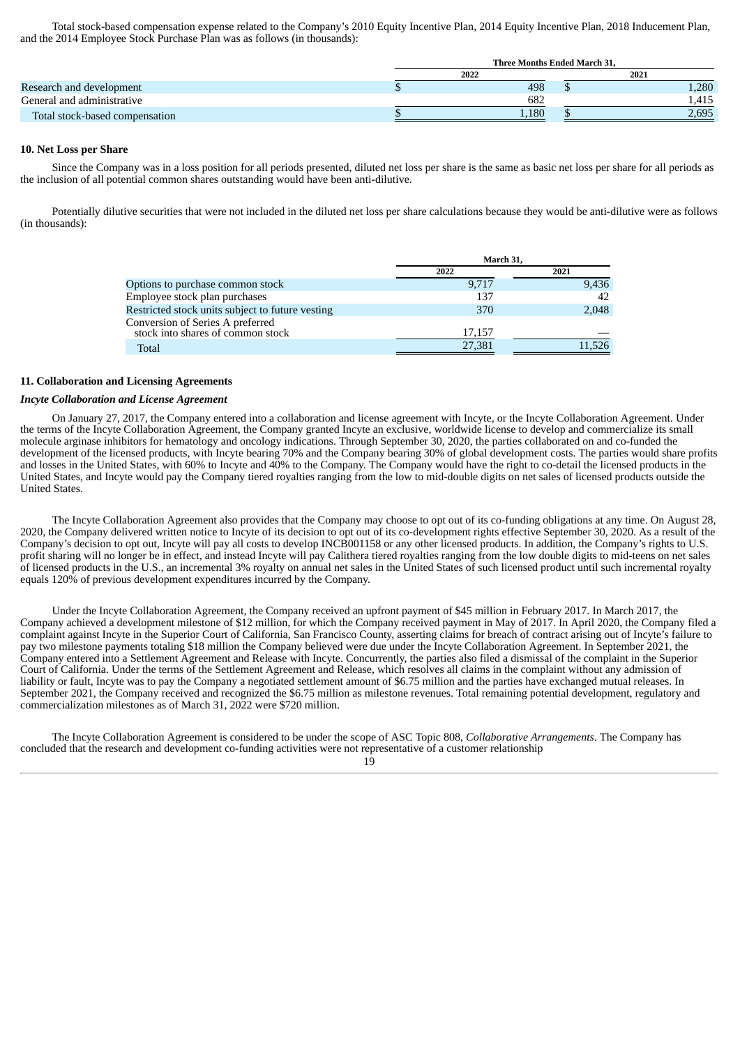Total stock-based compensation expense related to the Company's 2010 Equity Incentive Plan, 2014 Equity Incentive Plan, 2018 Inducement Plan, and the 2014 Employee Stock Purchase Plan was as follows (in thousands):

| | Three Months Ended March 31, | |
|---|---|---|
| | 2022 | 2021 |
| Research and development | $ 498 | $ 1,280 |
| General and administrative | 682 | 1,415 |
| Total stock-based compensation | $ 1,180 | $ 2,695 |

**10. Net Loss per Share**

Since the Company was in a loss position for all periods presented, diluted net loss per share is the same as basic net loss per share for all periods as the inclusion of all potential common shares outstanding would have been anti-dilutive.

Potentially dilutive securities that were not included in the diluted net loss per share calculations because they would be anti-dilutive were as follows (in thousands):

| | March 31, | |
|---|---|---|
| | 2022 | 2021 |
| Options to purchase common stock | 9,717 | 9,436 |
| Employee stock plan purchases | 137 | 42 |
| Restricted stock units subject to future vesting | 370 | 2,048 |
| Conversion of Series A preferred stock into shares of common stock | 17,157 | — |
| Total | 27,381 | 11,526 |

**11. Collaboration and Licensing Agreements**

***Incyte Collaboration and License Agreement***

On January 27, 2017, the Company entered into a collaboration and license agreement with Incyte, or the Incyte Collaboration Agreement. Under the terms of the Incyte Collaboration Agreement, the Company granted Incyte an exclusive, worldwide license to develop and commercialize its small molecule arginase inhibitors for hematology and oncology indications. Through September 30, 2020, the parties collaborated on and co-funded the development of the licensed products, with Incyte bearing 70% and the Company bearing 30% of global development costs. The parties would share profits and losses in the United States, with 60% to Incyte and 40% to the Company. The Company would have the right to co-detail the licensed products in the United States, and Incyte would pay the Company tiered royalties ranging from the low to mid-double digits on net sales of licensed products outside the United States.

The Incyte Collaboration Agreement also provides that the Company may choose to opt out of its co-funding obligations at any time. On August 28, 2020, the Company delivered written notice to Incyte of its decision to opt out of its co-development rights effective September 30, 2020. As a result of the Company's decision to opt out, Incyte will pay all costs to develop INCB001158 or any other licensed products. In addition, the Company's rights to U.S. profit sharing will no longer be in effect, and instead Incyte will pay Calithera tiered royalties ranging from the low double digits to mid-teens on net sales of licensed products in the U.S., an incremental 3% royalty on annual net sales in the United States of such licensed product until such incremental royalty equals 120% of previous development expenditures incurred by the Company.

Under the Incyte Collaboration Agreement, the Company received an upfront payment of $45 million in February 2017. In March 2017, the Company achieved a development milestone of $12 million, for which the Company received payment in May of 2017. In April 2020, the Company filed a complaint against Incyte in the Superior Court of California, San Francisco County, asserting claims for breach of contract arising out of Incyte's failure to pay two milestone payments totaling $18 million the Company believed were due under the Incyte Collaboration Agreement. In September 2021, the Company entered into a Settlement Agreement and Release with Incyte. Concurrently, the parties also filed a dismissal of the complaint in the Superior Court of California. Under the terms of the Settlement Agreement and Release, which resolves all claims in the complaint without any admission of liability or fault, Incyte was to pay the Company a negotiated settlement amount of $6.75 million and the parties have exchanged mutual releases. In September 2021, the Company received and recognized the $6.75 million as milestone revenues. Total remaining potential development, regulatory and commercialization milestones as of March 31, 2022 were $720 million.

The Incyte Collaboration Agreement is considered to be under the scope of ASC Topic 808, *Collaborative Arrangements*. The Company has concluded that the research and development co-funding activities were not representative of a customer relationship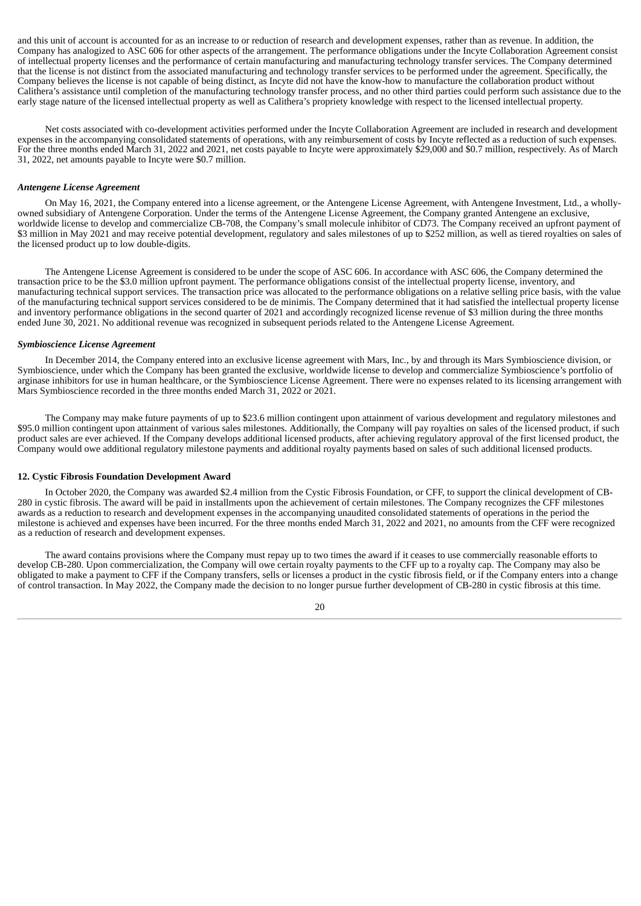and this unit of account is accounted for as an increase to or reduction of research and development expenses, rather than as revenue. In addition, the Company has analogized to ASC 606 for other aspects of the arrangement. The performance obligations under the Incyte Collaboration Agreement consist of intellectual property licenses and the performance of certain manufacturing and manufacturing technology transfer services. The Company determined that the license is not distinct from the associated manufacturing and technology transfer services to be performed under the agreement. Specifically, the Company believes the license is not capable of being distinct, as Incyte did not have the know-how to manufacture the collaboration product without Calithera's assistance until completion of the manufacturing technology transfer process, and no other third parties could perform such assistance due to the early stage nature of the licensed intellectual property as well as Calithera's propriety knowledge with respect to the licensed intellectual property.

Net costs associated with co-development activities performed under the Incyte Collaboration Agreement are included in research and development expenses in the accompanying consolidated statements of operations, with any reimbursement of costs by Incyte reflected as a reduction of such expenses. For the three months ended March 31, 2022 and 2021, net costs payable to Incyte were approximately $29,000 and $0.7 million, respectively. As of March 31, 2022, net amounts payable to Incyte were $0.7 million.

### *Antengene License Agreement*

On May 16, 2021, the Company entered into a license agreement, or the Antengene License Agreement, with Antengene Investment, Ltd., a wholly-owned subsidiary of Antengene Corporation. Under the terms of the Antengene License Agreement, the Company granted Antengene an exclusive, worldwide license to develop and commercialize CB-708, the Company's small molecule inhibitor of CD73. The Company received an upfront payment of $3 million in May 2021 and may receive potential development, regulatory and sales milestones of up to $252 million, as well as tiered royalties on sales of the licensed product up to low double-digits.

The Antengene License Agreement is considered to be under the scope of ASC 606. In accordance with ASC 606, the Company determined the transaction price to be the $3.0 million upfront payment. The performance obligations consist of the intellectual property license, inventory, and manufacturing technical support services. The transaction price was allocated to the performance obligations on a relative selling price basis, with the value of the manufacturing technical support services considered to be de minimis. The Company determined that it had satisfied the intellectual property license and inventory performance obligations in the second quarter of 2021 and accordingly recognized license revenue of $3 million during the three months ended June 30, 2021. No additional revenue was recognized in subsequent periods related to the Antengene License Agreement.

### *Symbioscience License Agreement*

In December 2014, the Company entered into an exclusive license agreement with Mars, Inc., by and through its Mars Symbioscience division, or Symbioscience, under which the Company has been granted the exclusive, worldwide license to develop and commercialize Symbioscience's portfolio of arginase inhibitors for use in human healthcare, or the Symbioscience License Agreement. There were no expenses related to its licensing arrangement with Mars Symbioscience recorded in the three months ended March 31, 2022 or 2021.

The Company may make future payments of up to $23.6 million contingent upon attainment of various development and regulatory milestones and $95.0 million contingent upon attainment of various sales milestones. Additionally, the Company will pay royalties on sales of the licensed product, if such product sales are ever achieved. If the Company develops additional licensed products, after achieving regulatory approval of the first licensed product, the Company would owe additional regulatory milestone payments and additional royalty payments based on sales of such additional licensed products.

## 12. Cystic Fibrosis Foundation Development Award

In October 2020, the Company was awarded $2.4 million from the Cystic Fibrosis Foundation, or CFF, to support the clinical development of CB-280 in cystic fibrosis. The award will be paid in installments upon the achievement of certain milestones. The Company recognizes the CFF milestones awards as a reduction to research and development expenses in the accompanying unaudited consolidated statements of operations in the period the milestone is achieved and expenses have been incurred. For the three months ended March 31, 2022 and 2021, no amounts from the CFF were recognized as a reduction of research and development expenses.

The award contains provisions where the Company must repay up to two times the award if it ceases to use commercially reasonable efforts to develop CB-280. Upon commercialization, the Company will owe certain royalty payments to the CFF up to a royalty cap. The Company may also be obligated to make a payment to CFF if the Company transfers, sells or licenses a product in the cystic fibrosis field, or if the Company enters into a change of control transaction. In May 2022, the Company made the decision to no longer pursue further development of CB-280 in cystic fibrosis at this time.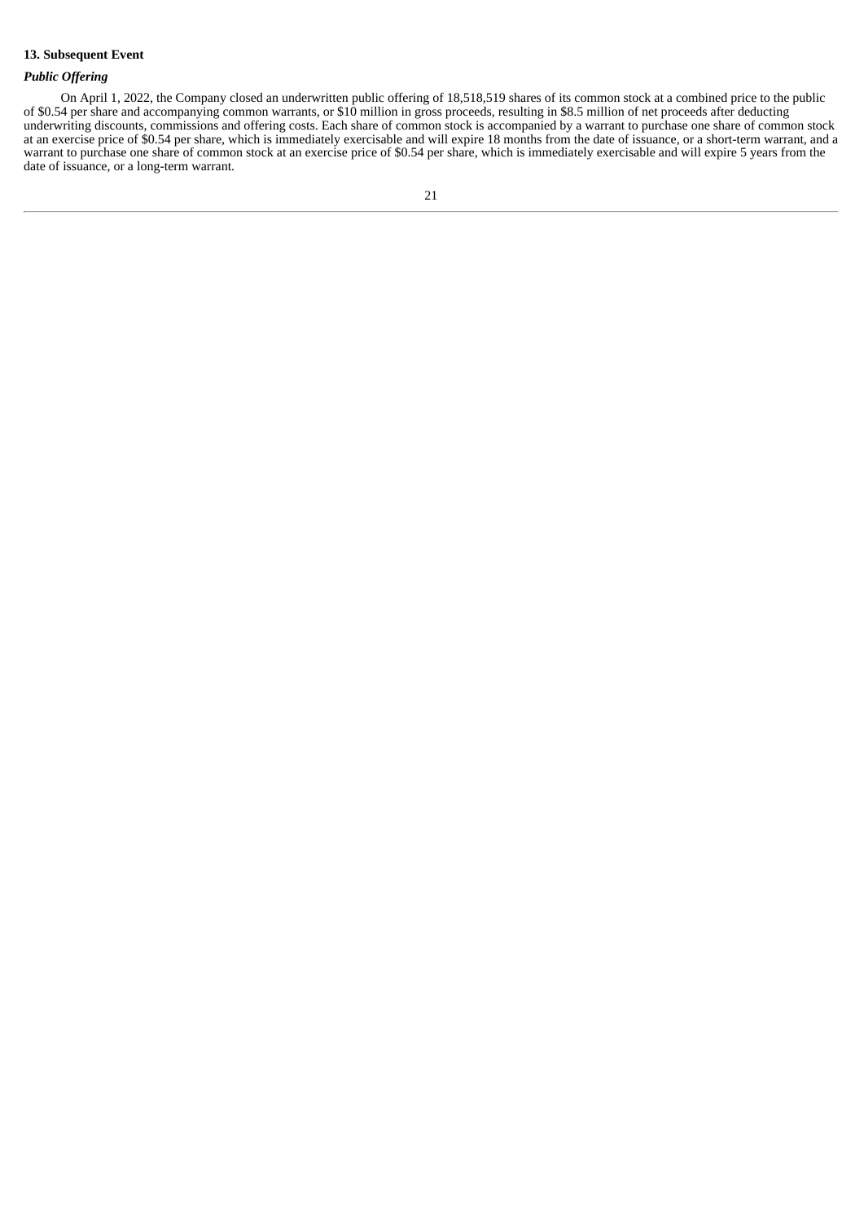**13. Subsequent Event**

***Public Offering***

On April 1, 2022, the Company closed an underwritten public offering of 18,518,519 shares of its common stock at a combined price to the public of $0.54 per share and accompanying common warrants, or $10 million in gross proceeds, resulting in $8.5 million of net proceeds after deducting underwriting discounts, commissions and offering costs. Each share of common stock is accompanied by a warrant to purchase one share of common stock at an exercise price of $0.54 per share, which is immediately exercisable and will expire 18 months from the date of issuance, or a short-term warrant, and a warrant to purchase one share of common stock at an exercise price of $0.54 per share, which is immediately exercisable and will expire 5 years from the date of issuance, or a long-term warrant.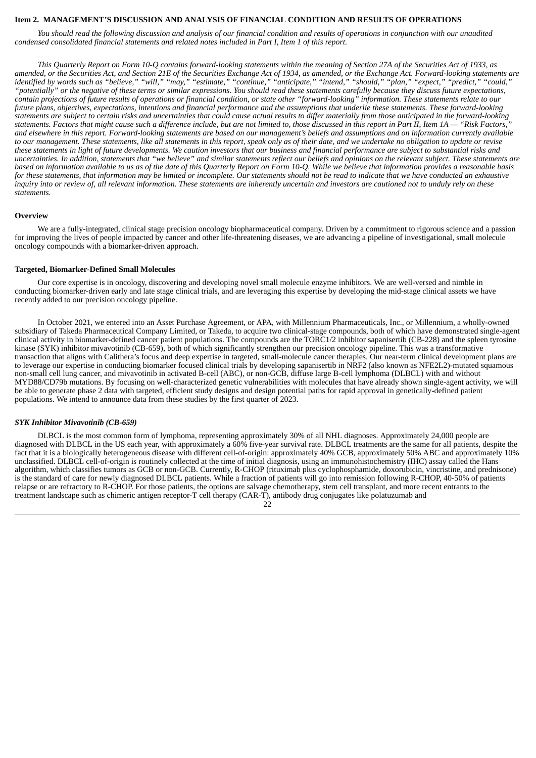### Item 2. MANAGEMENT'S DISCUSSION AND ANALYSIS OF FINANCIAL CONDITION AND RESULTS OF OPERATIONS

*You should read the following discussion and analysis of our financial condition and results of operations in conjunction with our unaudited condensed consolidated financial statements and related notes included in Part I, Item 1 of this report.*

*This Quarterly Report on Form 10-Q contains forward-looking statements within the meaning of Section 27A of the Securities Act of 1933, as amended, or the Securities Act, and Section 21E of the Securities Exchange Act of 1934, as amended, or the Exchange Act. Forward-looking statements are identified by words such as "believe," "will," "may," "estimate," "continue," "anticipate," "intend," "should," "plan," "expect," "predict," "could," "potentially" or the negative of these terms or similar expressions. You should read these statements carefully because they discuss future expectations, contain projections of future results of operations or financial condition, or state other "forward-looking" information. These statements relate to our future plans, objectives, expectations, intentions and financial performance and the assumptions that underlie these statements. These forward-looking statements are subject to certain risks and uncertainties that could cause actual results to differ materially from those anticipated in the forward-looking statements. Factors that might cause such a difference include, but are not limited to, those discussed in this report in Part II, Item 1A — "Risk Factors," and elsewhere in this report. Forward-looking statements are based on our management's beliefs and assumptions and on information currently available to our management. These statements, like all statements in this report, speak only as of their date, and we undertake no obligation to update or revise these statements in light of future developments. We caution investors that our business and financial performance are subject to substantial risks and uncertainties. In addition, statements that "we believe" and similar statements reflect our beliefs and opinions on the relevant subject. These statements are based on information available to us as of the date of this Quarterly Report on Form 10-Q. While we believe that information provides a reasonable basis for these statements, that information may be limited or incomplete. Our statements should not be read to indicate that we have conducted an exhaustive inquiry into or review of, all relevant information. These statements are inherently uncertain and investors are cautioned not to unduly rely on these statements.*

#### Overview

We are a fully-integrated, clinical stage precision oncology biopharmaceutical company. Driven by a commitment to rigorous science and a passion for improving the lives of people impacted by cancer and other life-threatening diseases, we are advancing a pipeline of investigational, small molecule oncology compounds with a biomarker-driven approach.

#### Targeted, Biomarker-Defined Small Molecules

Our core expertise is in oncology, discovering and developing novel small molecule enzyme inhibitors. We are well-versed and nimble in conducting biomarker-driven early and late stage clinical trials, and are leveraging this expertise by developing the mid-stage clinical assets we have recently added to our precision oncology pipeline.

In October 2021, we entered into an Asset Purchase Agreement, or APA, with Millennium Pharmaceuticals, Inc., or Millennium, a wholly-owned subsidiary of Takeda Pharmaceutical Company Limited, or Takeda, to acquire two clinical-stage compounds, both of which have demonstrated single-agent clinical activity in biomarker-defined cancer patient populations. The compounds are the TORC1/2 inhibitor sapanisertib (CB-228) and the spleen tyrosine kinase (SYK) inhibitor mivavotinib (CB-659), both of which significantly strengthen our precision oncology pipeline. This was a transformative transaction that aligns with Calithera's focus and deep expertise in targeted, small-molecule cancer therapies. Our near-term clinical development plans are to leverage our expertise in conducting biomarker focused clinical trials by developing sapanisertib in NRF2 (also known as NFE2L2)-mutated squamous non-small cell lung cancer, and mivavotinib in activated B-cell (ABC), or non-GCB, diffuse large B-cell lymphoma (DLBCL) with and without MYD88/CD79b mutations. By focusing on well-characterized genetic vulnerabilities with molecules that have already shown single-agent activity, we will be able to generate phase 2 data with targeted, efficient study designs and design potential paths for rapid approval in genetically-defined patient populations. We intend to announce data from these studies by the first quarter of 2023.

#### *SYK Inhibitor Mivavotinib (CB-659)*

DLBCL is the most common form of lymphoma, representing approximately 30% of all NHL diagnoses. Approximately 24,000 people are diagnosed with DLBCL in the US each year, with approximately a 60% five-year survival rate. DLBCL treatments are the same for all patients, despite the fact that it is a biologically heterogeneous disease with different cell-of-origin: approximately 40% GCB, approximately 50% ABC and approximately 10% unclassified. DLBCL cell-of-origin is routinely collected at the time of initial diagnosis, using an immunohistochemistry (IHC) assay called the Hans algorithm, which classifies tumors as GCB or non-GCB. Currently, R-CHOP (rituximab plus cyclophosphamide, doxorubicin, vincristine, and prednisone) is the standard of care for newly diagnosed DLBCL patients. While a fraction of patients will go into remission following R-CHOP, 40-50% of patients relapse or are refractory to R-CHOP. For those patients, the options are salvage chemotherapy, stem cell transplant, and more recent entrants to the treatment landscape such as chimeric antigen receptor-T cell therapy (CAR-T), antibody drug conjugates like polatuzumab and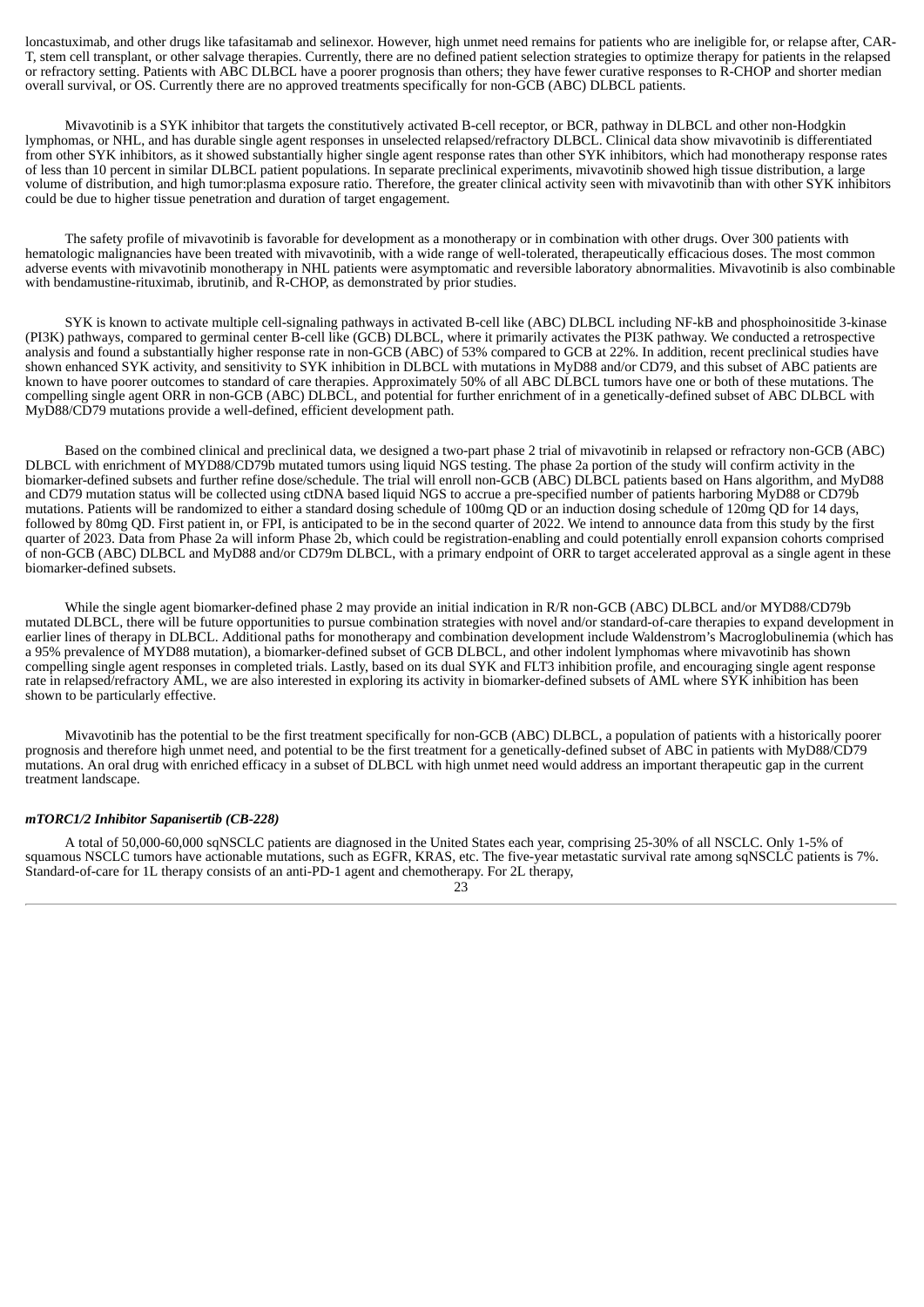loncastuximab, and other drugs like tafasitamab and selinexor. However, high unmet need remains for patients who are ineligible for, or relapse after, CAR-T, stem cell transplant, or other salvage therapies. Currently, there are no defined patient selection strategies to optimize therapy for patients in the relapsed or refractory setting. Patients with ABC DLBCL have a poorer prognosis than others; they have fewer curative responses to R-CHOP and shorter median overall survival, or OS. Currently there are no approved treatments specifically for non-GCB (ABC) DLBCL patients.

Mivavotinib is a SYK inhibitor that targets the constitutively activated B-cell receptor, or BCR, pathway in DLBCL and other non-Hodgkin lymphomas, or NHL, and has durable single agent responses in unselected relapsed/refractory DLBCL. Clinical data show mivavotinib is differentiated from other SYK inhibitors, as it showed substantially higher single agent response rates than other SYK inhibitors, which had monotherapy response rates of less than 10 percent in similar DLBCL patient populations. In separate preclinical experiments, mivavotinib showed high tissue distribution, a large volume of distribution, and high tumor:plasma exposure ratio. Therefore, the greater clinical activity seen with mivavotinib than with other SYK inhibitors could be due to higher tissue penetration and duration of target engagement.

The safety profile of mivavotinib is favorable for development as a monotherapy or in combination with other drugs. Over 300 patients with hematologic malignancies have been treated with mivavotinib, with a wide range of well-tolerated, therapeutically efficacious doses. The most common adverse events with mivavotinib monotherapy in NHL patients were asymptomatic and reversible laboratory abnormalities. Mivavotinib is also combinable with bendamustine-rituximab, ibrutinib, and R-CHOP, as demonstrated by prior studies.

SYK is known to activate multiple cell-signaling pathways in activated B-cell like (ABC) DLBCL including NF-kB and phosphoinositide 3-kinase (PI3K) pathways, compared to germinal center B-cell like (GCB) DLBCL, where it primarily activates the PI3K pathway. We conducted a retrospective analysis and found a substantially higher response rate in non-GCB (ABC) of 53% compared to GCB at 22%. In addition, recent preclinical studies have shown enhanced SYK activity, and sensitivity to SYK inhibition in DLBCL with mutations in MyD88 and/or CD79, and this subset of ABC patients are known to have poorer outcomes to standard of care therapies. Approximately 50% of all ABC DLBCL tumors have one or both of these mutations. The compelling single agent ORR in non-GCB (ABC) DLBCL, and potential for further enrichment of in a genetically-defined subset of ABC DLBCL with MyD88/CD79 mutations provide a well-defined, efficient development path.

Based on the combined clinical and preclinical data, we designed a two-part phase 2 trial of mivavotinib in relapsed or refractory non-GCB (ABC) DLBCL with enrichment of MYD88/CD79b mutated tumors using liquid NGS testing. The phase 2a portion of the study will confirm activity in the biomarker-defined subsets and further refine dose/schedule. The trial will enroll non-GCB (ABC) DLBCL patients based on Hans algorithm, and MyD88 and CD79 mutation status will be collected using ctDNA based liquid NGS to accrue a pre-specified number of patients harboring MyD88 or CD79b mutations. Patients will be randomized to either a standard dosing schedule of 100mg QD or an induction dosing schedule of 120mg QD for 14 days, followed by 80mg QD. First patient in, or FPI, is anticipated to be in the second quarter of 2022. We intend to announce data from this study by the first quarter of 2023. Data from Phase 2a will inform Phase 2b, which could be registration-enabling and could potentially enroll expansion cohorts comprised of non-GCB (ABC) DLBCL and MyD88 and/or CD79m DLBCL, with a primary endpoint of ORR to target accelerated approval as a single agent in these biomarker-defined subsets.

While the single agent biomarker-defined phase 2 may provide an initial indication in R/R non-GCB (ABC) DLBCL and/or MYD88/CD79b mutated DLBCL, there will be future opportunities to pursue combination strategies with novel and/or standard-of-care therapies to expand development in earlier lines of therapy in DLBCL. Additional paths for monotherapy and combination development include Waldenstrom's Macroglobulinemia (which has a 95% prevalence of MYD88 mutation), a biomarker-defined subset of GCB DLBCL, and other indolent lymphomas where mivavotinib has shown compelling single agent responses in completed trials. Lastly, based on its dual SYK and FLT3 inhibition profile, and encouraging single agent response rate in relapsed/refractory AML, we are also interested in exploring its activity in biomarker-defined subsets of AML where SYK inhibition has been shown to be particularly effective.

Mivavotinib has the potential to be the first treatment specifically for non-GCB (ABC) DLBCL, a population of patients with a historically poorer prognosis and therefore high unmet need, and potential to be the first treatment for a genetically-defined subset of ABC in patients with MyD88/CD79 mutations. An oral drug with enriched efficacy in a subset of DLBCL with high unmet need would address an important therapeutic gap in the current treatment landscape.

***mTORC1/2 Inhibitor Sapanisertib (CB-228)***

A total of 50,000-60,000 sqNSCLC patients are diagnosed in the United States each year, comprising 25-30% of all NSCLC. Only 1-5% of squamous NSCLC tumors have actionable mutations, such as EGFR, KRAS, etc. The five-year metastatic survival rate among sqNSCLC patients is 7%. Standard-of-care for 1L therapy consists of an anti-PD-1 agent and chemotherapy. For 2L therapy,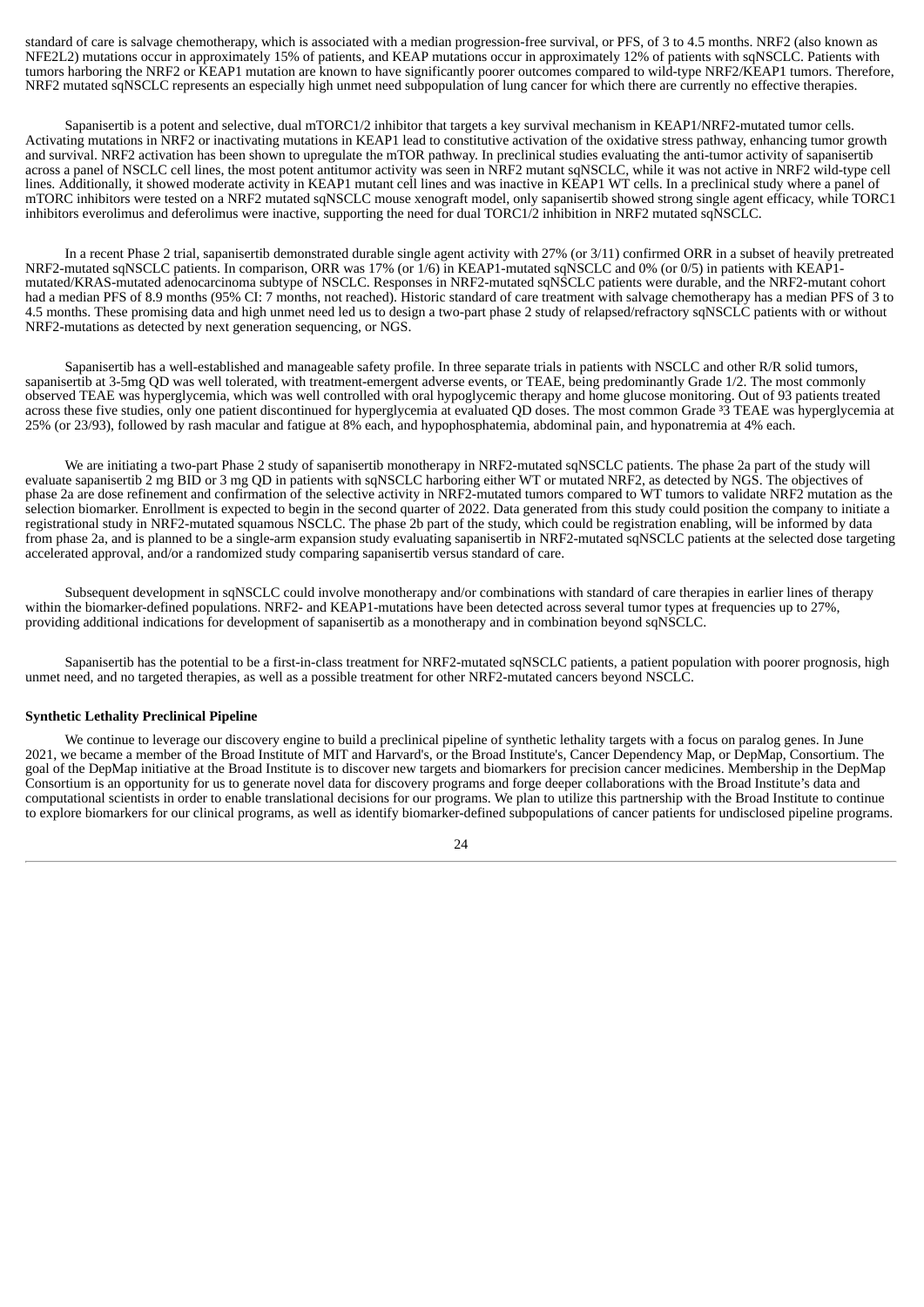standard of care is salvage chemotherapy, which is associated with a median progression-free survival, or PFS, of 3 to 4.5 months. NRF2 (also known as NFE2L2) mutations occur in approximately 15% of patients, and KEAP mutations occur in approximately 12% of patients with sqNSCLC. Patients with tumors harboring the NRF2 or KEAP1 mutation are known to have significantly poorer outcomes compared to wild-type NRF2/KEAP1 tumors. Therefore, NRF2 mutated sqNSCLC represents an especially high unmet need subpopulation of lung cancer for which there are currently no effective therapies.

Sapanisertib is a potent and selective, dual mTORC1/2 inhibitor that targets a key survival mechanism in KEAP1/NRF2-mutated tumor cells. Activating mutations in NRF2 or inactivating mutations in KEAP1 lead to constitutive activation of the oxidative stress pathway, enhancing tumor growth and survival. NRF2 activation has been shown to upregulate the mTOR pathway. In preclinical studies evaluating the anti-tumor activity of sapanisertib across a panel of NSCLC cell lines, the most potent antitumor activity was seen in NRF2 mutant sqNSCLC, while it was not active in NRF2 wild-type cell lines. Additionally, it showed moderate activity in KEAP1 mutant cell lines and was inactive in KEAP1 WT cells. In a preclinical study where a panel of mTORC inhibitors were tested on a NRF2 mutated sqNSCLC mouse xenograft model, only sapanisertib showed strong single agent efficacy, while TORC1 inhibitors everolimus and deferolimus were inactive, supporting the need for dual TORC1/2 inhibition in NRF2 mutated sqNSCLC.

In a recent Phase 2 trial, sapanisertib demonstrated durable single agent activity with 27% (or 3/11) confirmed ORR in a subset of heavily pretreated NRF2-mutated sqNSCLC patients. In comparison, ORR was 17% (or 1/6) in KEAP1-mutated sqNSCLC and 0% (or 0/5) in patients with KEAP1-mutated/KRAS-mutated adenocarcinoma subtype of NSCLC. Responses in NRF2-mutated sqNSCLC patients were durable, and the NRF2-mutant cohort had a median PFS of 8.9 months (95% CI: 7 months, not reached). Historic standard of care treatment with salvage chemotherapy has a median PFS of 3 to 4.5 months. These promising data and high unmet need led us to design a two-part phase 2 study of relapsed/refractory sqNSCLC patients with or without NRF2-mutations as detected by next generation sequencing, or NGS.

Sapanisertib has a well-established and manageable safety profile. In three separate trials in patients with NSCLC and other R/R solid tumors, sapanisertib at 3-5mg QD was well tolerated, with treatment-emergent adverse events, or TEAE, being predominantly Grade 1/2. The most commonly observed TEAE was hyperglycemia, which was well controlled with oral hypoglycemic therapy and home glucose monitoring. Out of 93 patients treated across these five studies, only one patient discontinued for hyperglycemia at evaluated QD doses. The most common Grade ³3 TEAE was hyperglycemia at 25% (or 23/93), followed by rash macular and fatigue at 8% each, and hypophosphatemia, abdominal pain, and hyponatremia at 4% each.

We are initiating a two-part Phase 2 study of sapanisertib monotherapy in NRF2-mutated sqNSCLC patients. The phase 2a part of the study will evaluate sapanisertib 2 mg BID or 3 mg QD in patients with sqNSCLC harboring either WT or mutated NRF2, as detected by NGS. The objectives of phase 2a are dose refinement and confirmation of the selective activity in NRF2-mutated tumors compared to WT tumors to validate NRF2 mutation as the selection biomarker. Enrollment is expected to begin in the second quarter of 2022. Data generated from this study could position the company to initiate a registrational study in NRF2-mutated squamous NSCLC. The phase 2b part of the study, which could be registration enabling, will be informed by data from phase 2a, and is planned to be a single-arm expansion study evaluating sapanisertib in NRF2-mutated sqNSCLC patients at the selected dose targeting accelerated approval, and/or a randomized study comparing sapanisertib versus standard of care.

Subsequent development in sqNSCLC could involve monotherapy and/or combinations with standard of care therapies in earlier lines of therapy within the biomarker-defined populations. NRF2- and KEAP1-mutations have been detected across several tumor types at frequencies up to 27%, providing additional indications for development of sapanisertib as a monotherapy and in combination beyond sqNSCLC.

Sapanisertib has the potential to be a first-in-class treatment for NRF2-mutated sqNSCLC patients, a patient population with poorer prognosis, high unmet need, and no targeted therapies, as well as a possible treatment for other NRF2-mutated cancers beyond NSCLC.

**Synthetic Lethality Preclinical Pipeline**

We continue to leverage our discovery engine to build a preclinical pipeline of synthetic lethality targets with a focus on paralog genes. In June 2021, we became a member of the Broad Institute of MIT and Harvard's, or the Broad Institute's, Cancer Dependency Map, or DepMap, Consortium. The goal of the DepMap initiative at the Broad Institute is to discover new targets and biomarkers for precision cancer medicines. Membership in the DepMap Consortium is an opportunity for us to generate novel data for discovery programs and forge deeper collaborations with the Broad Institute's data and computational scientists in order to enable translational decisions for our programs. We plan to utilize this partnership with the Broad Institute to continue to explore biomarkers for our clinical programs, as well as identify biomarker-defined subpopulations of cancer patients for undisclosed pipeline programs.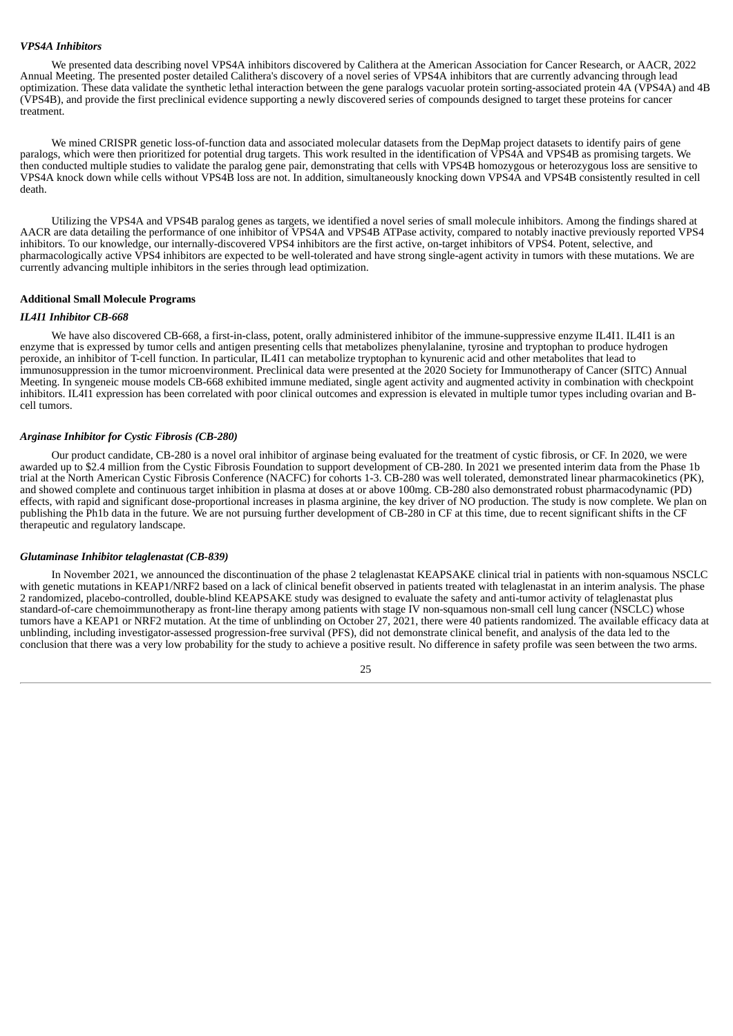### *VPS4A Inhibitors*

We presented data describing novel VPS4A inhibitors discovered by Calithera at the American Association for Cancer Research, or AACR, 2022 Annual Meeting. The presented poster detailed Calithera's discovery of a novel series of VPS4A inhibitors that are currently advancing through lead optimization. These data validate the synthetic lethal interaction between the gene paralogs vacuolar protein sorting-associated protein 4A (VPS4A) and 4B (VPS4B), and provide the first preclinical evidence supporting a newly discovered series of compounds designed to target these proteins for cancer treatment.

We mined CRISPR genetic loss-of-function data and associated molecular datasets from the DepMap project datasets to identify pairs of gene paralogs, which were then prioritized for potential drug targets. This work resulted in the identification of VPS4A and VPS4B as promising targets. We then conducted multiple studies to validate the paralog gene pair, demonstrating that cells with VPS4B homozygous or heterozygous loss are sensitive to VPS4A knock down while cells without VPS4B loss are not. In addition, simultaneously knocking down VPS4A and VPS4B consistently resulted in cell death.

Utilizing the VPS4A and VPS4B paralog genes as targets, we identified a novel series of small molecule inhibitors. Among the findings shared at AACR are data detailing the performance of one inhibitor of VPS4A and VPS4B ATPase activity, compared to notably inactive previously reported VPS4 inhibitors. To our knowledge, our internally-discovered VPS4 inhibitors are the first active, on-target inhibitors of VPS4. Potent, selective, and pharmacologically active VPS4 inhibitors are expected to be well-tolerated and have strong single-agent activity in tumors with these mutations. We are currently advancing multiple inhibitors in the series through lead optimization.

### **Additional Small Molecule Programs**

#### *IL4I1 Inhibitor CB-668*

We have also discovered CB-668, a first-in-class, potent, orally administered inhibitor of the immune-suppressive enzyme IL4I1. IL4I1 is an enzyme that is expressed by tumor cells and antigen presenting cells that metabolizes phenylalanine, tyrosine and tryptophan to produce hydrogen peroxide, an inhibitor of T-cell function. In particular, IL4I1 can metabolize tryptophan to kynurenic acid and other metabolites that lead to immunosuppression in the tumor microenvironment. Preclinical data were presented at the 2020 Society for Immunotherapy of Cancer (SITC) Annual Meeting. In syngeneic mouse models CB-668 exhibited immune mediated, single agent activity and augmented activity in combination with checkpoint inhibitors. IL4I1 expression has been correlated with poor clinical outcomes and expression is elevated in multiple tumor types including ovarian and B-cell tumors.

#### *Arginase Inhibitor for Cystic Fibrosis (CB-280)*

Our product candidate, CB-280 is a novel oral inhibitor of arginase being evaluated for the treatment of cystic fibrosis, or CF. In 2020, we were awarded up to \$2.4 million from the Cystic Fibrosis Foundation to support development of CB-280. In 2021 we presented interim data from the Phase 1b trial at the North American Cystic Fibrosis Conference (NACFC) for cohorts 1-3. CB-280 was well tolerated, demonstrated linear pharmacokinetics (PK), and showed complete and continuous target inhibition in plasma at doses at or above 100mg. CB-280 also demonstrated robust pharmacodynamic (PD) effects, with rapid and significant dose-proportional increases in plasma arginine, the key driver of NO production. The study is now complete. We plan on publishing the Ph1b data in the future. We are not pursuing further development of CB-280 in CF at this time, due to recent significant shifts in the CF therapeutic and regulatory landscape.

#### *Glutaminase Inhibitor telaglenastat (CB-839)*

In November 2021, we announced the discontinuation of the phase 2 telaglenastat KEAPSAKE clinical trial in patients with non-squamous NSCLC with genetic mutations in KEAP1/NRF2 based on a lack of clinical benefit observed in patients treated with telaglenastat in an interim analysis. The phase 2 randomized, placebo-controlled, double-blind KEAPSAKE study was designed to evaluate the safety and anti-tumor activity of telaglenastat plus standard-of-care chemoimmunotherapy as front-line therapy among patients with stage IV non-squamous non-small cell lung cancer (NSCLC) whose tumors have a KEAP1 or NRF2 mutation. At the time of unblinding on October 27, 2021, there were 40 patients randomized. The available efficacy data at unblinding, including investigator-assessed progression-free survival (PFS), did not demonstrate clinical benefit, and analysis of the data led to the conclusion that there was a very low probability for the study to achieve a positive result. No difference in safety profile was seen between the two arms.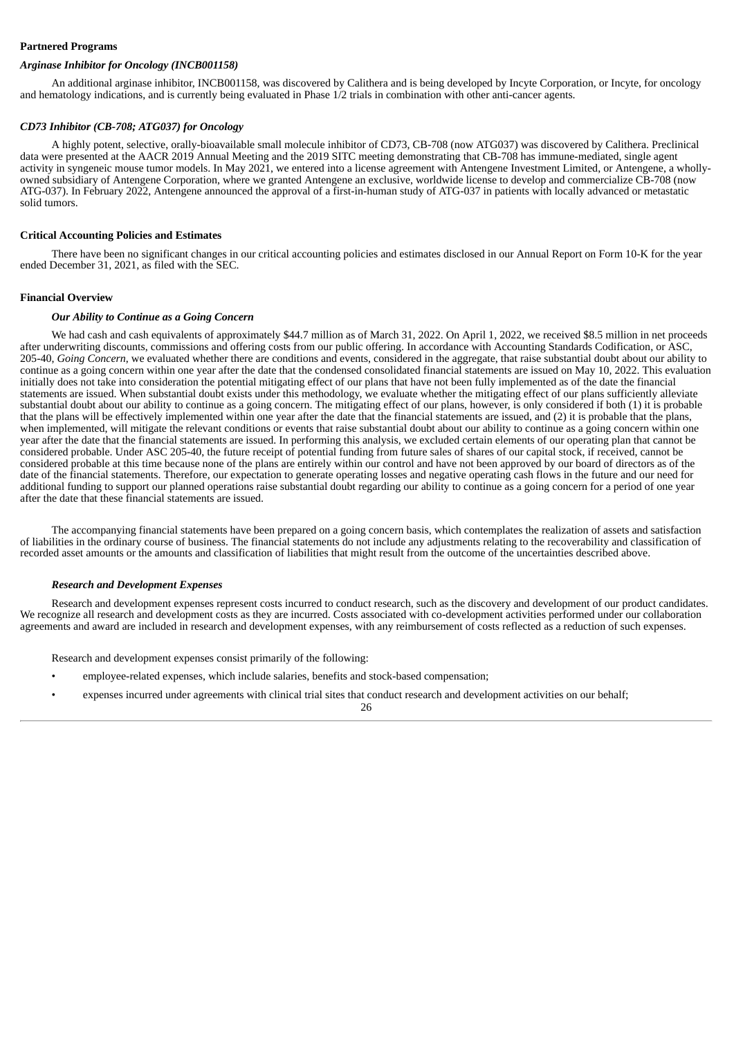**Partnered Programs**

***Arginase Inhibitor for Oncology (INCB001158)***

An additional arginase inhibitor, INCB001158, was discovered by Calithera and is being developed by Incyte Corporation, or Incyte, for oncology and hematology indications, and is currently being evaluated in Phase 1/2 trials in combination with other anti-cancer agents.

***CD73 Inhibitor (CB-708; ATG037) for Oncology***

A highly potent, selective, orally-bioavailable small molecule inhibitor of CD73, CB-708 (now ATG037) was discovered by Calithera. Preclinical data were presented at the AACR 2019 Annual Meeting and the 2019 SITC meeting demonstrating that CB-708 has immune-mediated, single agent activity in syngeneic mouse tumor models. In May 2021, we entered into a license agreement with Antengene Investment Limited, or Antengene, a wholly-owned subsidiary of Antengene Corporation, where we granted Antengene an exclusive, worldwide license to develop and commercialize CB-708 (now ATG-037). In February 2022, Antengene announced the approval of a first-in-human study of ATG-037 in patients with locally advanced or metastatic solid tumors.

**Critical Accounting Policies and Estimates**

There have been no significant changes in our critical accounting policies and estimates disclosed in our Annual Report on Form 10-K for the year ended December 31, 2021, as filed with the SEC.

**Financial Overview**

***Our Ability to Continue as a Going Concern***

We had cash and cash equivalents of approximately $44.7 million as of March 31, 2022. On April 1, 2022, we received $8.5 million in net proceeds after underwriting discounts, commissions and offering costs from our public offering. In accordance with Accounting Standards Codification, or ASC, 205-40, *Going Concern*, we evaluated whether there are conditions and events, considered in the aggregate, that raise substantial doubt about our ability to continue as a going concern within one year after the date that the condensed consolidated financial statements are issued on May 10, 2022. This evaluation initially does not take into consideration the potential mitigating effect of our plans that have not been fully implemented as of the date the financial statements are issued. When substantial doubt exists under this methodology, we evaluate whether the mitigating effect of our plans sufficiently alleviate substantial doubt about our ability to continue as a going concern. The mitigating effect of our plans, however, is only considered if both (1) it is probable that the plans will be effectively implemented within one year after the date that the financial statements are issued, and (2) it is probable that the plans, when implemented, will mitigate the relevant conditions or events that raise substantial doubt about our ability to continue as a going concern within one year after the date that the financial statements are issued. In performing this analysis, we excluded certain elements of our operating plan that cannot be considered probable. Under ASC 205-40, the future receipt of potential funding from future sales of shares of our capital stock, if received, cannot be considered probable at this time because none of the plans are entirely within our control and have not been approved by our board of directors as of the date of the financial statements. Therefore, our expectation to generate operating losses and negative operating cash flows in the future and our need for additional funding to support our planned operations raise substantial doubt regarding our ability to continue as a going concern for a period of one year after the date that these financial statements are issued.

The accompanying financial statements have been prepared on a going concern basis, which contemplates the realization of assets and satisfaction of liabilities in the ordinary course of business. The financial statements do not include any adjustments relating to the recoverability and classification of recorded asset amounts or the amounts and classification of liabilities that might result from the outcome of the uncertainties described above.

***Research and Development Expenses***

Research and development expenses represent costs incurred to conduct research, such as the discovery and development of our product candidates. We recognize all research and development costs as they are incurred. Costs associated with co-development activities performed under our collaboration agreements and award are included in research and development expenses, with any reimbursement of costs reflected as a reduction of such expenses.

Research and development expenses consist primarily of the following:

- employee-related expenses, which include salaries, benefits and stock-based compensation;
- expenses incurred under agreements with clinical trial sites that conduct research and development activities on our behalf;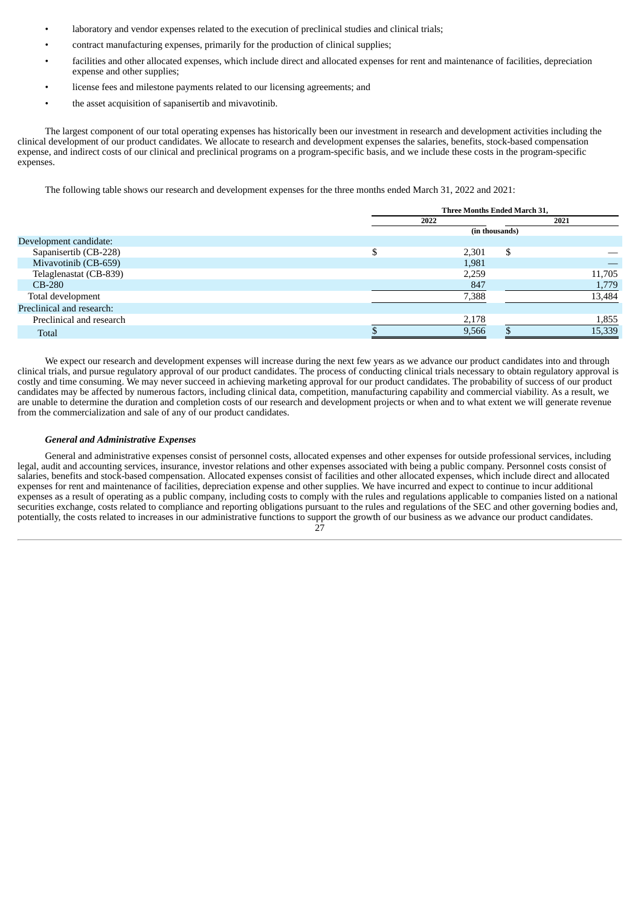- laboratory and vendor expenses related to the execution of preclinical studies and clinical trials;
- contract manufacturing expenses, primarily for the production of clinical supplies;
- facilities and other allocated expenses, which include direct and allocated expenses for rent and maintenance of facilities, depreciation expense and other supplies;
- license fees and milestone payments related to our licensing agreements; and
- the asset acquisition of sapanisertib and mivavotinib.

The largest component of our total operating expenses has historically been our investment in research and development activities including the clinical development of our product candidates. We allocate to research and development expenses the salaries, benefits, stock-based compensation expense, and indirect costs of our clinical and preclinical programs on a program-specific basis, and we include these costs in the program-specific expenses.

The following table shows our research and development expenses for the three months ended March 31, 2022 and 2021:

| | Three Months Ended March 31, | |
|---|---|---|
| | 2022 | 2021 |
| | (in thousands) | |
| Development candidate: | | |
| Sapanisertib (CB-228) | $ 2,301 | $ — |
| Mivavotinib (CB-659) | 1,981 | — |
| Telaglenastat (CB-839) | 2,259 | 11,705 |
| CB-280 | 847 | 1,779 |
| Total development | 7,388 | 13,484 |
| Preclinical and research: | | |
| Preclinical and research | 2,178 | 1,855 |
| Total | $ 9,566 | $ 15,339 |

We expect our research and development expenses will increase during the next few years as we advance our product candidates into and through clinical trials, and pursue regulatory approval of our product candidates. The process of conducting clinical trials necessary to obtain regulatory approval is costly and time consuming. We may never succeed in achieving marketing approval for our product candidates. The probability of success of our product candidates may be affected by numerous factors, including clinical data, competition, manufacturing capability and commercial viability. As a result, we are unable to determine the duration and completion costs of our research and development projects or when and to what extent we will generate revenue from the commercialization and sale of any of our product candidates.

***General and Administrative Expenses***

General and administrative expenses consist of personnel costs, allocated expenses and other expenses for outside professional services, including legal, audit and accounting services, insurance, investor relations and other expenses associated with being a public company. Personnel costs consist of salaries, benefits and stock-based compensation. Allocated expenses consist of facilities and other allocated expenses, which include direct and allocated expenses for rent and maintenance of facilities, depreciation expense and other supplies. We have incurred and expect to continue to incur additional expenses as a result of operating as a public company, including costs to comply with the rules and regulations applicable to companies listed on a national securities exchange, costs related to compliance and reporting obligations pursuant to the rules and regulations of the SEC and other governing bodies and, potentially, the costs related to increases in our administrative functions to support the growth of our business as we advance our product candidates.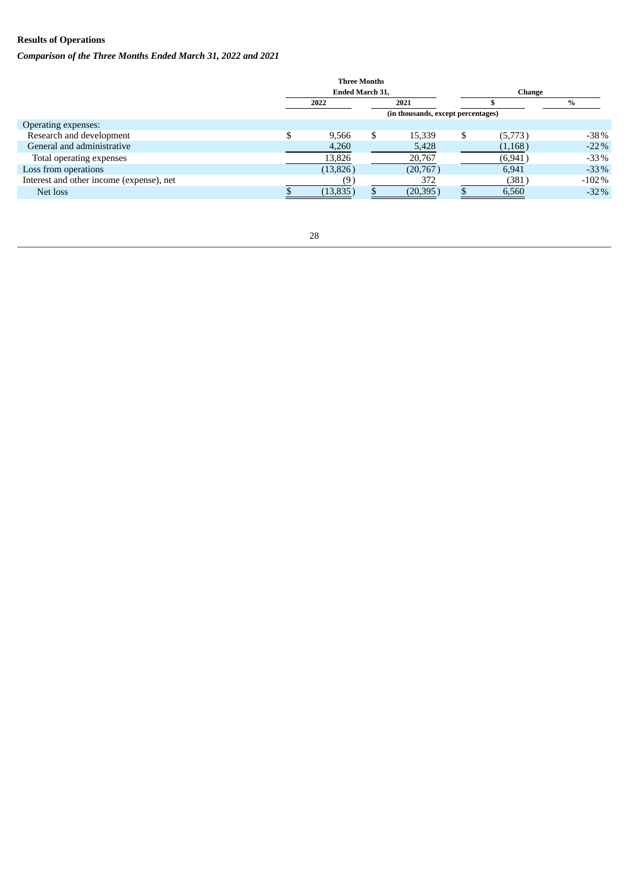**Results of Operations**

***Comparison of the Three Months Ended March 31, 2022 and 2021***

| | Three Months Ended March 31, | | Change | |
|---|---|---|---|---|
| | 2022 | 2021 | $ | % |
| | (in thousands, except percentages) | | | |
| Operating expenses: | | | | |
| Research and development | $ 9,566 | $ 15,339 | $ (5,773) | -38% |
| General and administrative | 4,260 | 5,428 | (1,168) | -22% |
| Total operating expenses | 13,826 | 20,767 | (6,941) | -33% |
| Loss from operations | (13,826) | (20,767) | 6,941 | -33% |
| Interest and other income (expense), net | (9) | 372 | (381) | -102% |
| Net loss | $ (13,835) | $ (20,395) | $ 6,560 | -32% |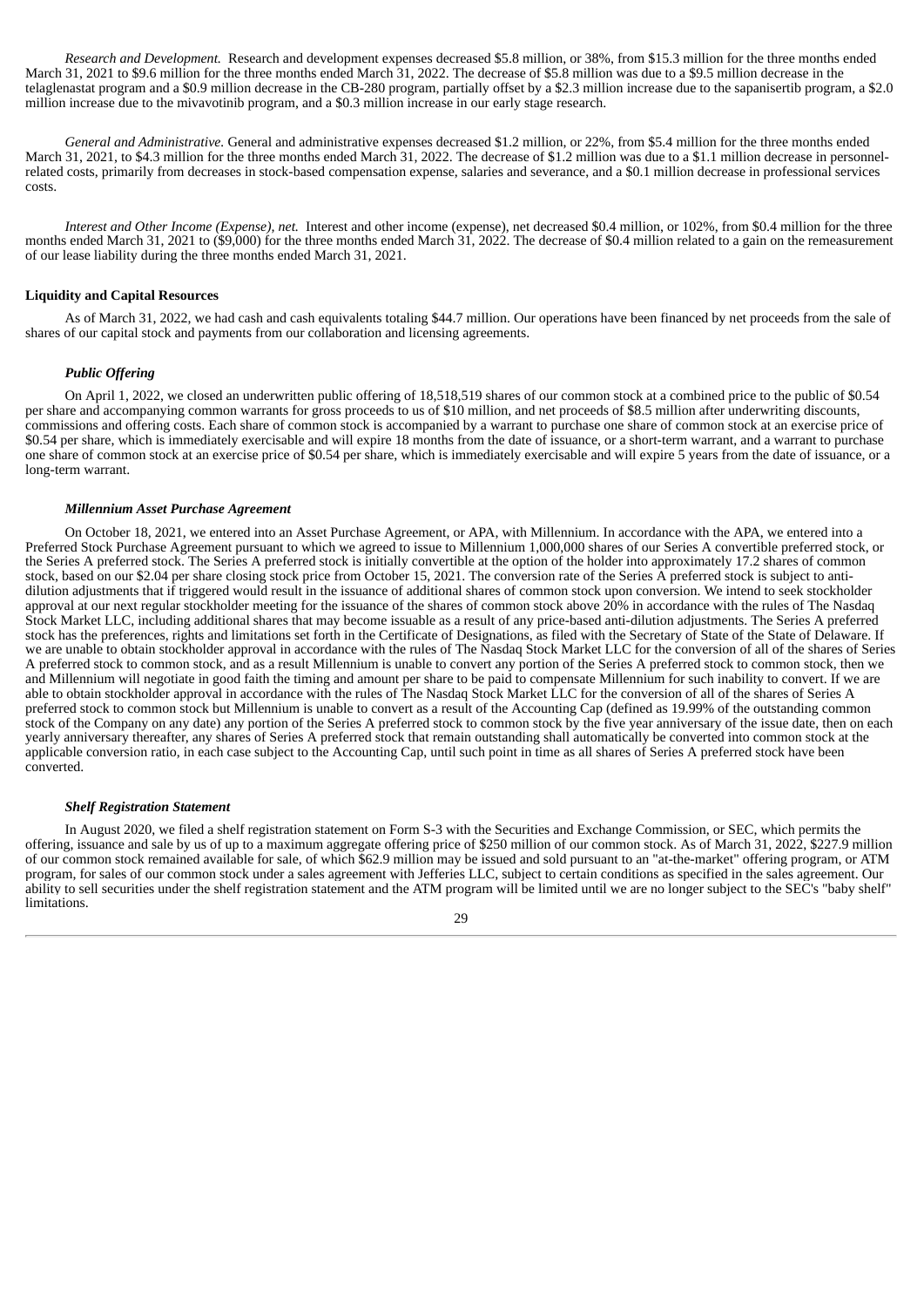*Research and Development.* Research and development expenses decreased $5.8 million, or 38%, from $15.3 million for the three months ended March 31, 2021 to $9.6 million for the three months ended March 31, 2022. The decrease of $5.8 million was due to a $9.5 million decrease in the telaglenastat program and a $0.9 million decrease in the CB-280 program, partially offset by a $2.3 million increase due to the sapanisertib program, a $2.0 million increase due to the mivavotinib program, and a $0.3 million increase in our early stage research.

*General and Administrative.* General and administrative expenses decreased $1.2 million, or 22%, from $5.4 million for the three months ended March 31, 2021, to $4.3 million for the three months ended March 31, 2022. The decrease of $1.2 million was due to a $1.1 million decrease in personnel-related costs, primarily from decreases in stock-based compensation expense, salaries and severance, and a $0.1 million decrease in professional services costs.

*Interest and Other Income (Expense), net.* Interest and other income (expense), net decreased $0.4 million, or 102%, from $0.4 million for the three months ended March 31, 2021 to ($9,000) for the three months ended March 31, 2022. The decrease of $0.4 million related to a gain on the remeasurement of our lease liability during the three months ended March 31, 2021.

**Liquidity and Capital Resources**

As of March 31, 2022, we had cash and cash equivalents totaling $44.7 million. Our operations have been financed by net proceeds from the sale of shares of our capital stock and payments from our collaboration and licensing agreements.

***Public Offering***

On April 1, 2022, we closed an underwritten public offering of 18,518,519 shares of our common stock at a combined price to the public of $0.54 per share and accompanying common warrants for gross proceeds to us of $10 million, and net proceeds of $8.5 million after underwriting discounts, commissions and offering costs. Each share of common stock is accompanied by a warrant to purchase one share of common stock at an exercise price of $0.54 per share, which is immediately exercisable and will expire 18 months from the date of issuance, or a short-term warrant, and a warrant to purchase one share of common stock at an exercise price of $0.54 per share, which is immediately exercisable and will expire 5 years from the date of issuance, or a long-term warrant.

***Millennium Asset Purchase Agreement***

On October 18, 2021, we entered into an Asset Purchase Agreement, or APA, with Millennium. In accordance with the APA, we entered into a Preferred Stock Purchase Agreement pursuant to which we agreed to issue to Millennium 1,000,000 shares of our Series A convertible preferred stock, or the Series A preferred stock. The Series A preferred stock is initially convertible at the option of the holder into approximately 17.2 shares of common stock, based on our $2.04 per share closing stock price from October 15, 2021. The conversion rate of the Series A preferred stock is subject to anti-dilution adjustments that if triggered would result in the issuance of additional shares of common stock upon conversion. We intend to seek stockholder approval at our next regular stockholder meeting for the issuance of the shares of common stock above 20% in accordance with the rules of The Nasdaq Stock Market LLC, including additional shares that may become issuable as a result of any price-based anti-dilution adjustments. The Series A preferred stock has the preferences, rights and limitations set forth in the Certificate of Designations, as filed with the Secretary of State of the State of Delaware. If we are unable to obtain stockholder approval in accordance with the rules of The Nasdaq Stock Market LLC for the conversion of all of the shares of Series A preferred stock to common stock, and as a result Millennium is unable to convert any portion of the Series A preferred stock to common stock, then we and Millennium will negotiate in good faith the timing and amount per share to be paid to compensate Millennium for such inability to convert. If we are able to obtain stockholder approval in accordance with the rules of The Nasdaq Stock Market LLC for the conversion of all of the shares of Series A preferred stock to common stock but Millennium is unable to convert as a result of the Accounting Cap (defined as 19.99% of the outstanding common stock of the Company on any date) any portion of the Series A preferred stock to common stock by the five year anniversary of the issue date, then on each yearly anniversary thereafter, any shares of Series A preferred stock that remain outstanding shall automatically be converted into common stock at the applicable conversion ratio, in each case subject to the Accounting Cap, until such point in time as all shares of Series A preferred stock have been converted.

***Shelf Registration Statement***

In August 2020, we filed a shelf registration statement on Form S-3 with the Securities and Exchange Commission, or SEC, which permits the offering, issuance and sale by us of up to a maximum aggregate offering price of $250 million of our common stock. As of March 31, 2022, $227.9 million of our common stock remained available for sale, of which $62.9 million may be issued and sold pursuant to an "at-the-market" offering program, or ATM program, for sales of our common stock under a sales agreement with Jefferies LLC, subject to certain conditions as specified in the sales agreement. Our ability to sell securities under the shelf registration statement and the ATM program will be limited until we are no longer subject to the SEC's "baby shelf" limitations.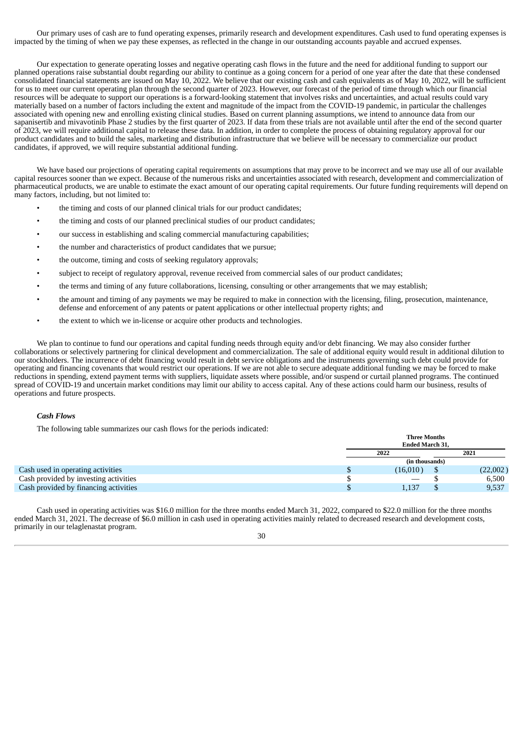Our primary uses of cash are to fund operating expenses, primarily research and development expenditures. Cash used to fund operating expenses is impacted by the timing of when we pay these expenses, as reflected in the change in our outstanding accounts payable and accrued expenses.

Our expectation to generate operating losses and negative operating cash flows in the future and the need for additional funding to support our planned operations raise substantial doubt regarding our ability to continue as a going concern for a period of one year after the date that these condensed consolidated financial statements are issued on May 10, 2022. We believe that our existing cash and cash equivalents as of May 10, 2022, will be sufficient for us to meet our current operating plan through the second quarter of 2023. However, our forecast of the period of time through which our financial resources will be adequate to support our operations is a forward-looking statement that involves risks and uncertainties, and actual results could vary materially based on a number of factors including the extent and magnitude of the impact from the COVID-19 pandemic, in particular the challenges associated with opening new and enrolling existing clinical studies. Based on current planning assumptions, we intend to announce data from our sapanisertib and mivavotinib Phase 2 studies by the first quarter of 2023. If data from these trials are not available until after the end of the second quarter of 2023, we will require additional capital to release these data. In addition, in order to complete the process of obtaining regulatory approval for our product candidates and to build the sales, marketing and distribution infrastructure that we believe will be necessary to commercialize our product candidates, if approved, we will require substantial additional funding.

We have based our projections of operating capital requirements on assumptions that may prove to be incorrect and we may use all of our available capital resources sooner than we expect. Because of the numerous risks and uncertainties associated with research, development and commercialization of pharmaceutical products, we are unable to estimate the exact amount of our operating capital requirements. Our future funding requirements will depend on many factors, including, but not limited to:

- the timing and costs of our planned clinical trials for our product candidates;
- the timing and costs of our planned preclinical studies of our product candidates;
- our success in establishing and scaling commercial manufacturing capabilities;
- the number and characteristics of product candidates that we pursue;
- the outcome, timing and costs of seeking regulatory approvals;
- subject to receipt of regulatory approval, revenue received from commercial sales of our product candidates;
- the terms and timing of any future collaborations, licensing, consulting or other arrangements that we may establish;
- the amount and timing of any payments we may be required to make in connection with the licensing, filing, prosecution, maintenance, defense and enforcement of any patents or patent applications or other intellectual property rights; and
- the extent to which we in-license or acquire other products and technologies.

We plan to continue to fund our operations and capital funding needs through equity and/or debt financing. We may also consider further collaborations or selectively partnering for clinical development and commercialization. The sale of additional equity would result in additional dilution to our stockholders. The incurrence of debt financing would result in debt service obligations and the instruments governing such debt could provide for operating and financing covenants that would restrict our operations. If we are not able to secure adequate additional funding we may be forced to make reductions in spending, extend payment terms with suppliers, liquidate assets where possible, and/or suspend or curtail planned programs. The continued spread of COVID-19 and uncertain market conditions may limit our ability to access capital. Any of these actions could harm our business, results of operations and future prospects.

### *Cash Flows*

The following table summarizes our cash flows for the periods indicated:

| | Three Months Ended March 31, | |
|---|---|---|
| | 2022 | 2021 |
| | (in thousands) | |
| Cash used in operating activities | $ (16,010) | $ (22,002) |
| Cash provided by investing activities | $ — | $ 6,500 |
| Cash provided by financing activities | $ 1,137 | $ 9,537 |

Cash used in operating activities was $16.0 million for the three months ended March 31, 2022, compared to $22.0 million for the three months ended March 31, 2021. The decrease of $6.0 million in cash used in operating activities mainly related to decreased research and development costs, primarily in our telaglenastat program.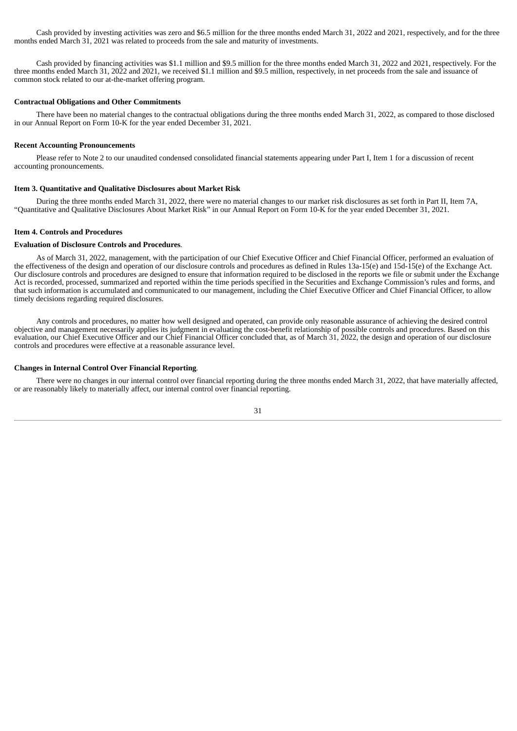Cash provided by investing activities was zero and $6.5 million for the three months ended March 31, 2022 and 2021, respectively, and for the three months ended March 31, 2021 was related to proceeds from the sale and maturity of investments.

Cash provided by financing activities was $1.1 million and $9.5 million for the three months ended March 31, 2022 and 2021, respectively. For the three months ended March 31, 2022 and 2021, we received $1.1 million and $9.5 million, respectively, in net proceeds from the sale and issuance of common stock related to our at-the-market offering program.

**Contractual Obligations and Other Commitments**

There have been no material changes to the contractual obligations during the three months ended March 31, 2022, as compared to those disclosed in our Annual Report on Form 10-K for the year ended December 31, 2021.

**Recent Accounting Pronouncements**

Please refer to Note 2 to our unaudited condensed consolidated financial statements appearing under Part I, Item 1 for a discussion of recent accounting pronouncements.

## Item 3. Quantitative and Qualitative Disclosures about Market Risk

During the three months ended March 31, 2022, there were no material changes to our market risk disclosures as set forth in Part II, Item 7A, "Quantitative and Qualitative Disclosures About Market Risk" in our Annual Report on Form 10-K for the year ended December 31, 2021.

## Item 4. Controls and Procedures

**Evaluation of Disclosure Controls and Procedures**.

As of March 31, 2022, management, with the participation of our Chief Executive Officer and Chief Financial Officer, performed an evaluation of the effectiveness of the design and operation of our disclosure controls and procedures as defined in Rules 13a-15(e) and 15d-15(e) of the Exchange Act. Our disclosure controls and procedures are designed to ensure that information required to be disclosed in the reports we file or submit under the Exchange Act is recorded, processed, summarized and reported within the time periods specified in the Securities and Exchange Commission's rules and forms, and that such information is accumulated and communicated to our management, including the Chief Executive Officer and Chief Financial Officer, to allow timely decisions regarding required disclosures.

Any controls and procedures, no matter how well designed and operated, can provide only reasonable assurance of achieving the desired control objective and management necessarily applies its judgment in evaluating the cost-benefit relationship of possible controls and procedures. Based on this evaluation, our Chief Executive Officer and our Chief Financial Officer concluded that, as of March 31, 2022, the design and operation of our disclosure controls and procedures were effective at a reasonable assurance level.

**Changes in Internal Control Over Financial Reporting**.

There were no changes in our internal control over financial reporting during the three months ended March 31, 2022, that have materially affected, or are reasonably likely to materially affect, our internal control over financial reporting.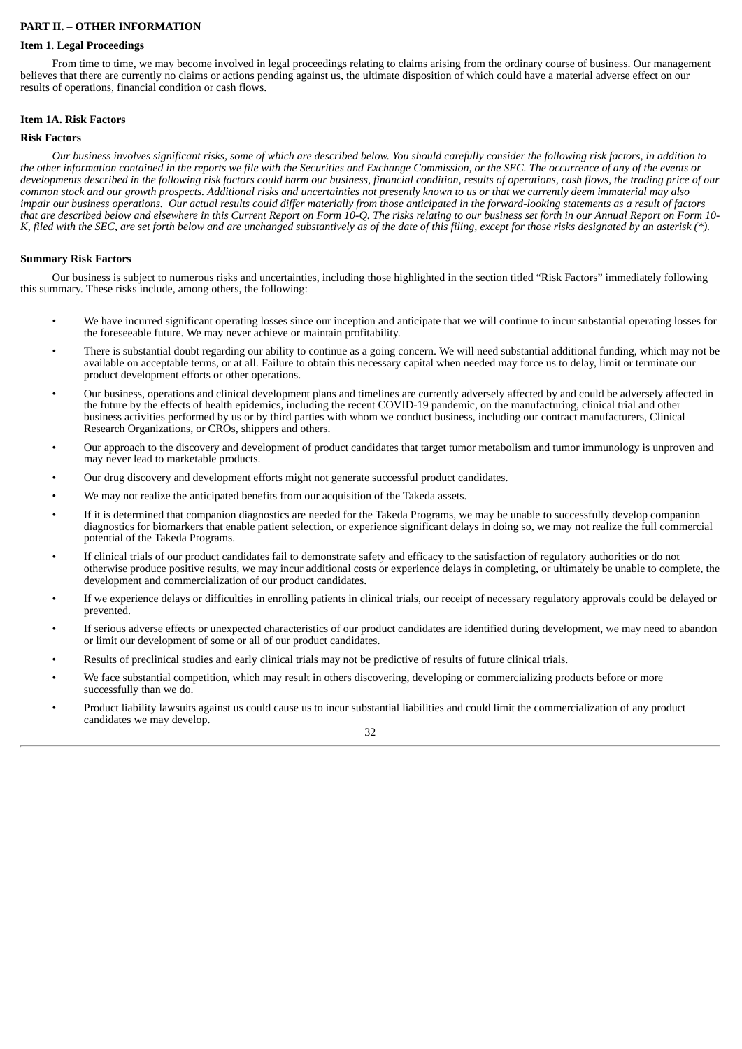## PART II. – OTHER INFORMATION

### Item 1. Legal Proceedings

From time to time, we may become involved in legal proceedings relating to claims arising from the ordinary course of business. Our management believes that there are currently no claims or actions pending against us, the ultimate disposition of which could have a material adverse effect on our results of operations, financial condition or cash flows.

### Item 1A. Risk Factors

#### Risk Factors

*Our business involves significant risks, some of which are described below. You should carefully consider the following risk factors, in addition to the other information contained in the reports we file with the Securities and Exchange Commission, or the SEC. The occurrence of any of the events or developments described in the following risk factors could harm our business, financial condition, results of operations, cash flows, the trading price of our common stock and our growth prospects. Additional risks and uncertainties not presently known to us or that we currently deem immaterial may also impair our business operations. Our actual results could differ materially from those anticipated in the forward-looking statements as a result of factors that are described below and elsewhere in this Current Report on Form 10-Q. The risks relating to our business set forth in our Annual Report on Form 10-K, filed with the SEC, are set forth below and are unchanged substantively as of the date of this filing, except for those risks designated by an asterisk (*).*

#### Summary Risk Factors

Our business is subject to numerous risks and uncertainties, including those highlighted in the section titled "Risk Factors" immediately following this summary. These risks include, among others, the following:

- We have incurred significant operating losses since our inception and anticipate that we will continue to incur substantial operating losses for the foreseeable future. We may never achieve or maintain profitability.
- There is substantial doubt regarding our ability to continue as a going concern. We will need substantial additional funding, which may not be available on acceptable terms, or at all. Failure to obtain this necessary capital when needed may force us to delay, limit or terminate our product development efforts or other operations.
- Our business, operations and clinical development plans and timelines are currently adversely affected by and could be adversely affected in the future by the effects of health epidemics, including the recent COVID-19 pandemic, on the manufacturing, clinical trial and other business activities performed by us or by third parties with whom we conduct business, including our contract manufacturers, Clinical Research Organizations, or CROs, shippers and others.
- Our approach to the discovery and development of product candidates that target tumor metabolism and tumor immunology is unproven and may never lead to marketable products.
- Our drug discovery and development efforts might not generate successful product candidates.
- We may not realize the anticipated benefits from our acquisition of the Takeda assets.
- If it is determined that companion diagnostics are needed for the Takeda Programs, we may be unable to successfully develop companion diagnostics for biomarkers that enable patient selection, or experience significant delays in doing so, we may not realize the full commercial potential of the Takeda Programs.
- If clinical trials of our product candidates fail to demonstrate safety and efficacy to the satisfaction of regulatory authorities or do not otherwise produce positive results, we may incur additional costs or experience delays in completing, or ultimately be unable to complete, the development and commercialization of our product candidates.
- If we experience delays or difficulties in enrolling patients in clinical trials, our receipt of necessary regulatory approvals could be delayed or prevented.
- If serious adverse effects or unexpected characteristics of our product candidates are identified during development, we may need to abandon or limit our development of some or all of our product candidates.
- Results of preclinical studies and early clinical trials may not be predictive of results of future clinical trials.
- We face substantial competition, which may result in others discovering, developing or commercializing products before or more successfully than we do.
- Product liability lawsuits against us could cause us to incur substantial liabilities and could limit the commercialization of any product candidates we may develop.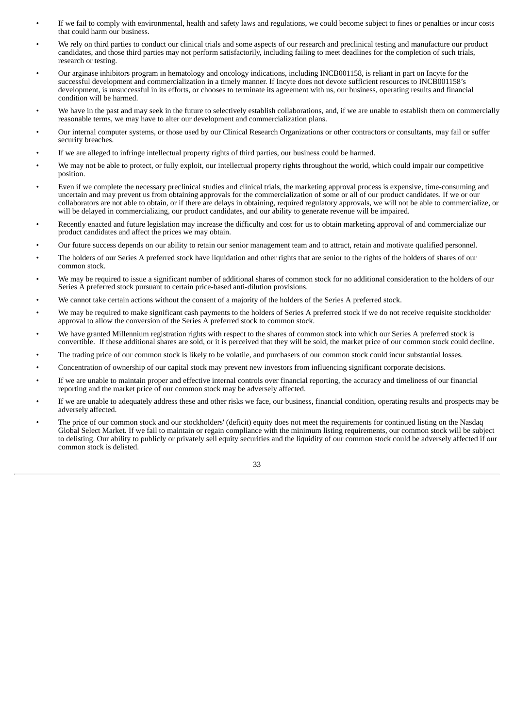- If we fail to comply with environmental, health and safety laws and regulations, we could become subject to fines or penalties or incur costs that could harm our business.
- We rely on third parties to conduct our clinical trials and some aspects of our research and preclinical testing and manufacture our product candidates, and those third parties may not perform satisfactorily, including failing to meet deadlines for the completion of such trials, research or testing.
- Our arginase inhibitors program in hematology and oncology indications, including INCB001158, is reliant in part on Incyte for the successful development and commercialization in a timely manner. If Incyte does not devote sufficient resources to INCB001158's development, is unsuccessful in its efforts, or chooses to terminate its agreement with us, our business, operating results and financial condition will be harmed.
- We have in the past and may seek in the future to selectively establish collaborations, and, if we are unable to establish them on commercially reasonable terms, we may have to alter our development and commercialization plans.
- Our internal computer systems, or those used by our Clinical Research Organizations or other contractors or consultants, may fail or suffer security breaches.
- If we are alleged to infringe intellectual property rights of third parties, our business could be harmed.
- We may not be able to protect, or fully exploit, our intellectual property rights throughout the world, which could impair our competitive position.
- Even if we complete the necessary preclinical studies and clinical trials, the marketing approval process is expensive, time-consuming and uncertain and may prevent us from obtaining approvals for the commercialization of some or all of our product candidates. If we or our collaborators are not able to obtain, or if there are delays in obtaining, required regulatory approvals, we will not be able to commercialize, or will be delayed in commercializing, our product candidates, and our ability to generate revenue will be impaired.
- Recently enacted and future legislation may increase the difficulty and cost for us to obtain marketing approval of and commercialize our product candidates and affect the prices we may obtain.
- Our future success depends on our ability to retain our senior management team and to attract, retain and motivate qualified personnel.
- The holders of our Series A preferred stock have liquidation and other rights that are senior to the rights of the holders of shares of our common stock.
- We may be required to issue a significant number of additional shares of common stock for no additional consideration to the holders of our Series A preferred stock pursuant to certain price-based anti-dilution provisions.
- We cannot take certain actions without the consent of a majority of the holders of the Series A preferred stock.
- We may be required to make significant cash payments to the holders of Series A preferred stock if we do not receive requisite stockholder approval to allow the conversion of the Series A preferred stock to common stock.
- We have granted Millennium registration rights with respect to the shares of common stock into which our Series A preferred stock is convertible. If these additional shares are sold, or it is perceived that they will be sold, the market price of our common stock could decline.
- The trading price of our common stock is likely to be volatile, and purchasers of our common stock could incur substantial losses.
- Concentration of ownership of our capital stock may prevent new investors from influencing significant corporate decisions.
- If we are unable to maintain proper and effective internal controls over financial reporting, the accuracy and timeliness of our financial reporting and the market price of our common stock may be adversely affected.
- If we are unable to adequately address these and other risks we face, our business, financial condition, operating results and prospects may be adversely affected.
- The price of our common stock and our stockholders' (deficit) equity does not meet the requirements for continued listing on the Nasdaq Global Select Market. If we fail to maintain or regain compliance with the minimum listing requirements, our common stock will be subject to delisting. Our ability to publicly or privately sell equity securities and the liquidity of our common stock could be adversely affected if our common stock is delisted.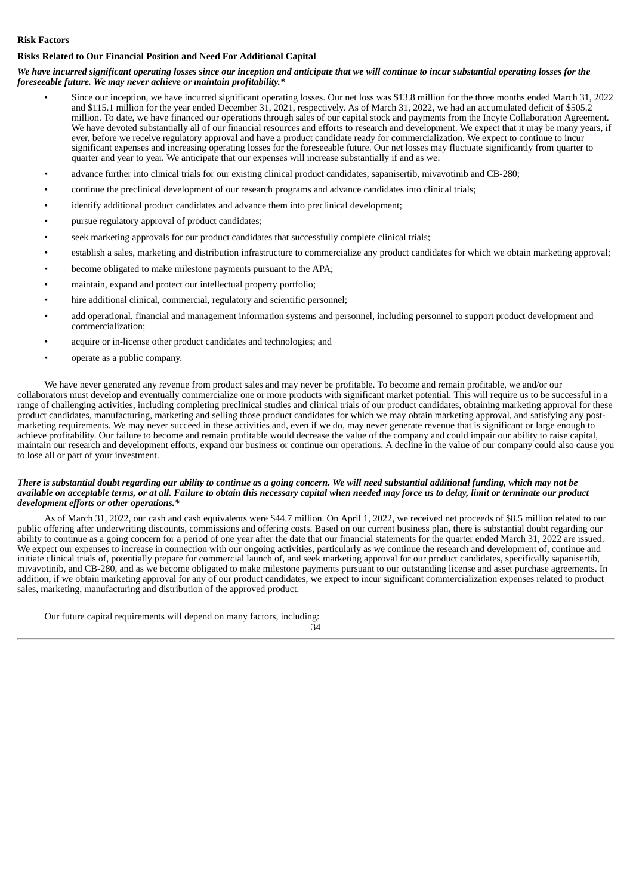**Risk Factors**

**Risks Related to Our Financial Position and Need For Additional Capital**

***We have incurred significant operating losses since our inception and anticipate that we will continue to incur substantial operating losses for the foreseeable future. We may never achieve or maintain profitability.****

- Since our inception, we have incurred significant operating losses. Our net loss was $13.8 million for the three months ended March 31, 2022 and $115.1 million for the year ended December 31, 2021, respectively. As of March 31, 2022, we had an accumulated deficit of $505.2 million. To date, we have financed our operations through sales of our capital stock and payments from the Incyte Collaboration Agreement. We have devoted substantially all of our financial resources and efforts to research and development. We expect that it may be many years, if ever, before we receive regulatory approval and have a product candidate ready for commercialization. We expect to continue to incur significant expenses and increasing operating losses for the foreseeable future. Our net losses may fluctuate significantly from quarter to quarter and year to year. We anticipate that our expenses will increase substantially if and as we:
- advance further into clinical trials for our existing clinical product candidates, sapanisertib, mivavotinib and CB-280;
- continue the preclinical development of our research programs and advance candidates into clinical trials;
- identify additional product candidates and advance them into preclinical development;
- pursue regulatory approval of product candidates;
- seek marketing approvals for our product candidates that successfully complete clinical trials;
- establish a sales, marketing and distribution infrastructure to commercialize any product candidates for which we obtain marketing approval;
- become obligated to make milestone payments pursuant to the APA;
- maintain, expand and protect our intellectual property portfolio;
- hire additional clinical, commercial, regulatory and scientific personnel;
- add operational, financial and management information systems and personnel, including personnel to support product development and commercialization;
- acquire or in-license other product candidates and technologies; and
- operate as a public company.

We have never generated any revenue from product sales and may never be profitable. To become and remain profitable, we and/or our collaborators must develop and eventually commercialize one or more products with significant market potential. This will require us to be successful in a range of challenging activities, including completing preclinical studies and clinical trials of our product candidates, obtaining marketing approval for these product candidates, manufacturing, marketing and selling those product candidates for which we may obtain marketing approval, and satisfying any post-marketing requirements. We may never succeed in these activities and, even if we do, may never generate revenue that is significant or large enough to achieve profitability. Our failure to become and remain profitable would decrease the value of the company and could impair our ability to raise capital, maintain our research and development efforts, expand our business or continue our operations. A decline in the value of our company could also cause you to lose all or part of your investment.

***There is substantial doubt regarding our ability to continue as a going concern. We will need substantial additional funding, which may not be available on acceptable terms, or at all. Failure to obtain this necessary capital when needed may force us to delay, limit or terminate our product development efforts or other operations.****

As of March 31, 2022, our cash and cash equivalents were $44.7 million. On April 1, 2022, we received net proceeds of $8.5 million related to our public offering after underwriting discounts, commissions and offering costs. Based on our current business plan, there is substantial doubt regarding our ability to continue as a going concern for a period of one year after the date that our financial statements for the quarter ended March 31, 2022 are issued. We expect our expenses to increase in connection with our ongoing activities, particularly as we continue the research and development of, continue and initiate clinical trials of, potentially prepare for commercial launch of, and seek marketing approval for our product candidates, specifically sapanisertib, mivavotinib, and CB-280, and as we become obligated to make milestone payments pursuant to our outstanding license and asset purchase agreements. In addition, if we obtain marketing approval for any of our product candidates, we expect to incur significant commercialization expenses related to product sales, marketing, manufacturing and distribution of the approved product.

Our future capital requirements will depend on many factors, including: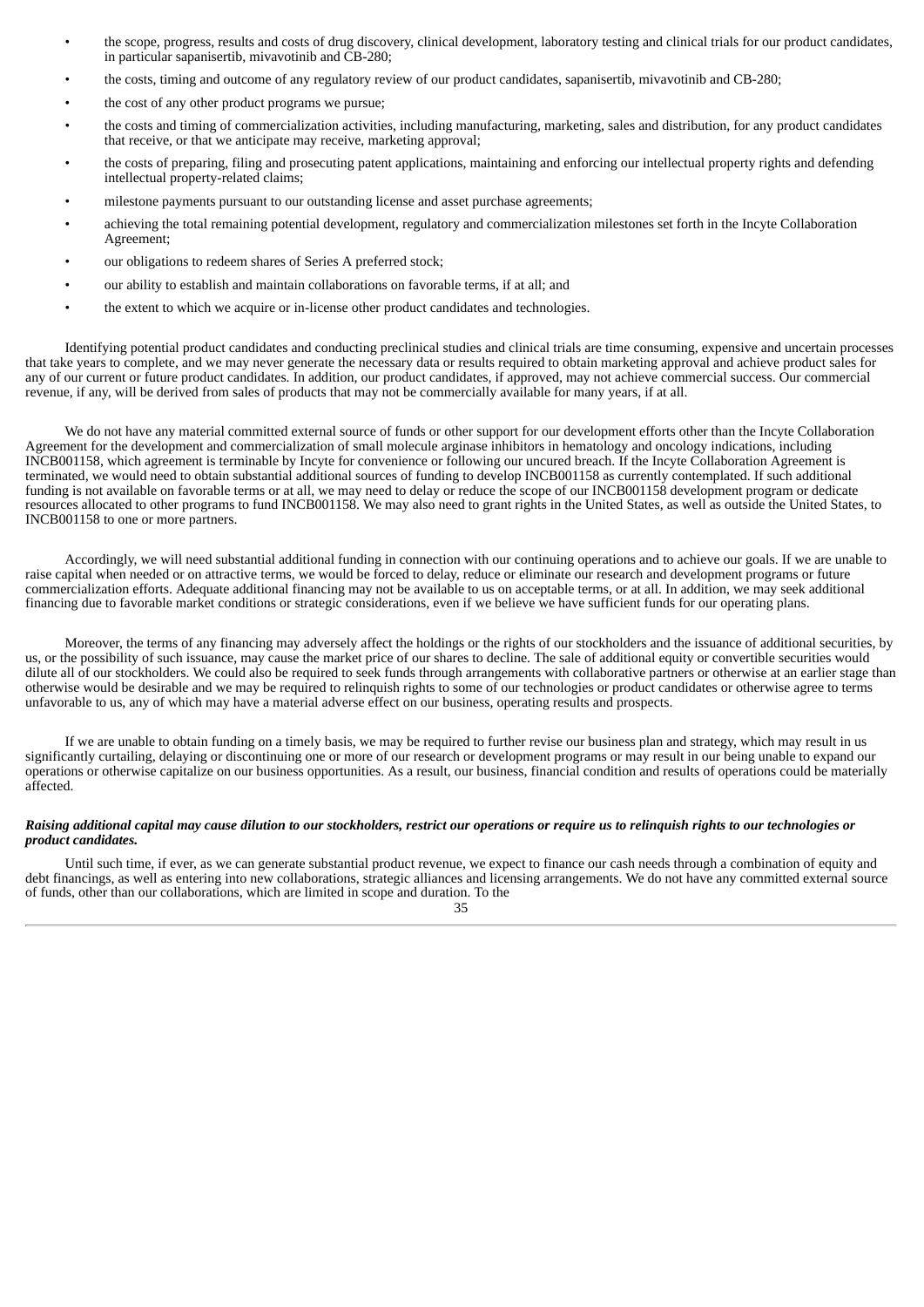- the scope, progress, results and costs of drug discovery, clinical development, laboratory testing and clinical trials for our product candidates, in particular sapanisertib, mivavotinib and CB-280;
- the costs, timing and outcome of any regulatory review of our product candidates, sapanisertib, mivavotinib and CB-280;
- the cost of any other product programs we pursue;
- the costs and timing of commercialization activities, including manufacturing, marketing, sales and distribution, for any product candidates that receive, or that we anticipate may receive, marketing approval;
- the costs of preparing, filing and prosecuting patent applications, maintaining and enforcing our intellectual property rights and defending intellectual property-related claims;
- milestone payments pursuant to our outstanding license and asset purchase agreements;
- achieving the total remaining potential development, regulatory and commercialization milestones set forth in the Incyte Collaboration Agreement;
- our obligations to redeem shares of Series A preferred stock;
- our ability to establish and maintain collaborations on favorable terms, if at all; and
- the extent to which we acquire or in-license other product candidates and technologies.

Identifying potential product candidates and conducting preclinical studies and clinical trials are time consuming, expensive and uncertain processes that take years to complete, and we may never generate the necessary data or results required to obtain marketing approval and achieve product sales for any of our current or future product candidates. In addition, our product candidates, if approved, may not achieve commercial success. Our commercial revenue, if any, will be derived from sales of products that may not be commercially available for many years, if at all.

We do not have any material committed external source of funds or other support for our development efforts other than the Incyte Collaboration Agreement for the development and commercialization of small molecule arginase inhibitors in hematology and oncology indications, including INCB001158, which agreement is terminable by Incyte for convenience or following our uncured breach. If the Incyte Collaboration Agreement is terminated, we would need to obtain substantial additional sources of funding to develop INCB001158 as currently contemplated. If such additional funding is not available on favorable terms or at all, we may need to delay or reduce the scope of our INCB001158 development program or dedicate resources allocated to other programs to fund INCB001158. We may also need to grant rights in the United States, as well as outside the United States, to INCB001158 to one or more partners.

Accordingly, we will need substantial additional funding in connection with our continuing operations and to achieve our goals. If we are unable to raise capital when needed or on attractive terms, we would be forced to delay, reduce or eliminate our research and development programs or future commercialization efforts. Adequate additional financing may not be available to us on acceptable terms, or at all. In addition, we may seek additional financing due to favorable market conditions or strategic considerations, even if we believe we have sufficient funds for our operating plans.

Moreover, the terms of any financing may adversely affect the holdings or the rights of our stockholders and the issuance of additional securities, by us, or the possibility of such issuance, may cause the market price of our shares to decline. The sale of additional equity or convertible securities would dilute all of our stockholders. We could also be required to seek funds through arrangements with collaborative partners or otherwise at an earlier stage than otherwise would be desirable and we may be required to relinquish rights to some of our technologies or product candidates or otherwise agree to terms unfavorable to us, any of which may have a material adverse effect on our business, operating results and prospects.

If we are unable to obtain funding on a timely basis, we may be required to further revise our business plan and strategy, which may result in us significantly curtailing, delaying or discontinuing one or more of our research or development programs or may result in our being unable to expand our operations or otherwise capitalize on our business opportunities. As a result, our business, financial condition and results of operations could be materially affected.

***Raising additional capital may cause dilution to our stockholders, restrict our operations or require us to relinquish rights to our technologies or product candidates.***

Until such time, if ever, as we can generate substantial product revenue, we expect to finance our cash needs through a combination of equity and debt financings, as well as entering into new collaborations, strategic alliances and licensing arrangements. We do not have any committed external source of funds, other than our collaborations, which are limited in scope and duration. To the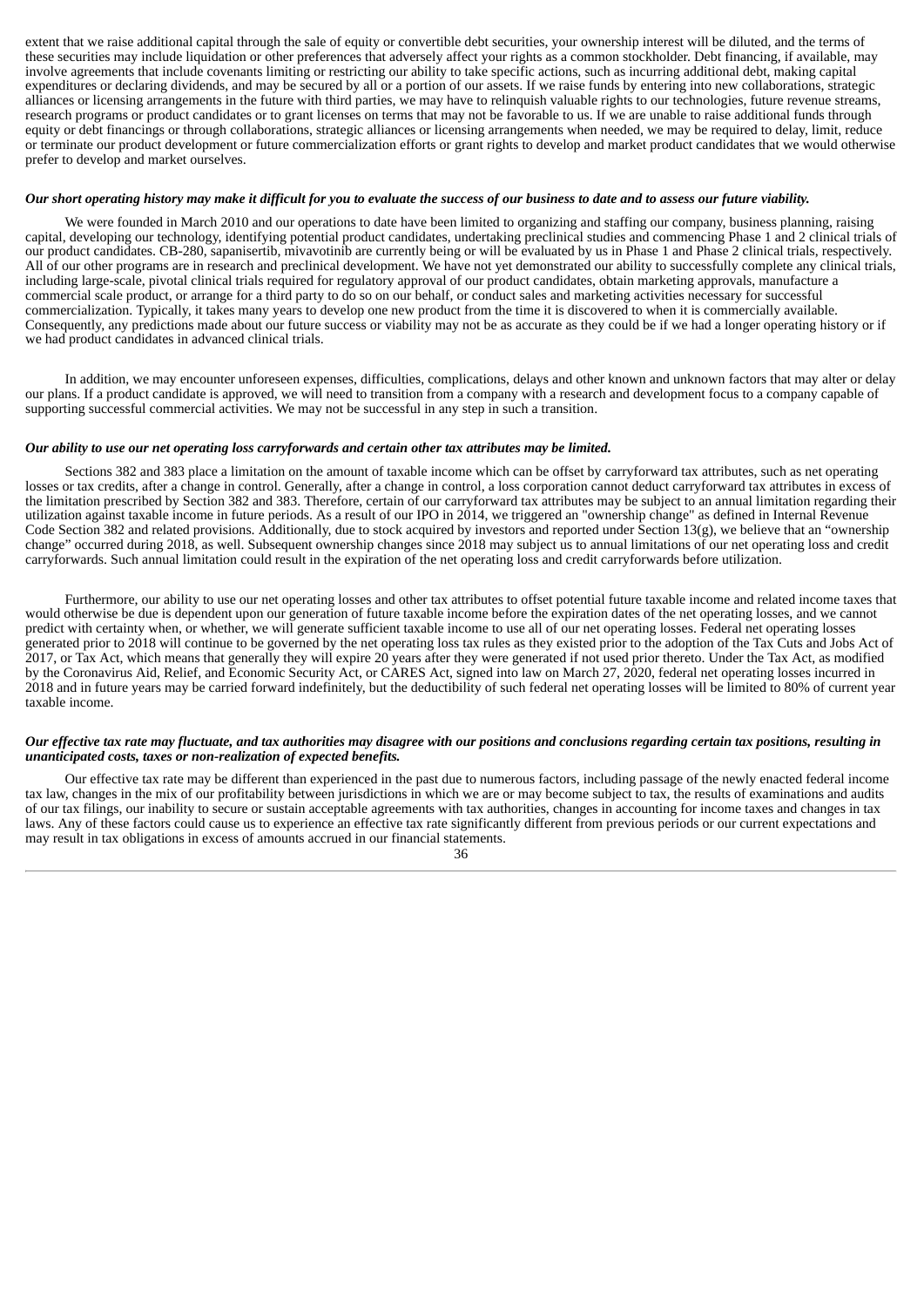extent that we raise additional capital through the sale of equity or convertible debt securities, your ownership interest will be diluted, and the terms of these securities may include liquidation or other preferences that adversely affect your rights as a common stockholder. Debt financing, if available, may involve agreements that include covenants limiting or restricting our ability to take specific actions, such as incurring additional debt, making capital expenditures or declaring dividends, and may be secured by all or a portion of our assets. If we raise funds by entering into new collaborations, strategic alliances or licensing arrangements in the future with third parties, we may have to relinquish valuable rights to our technologies, future revenue streams, research programs or product candidates or to grant licenses on terms that may not be favorable to us. If we are unable to raise additional funds through equity or debt financings or through collaborations, strategic alliances or licensing arrangements when needed, we may be required to delay, limit, reduce or terminate our product development or future commercialization efforts or grant rights to develop and market product candidates that we would otherwise prefer to develop and market ourselves.

***Our short operating history may make it difficult for you to evaluate the success of our business to date and to assess our future viability.***

We were founded in March 2010 and our operations to date have been limited to organizing and staffing our company, business planning, raising capital, developing our technology, identifying potential product candidates, undertaking preclinical studies and commencing Phase 1 and 2 clinical trials of our product candidates. CB-280, sapanisertib, mivavotinib are currently being or will be evaluated by us in Phase 1 and Phase 2 clinical trials, respectively. All of our other programs are in research and preclinical development. We have not yet demonstrated our ability to successfully complete any clinical trials, including large-scale, pivotal clinical trials required for regulatory approval of our product candidates, obtain marketing approvals, manufacture a commercial scale product, or arrange for a third party to do so on our behalf, or conduct sales and marketing activities necessary for successful commercialization. Typically, it takes many years to develop one new product from the time it is discovered to when it is commercially available. Consequently, any predictions made about our future success or viability may not be as accurate as they could be if we had a longer operating history or if we had product candidates in advanced clinical trials.

In addition, we may encounter unforeseen expenses, difficulties, complications, delays and other known and unknown factors that may alter or delay our plans. If a product candidate is approved, we will need to transition from a company with a research and development focus to a company capable of supporting successful commercial activities. We may not be successful in any step in such a transition.

***Our ability to use our net operating loss carryforwards and certain other tax attributes may be limited.***

Sections 382 and 383 place a limitation on the amount of taxable income which can be offset by carryforward tax attributes, such as net operating losses or tax credits, after a change in control. Generally, after a change in control, a loss corporation cannot deduct carryforward tax attributes in excess of the limitation prescribed by Section 382 and 383. Therefore, certain of our carryforward tax attributes may be subject to an annual limitation regarding their utilization against taxable income in future periods. As a result of our IPO in 2014, we triggered an "ownership change" as defined in Internal Revenue Code Section 382 and related provisions. Additionally, due to stock acquired by investors and reported under Section 13(g), we believe that an "ownership change" occurred during 2018, as well. Subsequent ownership changes since 2018 may subject us to annual limitations of our net operating loss and credit carryforwards. Such annual limitation could result in the expiration of the net operating loss and credit carryforwards before utilization.

Furthermore, our ability to use our net operating losses and other tax attributes to offset potential future taxable income and related income taxes that would otherwise be due is dependent upon our generation of future taxable income before the expiration dates of the net operating losses, and we cannot predict with certainty when, or whether, we will generate sufficient taxable income to use all of our net operating losses. Federal net operating losses generated prior to 2018 will continue to be governed by the net operating loss tax rules as they existed prior to the adoption of the Tax Cuts and Jobs Act of 2017, or Tax Act, which means that generally they will expire 20 years after they were generated if not used prior thereto. Under the Tax Act, as modified by the Coronavirus Aid, Relief, and Economic Security Act, or CARES Act, signed into law on March 27, 2020, federal net operating losses incurred in 2018 and in future years may be carried forward indefinitely, but the deductibility of such federal net operating losses will be limited to 80% of current year taxable income.

***Our effective tax rate may fluctuate, and tax authorities may disagree with our positions and conclusions regarding certain tax positions, resulting in unanticipated costs, taxes or non-realization of expected benefits.***

Our effective tax rate may be different than experienced in the past due to numerous factors, including passage of the newly enacted federal income tax law, changes in the mix of our profitability between jurisdictions in which we are or may become subject to tax, the results of examinations and audits of our tax filings, our inability to secure or sustain acceptable agreements with tax authorities, changes in accounting for income taxes and changes in tax laws. Any of these factors could cause us to experience an effective tax rate significantly different from previous periods or our current expectations and may result in tax obligations in excess of amounts accrued in our financial statements.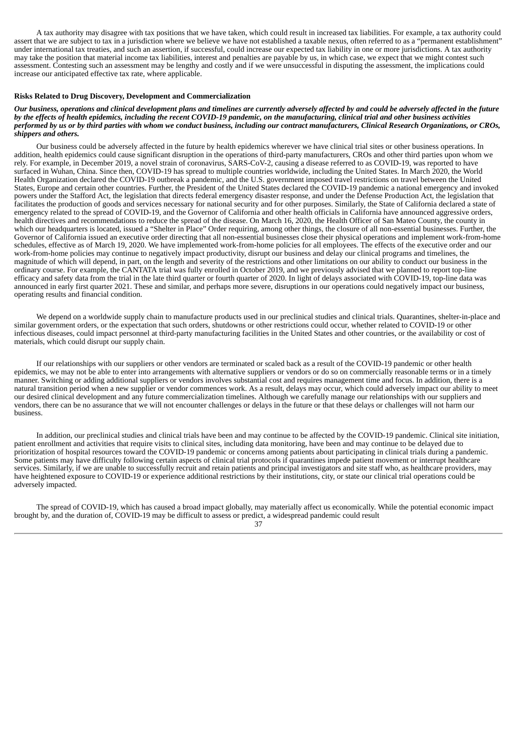A tax authority may disagree with tax positions that we have taken, which could result in increased tax liabilities. For example, a tax authority could assert that we are subject to tax in a jurisdiction where we believe we have not established a taxable nexus, often referred to as a "permanent establishment" under international tax treaties, and such an assertion, if successful, could increase our expected tax liability in one or more jurisdictions. A tax authority may take the position that material income tax liabilities, interest and penalties are payable by us, in which case, we expect that we might contest such assessment. Contesting such an assessment may be lengthy and costly and if we were unsuccessful in disputing the assessment, the implications could increase our anticipated effective tax rate, where applicable.

**Risks Related to Drug Discovery, Development and Commercialization**

***Our business, operations and clinical development plans and timelines are currently adversely affected by and could be adversely affected in the future by the effects of health epidemics, including the recent COVID-19 pandemic, on the manufacturing, clinical trial and other business activities performed by us or by third parties with whom we conduct business, including our contract manufacturers, Clinical Research Organizations, or CROs, shippers and others.***

Our business could be adversely affected in the future by health epidemics wherever we have clinical trial sites or other business operations. In addition, health epidemics could cause significant disruption in the operations of third-party manufacturers, CROs and other third parties upon whom we rely. For example, in December 2019, a novel strain of coronavirus, SARS-CoV-2, causing a disease referred to as COVID-19, was reported to have surfaced in Wuhan, China. Since then, COVID-19 has spread to multiple countries worldwide, including the United States. In March 2020, the World Health Organization declared the COVID-19 outbreak a pandemic, and the U.S. government imposed travel restrictions on travel between the United States, Europe and certain other countries. Further, the President of the United States declared the COVID-19 pandemic a national emergency and invoked powers under the Stafford Act, the legislation that directs federal emergency disaster response, and under the Defense Production Act, the legislation that facilitates the production of goods and services necessary for national security and for other purposes. Similarly, the State of California declared a state of emergency related to the spread of COVID-19, and the Governor of California and other health officials in California have announced aggressive orders, health directives and recommendations to reduce the spread of the disease. On March 16, 2020, the Health Officer of San Mateo County, the county in which our headquarters is located, issued a "Shelter in Place" Order requiring, among other things, the closure of all non-essential businesses. Further, the Governor of California issued an executive order directing that all non-essential businesses close their physical operations and implement work-from-home schedules, effective as of March 19, 2020. We have implemented work-from-home policies for all employees. The effects of the executive order and our work-from-home policies may continue to negatively impact productivity, disrupt our business and delay our clinical programs and timelines, the magnitude of which will depend, in part, on the length and severity of the restrictions and other limitations on our ability to conduct our business in the ordinary course. For example, the CANTATA trial was fully enrolled in October 2019, and we previously advised that we planned to report top-line efficacy and safety data from the trial in the late third quarter or fourth quarter of 2020. In light of delays associated with COVID-19, top-line data was announced in early first quarter 2021. These and similar, and perhaps more severe, disruptions in our operations could negatively impact our business, operating results and financial condition.

We depend on a worldwide supply chain to manufacture products used in our preclinical studies and clinical trials. Quarantines, shelter-in-place and similar government orders, or the expectation that such orders, shutdowns or other restrictions could occur, whether related to COVID-19 or other infectious diseases, could impact personnel at third-party manufacturing facilities in the United States and other countries, or the availability or cost of materials, which could disrupt our supply chain.

If our relationships with our suppliers or other vendors are terminated or scaled back as a result of the COVID-19 pandemic or other health epidemics, we may not be able to enter into arrangements with alternative suppliers or vendors or do so on commercially reasonable terms or in a timely manner. Switching or adding additional suppliers or vendors involves substantial cost and requires management time and focus. In addition, there is a natural transition period when a new supplier or vendor commences work. As a result, delays may occur, which could adversely impact our ability to meet our desired clinical development and any future commercialization timelines. Although we carefully manage our relationships with our suppliers and vendors, there can be no assurance that we will not encounter challenges or delays in the future or that these delays or challenges will not harm our business.

In addition, our preclinical studies and clinical trials have been and may continue to be affected by the COVID-19 pandemic. Clinical site initiation, patient enrollment and activities that require visits to clinical sites, including data monitoring, have been and may continue to be delayed due to prioritization of hospital resources toward the COVID-19 pandemic or concerns among patients about participating in clinical trials during a pandemic. Some patients may have difficulty following certain aspects of clinical trial protocols if quarantines impede patient movement or interrupt healthcare services. Similarly, if we are unable to successfully recruit and retain patients and principal investigators and site staff who, as healthcare providers, may have heightened exposure to COVID-19 or experience additional restrictions by their institutions, city, or state our clinical trial operations could be adversely impacted.

The spread of COVID-19, which has caused a broad impact globally, may materially affect us economically. While the potential economic impact brought by, and the duration of, COVID-19 may be difficult to assess or predict, a widespread pandemic could result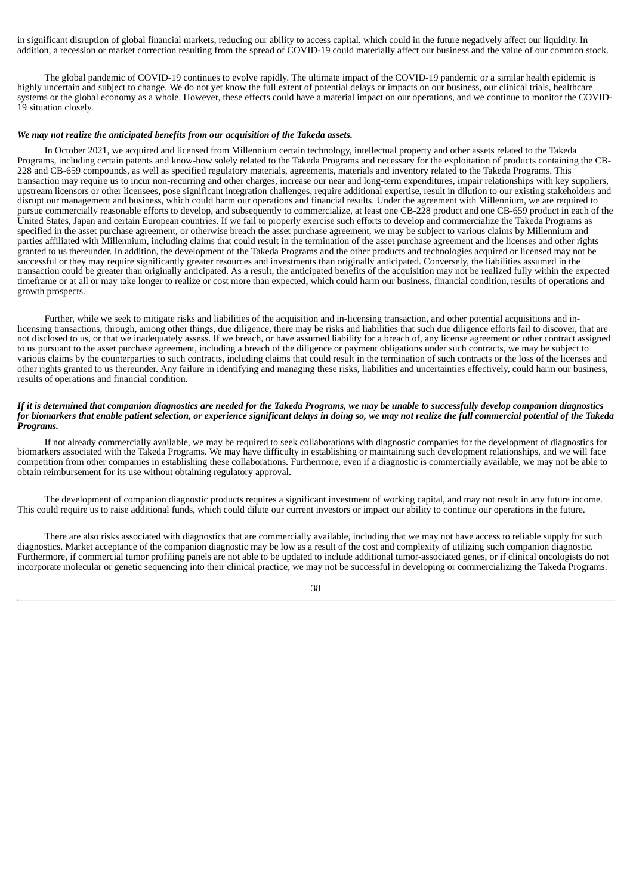in significant disruption of global financial markets, reducing our ability to access capital, which could in the future negatively affect our liquidity. In addition, a recession or market correction resulting from the spread of COVID-19 could materially affect our business and the value of our common stock.

The global pandemic of COVID-19 continues to evolve rapidly. The ultimate impact of the COVID-19 pandemic or a similar health epidemic is highly uncertain and subject to change. We do not yet know the full extent of potential delays or impacts on our business, our clinical trials, healthcare systems or the global economy as a whole. However, these effects could have a material impact on our operations, and we continue to monitor the COVID-19 situation closely.

***We may not realize the anticipated benefits from our acquisition of the Takeda assets.***

In October 2021, we acquired and licensed from Millennium certain technology, intellectual property and other assets related to the Takeda Programs, including certain patents and know-how solely related to the Takeda Programs and necessary for the exploitation of products containing the CB-228 and CB-659 compounds, as well as specified regulatory materials, agreements, materials and inventory related to the Takeda Programs. This transaction may require us to incur non-recurring and other charges, increase our near and long-term expenditures, impair relationships with key suppliers, upstream licensors or other licensees, pose significant integration challenges, require additional expertise, result in dilution to our existing stakeholders and disrupt our management and business, which could harm our operations and financial results. Under the agreement with Millennium, we are required to pursue commercially reasonable efforts to develop, and subsequently to commercialize, at least one CB-228 product and one CB-659 product in each of the United States, Japan and certain European countries. If we fail to properly exercise such efforts to develop and commercialize the Takeda Programs as specified in the asset purchase agreement, or otherwise breach the asset purchase agreement, we may be subject to various claims by Millennium and parties affiliated with Millennium, including claims that could result in the termination of the asset purchase agreement and the licenses and other rights granted to us thereunder. In addition, the development of the Takeda Programs and the other products and technologies acquired or licensed may not be successful or they may require significantly greater resources and investments than originally anticipated. Conversely, the liabilities assumed in the transaction could be greater than originally anticipated. As a result, the anticipated benefits of the acquisition may not be realized fully within the expected timeframe or at all or may take longer to realize or cost more than expected, which could harm our business, financial condition, results of operations and growth prospects.

Further, while we seek to mitigate risks and liabilities of the acquisition and in-licensing transaction, and other potential acquisitions and in-licensing transactions, through, among other things, due diligence, there may be risks and liabilities that such due diligence efforts fail to discover, that are not disclosed to us, or that we inadequately assess. If we breach, or have assumed liability for a breach of, any license agreement or other contract assigned to us pursuant to the asset purchase agreement, including a breach of the diligence or payment obligations under such contracts, we may be subject to various claims by the counterparties to such contracts, including claims that could result in the termination of such contracts or the loss of the licenses and other rights granted to us thereunder. Any failure in identifying and managing these risks, liabilities and uncertainties effectively, could harm our business, results of operations and financial condition.

***If it is determined that companion diagnostics are needed for the Takeda Programs, we may be unable to successfully develop companion diagnostics for biomarkers that enable patient selection, or experience significant delays in doing so, we may not realize the full commercial potential of the Takeda Programs.***

If not already commercially available, we may be required to seek collaborations with diagnostic companies for the development of diagnostics for biomarkers associated with the Takeda Programs. We may have difficulty in establishing or maintaining such development relationships, and we will face competition from other companies in establishing these collaborations. Furthermore, even if a diagnostic is commercially available, we may not be able to obtain reimbursement for its use without obtaining regulatory approval.

The development of companion diagnostic products requires a significant investment of working capital, and may not result in any future income. This could require us to raise additional funds, which could dilute our current investors or impact our ability to continue our operations in the future.

There are also risks associated with diagnostics that are commercially available, including that we may not have access to reliable supply for such diagnostics. Market acceptance of the companion diagnostic may be low as a result of the cost and complexity of utilizing such companion diagnostic. Furthermore, if commercial tumor profiling panels are not able to be updated to include additional tumor-associated genes, or if clinical oncologists do not incorporate molecular or genetic sequencing into their clinical practice, we may not be successful in developing or commercializing the Takeda Programs.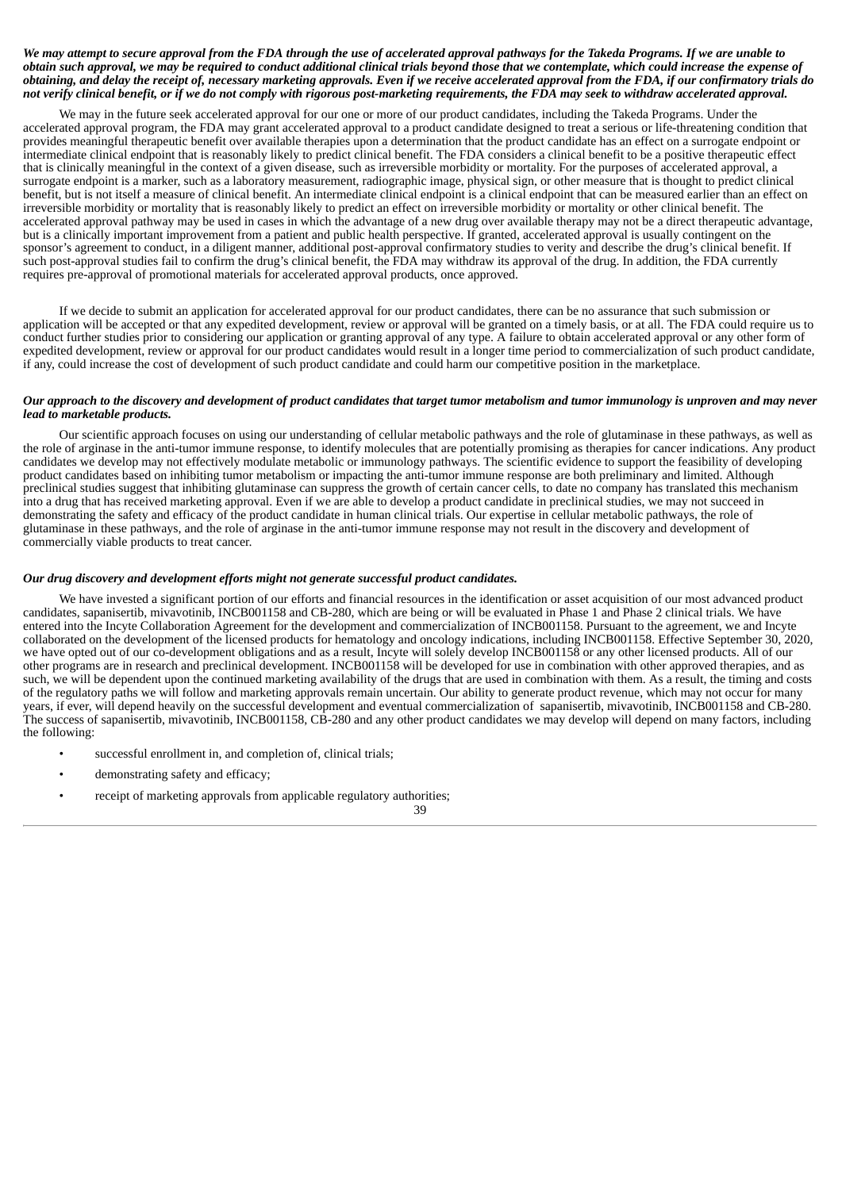***We may attempt to secure approval from the FDA through the use of accelerated approval pathways for the Takeda Programs. If we are unable to obtain such approval, we may be required to conduct additional clinical trials beyond those that we contemplate, which could increase the expense of obtaining, and delay the receipt of, necessary marketing approvals. Even if we receive accelerated approval from the FDA, if our confirmatory trials do not verify clinical benefit, or if we do not comply with rigorous post-marketing requirements, the FDA may seek to withdraw accelerated approval.***

We may in the future seek accelerated approval for our one or more of our product candidates, including the Takeda Programs. Under the accelerated approval program, the FDA may grant accelerated approval to a product candidate designed to treat a serious or life-threatening condition that provides meaningful therapeutic benefit over available therapies upon a determination that the product candidate has an effect on a surrogate endpoint or intermediate clinical endpoint that is reasonably likely to predict clinical benefit. The FDA considers a clinical benefit to be a positive therapeutic effect that is clinically meaningful in the context of a given disease, such as irreversible morbidity or mortality. For the purposes of accelerated approval, a surrogate endpoint is a marker, such as a laboratory measurement, radiographic image, physical sign, or other measure that is thought to predict clinical benefit, but is not itself a measure of clinical benefit. An intermediate clinical endpoint is a clinical endpoint that can be measured earlier than an effect on irreversible morbidity or mortality that is reasonably likely to predict an effect on irreversible morbidity or mortality or other clinical benefit. The accelerated approval pathway may be used in cases in which the advantage of a new drug over available therapy may not be a direct therapeutic advantage, but is a clinically important improvement from a patient and public health perspective. If granted, accelerated approval is usually contingent on the sponsor's agreement to conduct, in a diligent manner, additional post-approval confirmatory studies to verity and describe the drug's clinical benefit. If such post-approval studies fail to confirm the drug's clinical benefit, the FDA may withdraw its approval of the drug. In addition, the FDA currently requires pre-approval of promotional materials for accelerated approval products, once approved.

If we decide to submit an application for accelerated approval for our product candidates, there can be no assurance that such submission or application will be accepted or that any expedited development, review or approval will be granted on a timely basis, or at all. The FDA could require us to conduct further studies prior to considering our application or granting approval of any type. A failure to obtain accelerated approval or any other form of expedited development, review or approval for our product candidates would result in a longer time period to commercialization of such product candidate, if any, could increase the cost of development of such product candidate and could harm our competitive position in the marketplace.

***Our approach to the discovery and development of product candidates that target tumor metabolism and tumor immunology is unproven and may never lead to marketable products.***

Our scientific approach focuses on using our understanding of cellular metabolic pathways and the role of glutaminase in these pathways, as well as the role of arginase in the anti-tumor immune response, to identify molecules that are potentially promising as therapies for cancer indications. Any product candidates we develop may not effectively modulate metabolic or immunology pathways. The scientific evidence to support the feasibility of developing product candidates based on inhibiting tumor metabolism or impacting the anti-tumor immune response are both preliminary and limited. Although preclinical studies suggest that inhibiting glutaminase can suppress the growth of certain cancer cells, to date no company has translated this mechanism into a drug that has received marketing approval. Even if we are able to develop a product candidate in preclinical studies, we may not succeed in demonstrating the safety and efficacy of the product candidate in human clinical trials. Our expertise in cellular metabolic pathways, the role of glutaminase in these pathways, and the role of arginase in the anti-tumor immune response may not result in the discovery and development of commercially viable products to treat cancer.

***Our drug discovery and development efforts might not generate successful product candidates.***

We have invested a significant portion of our efforts and financial resources in the identification or asset acquisition of our most advanced product candidates, sapanisertib, mivavotinib, INCB001158 and CB-280, which are being or will be evaluated in Phase 1 and Phase 2 clinical trials. We have entered into the Incyte Collaboration Agreement for the development and commercialization of INCB001158. Pursuant to the agreement, we and Incyte collaborated on the development of the licensed products for hematology and oncology indications, including INCB001158. Effective September 30, 2020, we have opted out of our co-development obligations and as a result, Incyte will solely develop INCB001158 or any other licensed products. All of our other programs are in research and preclinical development. INCB001158 will be developed for use in combination with other approved therapies, and as such, we will be dependent upon the continued marketing availability of the drugs that are used in combination with them. As a result, the timing and costs of the regulatory paths we will follow and marketing approvals remain uncertain. Our ability to generate product revenue, which may not occur for many years, if ever, will depend heavily on the successful development and eventual commercialization of sapanisertib, mivavotinib, INCB001158 and CB-280. The success of sapanisertib, mivavotinib, INCB001158, CB-280 and any other product candidates we may develop will depend on many factors, including the following:

- successful enrollment in, and completion of, clinical trials;
- demonstrating safety and efficacy;
- receipt of marketing approvals from applicable regulatory authorities;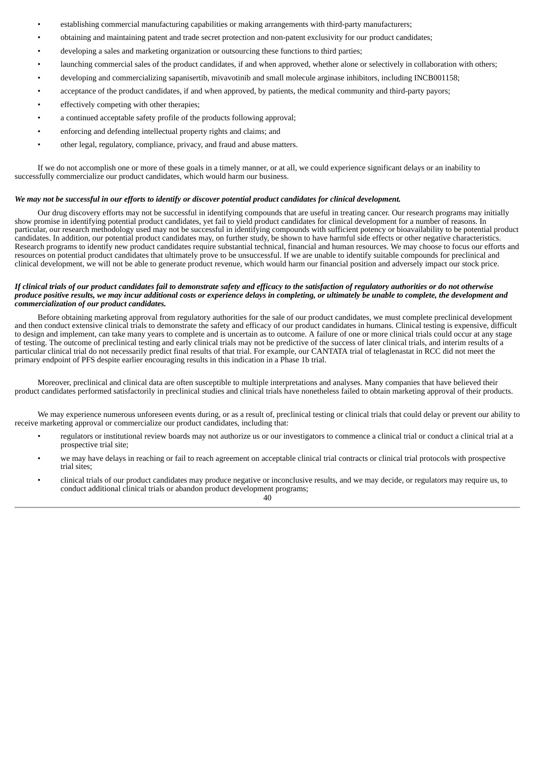- establishing commercial manufacturing capabilities or making arrangements with third-party manufacturers;
- obtaining and maintaining patent and trade secret protection and non-patent exclusivity for our product candidates;
- developing a sales and marketing organization or outsourcing these functions to third parties;
- launching commercial sales of the product candidates, if and when approved, whether alone or selectively in collaboration with others;
- developing and commercializing sapanisertib, mivavotinib and small molecule arginase inhibitors, including INCB001158;
- acceptance of the product candidates, if and when approved, by patients, the medical community and third-party payors;
- effectively competing with other therapies;
- a continued acceptable safety profile of the products following approval;
- enforcing and defending intellectual property rights and claims; and
- other legal, regulatory, compliance, privacy, and fraud and abuse matters.

If we do not accomplish one or more of these goals in a timely manner, or at all, we could experience significant delays or an inability to successfully commercialize our product candidates, which would harm our business.

***We may not be successful in our efforts to identify or discover potential product candidates for clinical development.***

Our drug discovery efforts may not be successful in identifying compounds that are useful in treating cancer. Our research programs may initially show promise in identifying potential product candidates, yet fail to yield product candidates for clinical development for a number of reasons. In particular, our research methodology used may not be successful in identifying compounds with sufficient potency or bioavailability to be potential product candidates. In addition, our potential product candidates may, on further study, be shown to have harmful side effects or other negative characteristics. Research programs to identify new product candidates require substantial technical, financial and human resources. We may choose to focus our efforts and resources on potential product candidates that ultimately prove to be unsuccessful. If we are unable to identify suitable compounds for preclinical and clinical development, we will not be able to generate product revenue, which would harm our financial position and adversely impact our stock price.

***If clinical trials of our product candidates fail to demonstrate safety and efficacy to the satisfaction of regulatory authorities or do not otherwise produce positive results, we may incur additional costs or experience delays in completing, or ultimately be unable to complete, the development and commercialization of our product candidates.***

Before obtaining marketing approval from regulatory authorities for the sale of our product candidates, we must complete preclinical development and then conduct extensive clinical trials to demonstrate the safety and efficacy of our product candidates in humans. Clinical testing is expensive, difficult to design and implement, can take many years to complete and is uncertain as to outcome. A failure of one or more clinical trials could occur at any stage of testing. The outcome of preclinical testing and early clinical trials may not be predictive of the success of later clinical trials, and interim results of a particular clinical trial do not necessarily predict final results of that trial. For example, our CANTATA trial of telaglenastat in RCC did not meet the primary endpoint of PFS despite earlier encouraging results in this indication in a Phase 1b trial.

Moreover, preclinical and clinical data are often susceptible to multiple interpretations and analyses. Many companies that have believed their product candidates performed satisfactorily in preclinical studies and clinical trials have nonetheless failed to obtain marketing approval of their products.

We may experience numerous unforeseen events during, or as a result of, preclinical testing or clinical trials that could delay or prevent our ability to receive marketing approval or commercialize our product candidates, including that:

- regulators or institutional review boards may not authorize us or our investigators to commence a clinical trial or conduct a clinical trial at a prospective trial site;
- we may have delays in reaching or fail to reach agreement on acceptable clinical trial contracts or clinical trial protocols with prospective trial sites;
- clinical trials of our product candidates may produce negative or inconclusive results, and we may decide, or regulators may require us, to conduct additional clinical trials or abandon product development programs;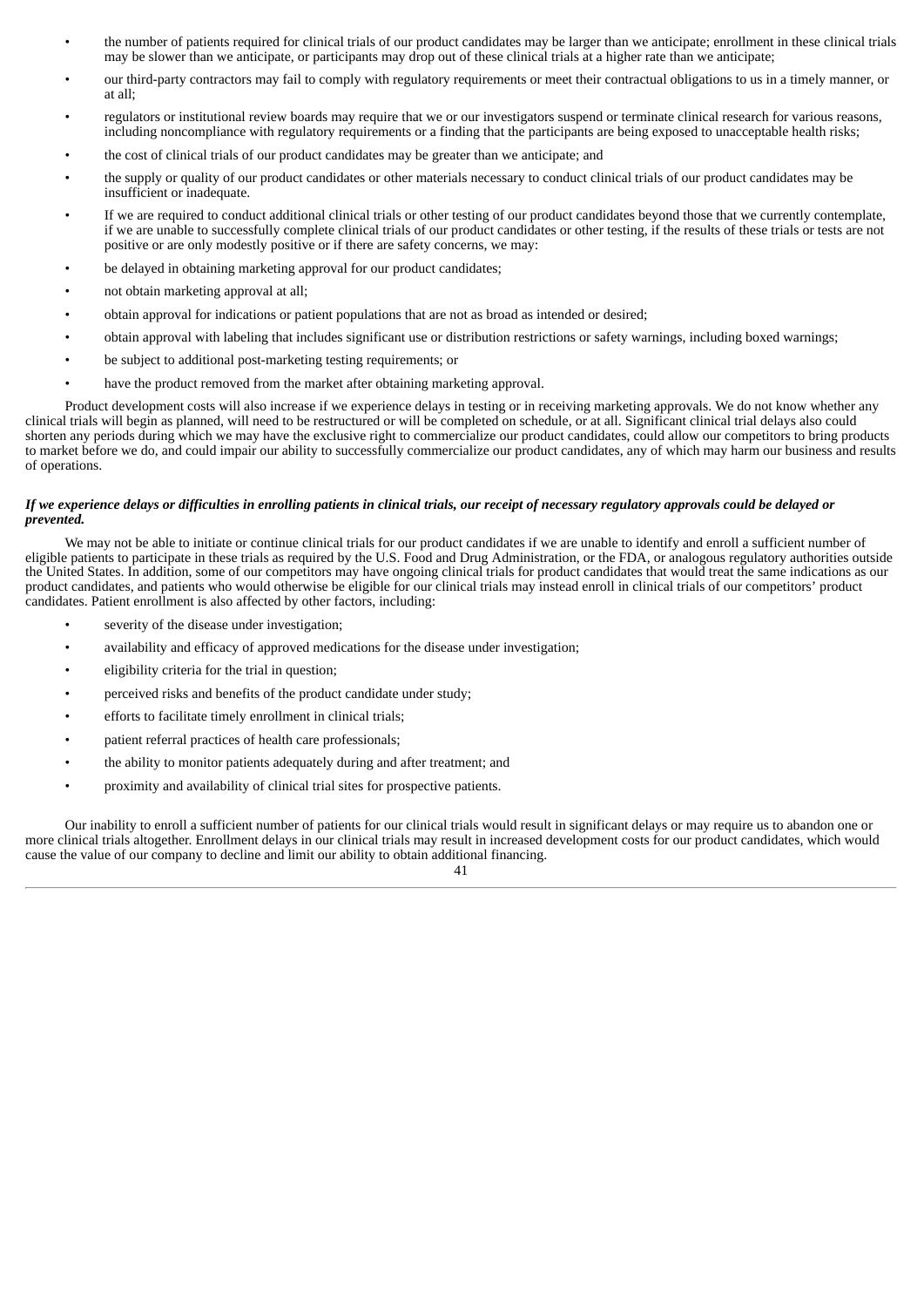- the number of patients required for clinical trials of our product candidates may be larger than we anticipate; enrollment in these clinical trials may be slower than we anticipate, or participants may drop out of these clinical trials at a higher rate than we anticipate;
- our third-party contractors may fail to comply with regulatory requirements or meet their contractual obligations to us in a timely manner, or at all;
- regulators or institutional review boards may require that we or our investigators suspend or terminate clinical research for various reasons, including noncompliance with regulatory requirements or a finding that the participants are being exposed to unacceptable health risks;
- the cost of clinical trials of our product candidates may be greater than we anticipate; and
- the supply or quality of our product candidates or other materials necessary to conduct clinical trials of our product candidates may be insufficient or inadequate.
- If we are required to conduct additional clinical trials or other testing of our product candidates beyond those that we currently contemplate, if we are unable to successfully complete clinical trials of our product candidates or other testing, if the results of these trials or tests are not positive or are only modestly positive or if there are safety concerns, we may:
- be delayed in obtaining marketing approval for our product candidates;
- not obtain marketing approval at all;
- obtain approval for indications or patient populations that are not as broad as intended or desired;
- obtain approval with labeling that includes significant use or distribution restrictions or safety warnings, including boxed warnings;
- be subject to additional post-marketing testing requirements; or
- have the product removed from the market after obtaining marketing approval.

Product development costs will also increase if we experience delays in testing or in receiving marketing approvals. We do not know whether any clinical trials will begin as planned, will need to be restructured or will be completed on schedule, or at all. Significant clinical trial delays also could shorten any periods during which we may have the exclusive right to commercialize our product candidates, could allow our competitors to bring products to market before we do, and could impair our ability to successfully commercialize our product candidates, any of which may harm our business and results of operations.

***If we experience delays or difficulties in enrolling patients in clinical trials, our receipt of necessary regulatory approvals could be delayed or prevented.***

We may not be able to initiate or continue clinical trials for our product candidates if we are unable to identify and enroll a sufficient number of eligible patients to participate in these trials as required by the U.S. Food and Drug Administration, or the FDA, or analogous regulatory authorities outside the United States. In addition, some of our competitors may have ongoing clinical trials for product candidates that would treat the same indications as our product candidates, and patients who would otherwise be eligible for our clinical trials may instead enroll in clinical trials of our competitors' product candidates. Patient enrollment is also affected by other factors, including:

- severity of the disease under investigation;
- availability and efficacy of approved medications for the disease under investigation;
- eligibility criteria for the trial in question;
- perceived risks and benefits of the product candidate under study;
- efforts to facilitate timely enrollment in clinical trials;
- patient referral practices of health care professionals;
- the ability to monitor patients adequately during and after treatment; and
- proximity and availability of clinical trial sites for prospective patients.

Our inability to enroll a sufficient number of patients for our clinical trials would result in significant delays or may require us to abandon one or more clinical trials altogether. Enrollment delays in our clinical trials may result in increased development costs for our product candidates, which would cause the value of our company to decline and limit our ability to obtain additional financing.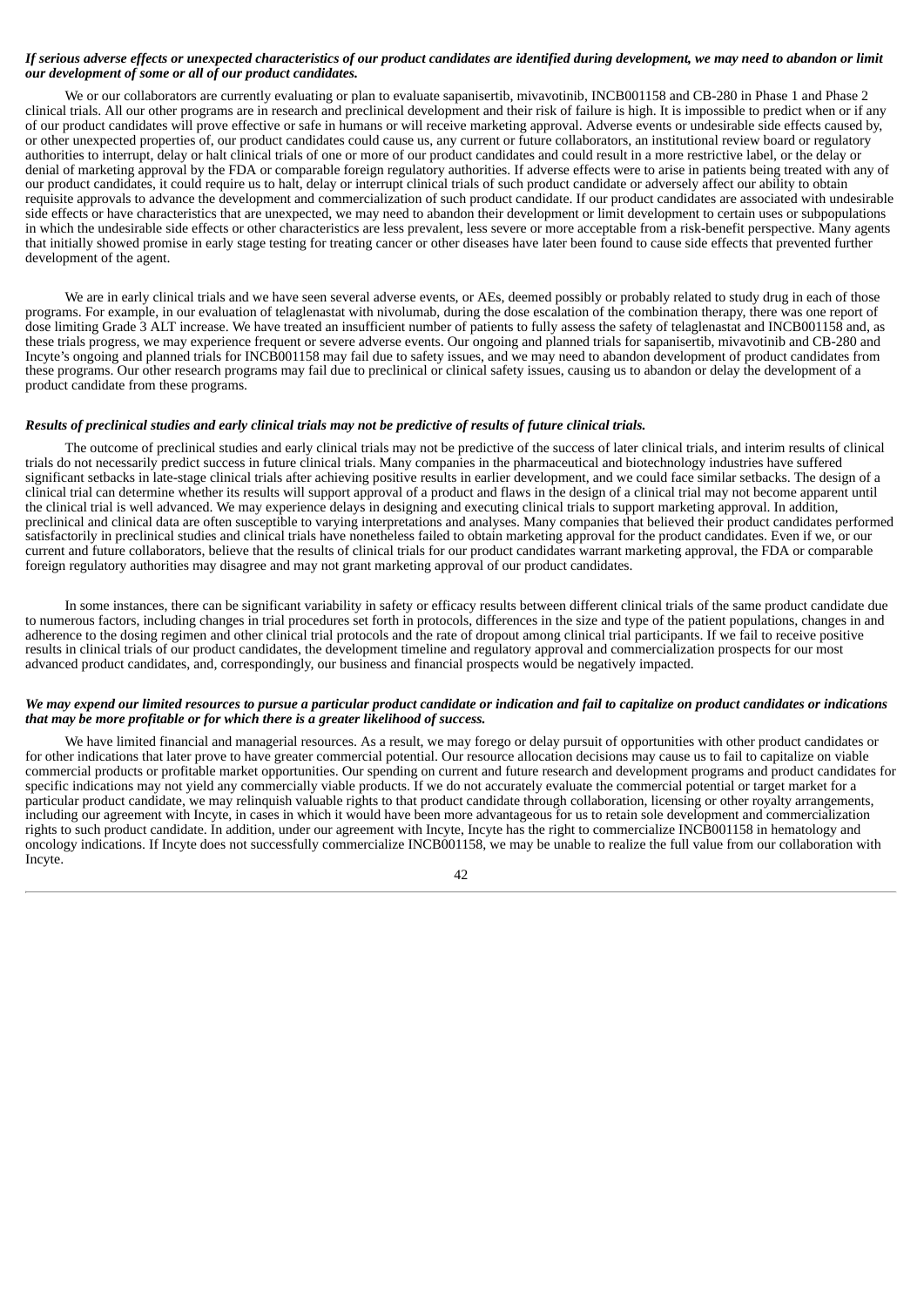***If serious adverse effects or unexpected characteristics of our product candidates are identified during development, we may need to abandon or limit our development of some or all of our product candidates.***

We or our collaborators are currently evaluating or plan to evaluate sapanisertib, mivavotinib, INCB001158 and CB-280 in Phase 1 and Phase 2 clinical trials. All our other programs are in research and preclinical development and their risk of failure is high. It is impossible to predict when or if any of our product candidates will prove effective or safe in humans or will receive marketing approval. Adverse events or undesirable side effects caused by, or other unexpected properties of, our product candidates could cause us, any current or future collaborators, an institutional review board or regulatory authorities to interrupt, delay or halt clinical trials of one or more of our product candidates and could result in a more restrictive label, or the delay or denial of marketing approval by the FDA or comparable foreign regulatory authorities. If adverse effects were to arise in patients being treated with any of our product candidates, it could require us to halt, delay or interrupt clinical trials of such product candidate or adversely affect our ability to obtain requisite approvals to advance the development and commercialization of such product candidate. If our product candidates are associated with undesirable side effects or have characteristics that are unexpected, we may need to abandon their development or limit development to certain uses or subpopulations in which the undesirable side effects or other characteristics are less prevalent, less severe or more acceptable from a risk-benefit perspective. Many agents that initially showed promise in early stage testing for treating cancer or other diseases have later been found to cause side effects that prevented further development of the agent.

We are in early clinical trials and we have seen several adverse events, or AEs, deemed possibly or probably related to study drug in each of those programs. For example, in our evaluation of telaglenastat with nivolumab, during the dose escalation of the combination therapy, there was one report of dose limiting Grade 3 ALT increase. We have treated an insufficient number of patients to fully assess the safety of telaglenastat and INCB001158 and, as these trials progress, we may experience frequent or severe adverse events. Our ongoing and planned trials for sapanisertib, mivavotinib and CB-280 and Incyte's ongoing and planned trials for INCB001158 may fail due to safety issues, and we may need to abandon development of product candidates from these programs. Our other research programs may fail due to preclinical or clinical safety issues, causing us to abandon or delay the development of a product candidate from these programs.

***Results of preclinical studies and early clinical trials may not be predictive of results of future clinical trials.***

The outcome of preclinical studies and early clinical trials may not be predictive of the success of later clinical trials, and interim results of clinical trials do not necessarily predict success in future clinical trials. Many companies in the pharmaceutical and biotechnology industries have suffered significant setbacks in late-stage clinical trials after achieving positive results in earlier development, and we could face similar setbacks. The design of a clinical trial can determine whether its results will support approval of a product and flaws in the design of a clinical trial may not become apparent until the clinical trial is well advanced. We may experience delays in designing and executing clinical trials to support marketing approval. In addition, preclinical and clinical data are often susceptible to varying interpretations and analyses. Many companies that believed their product candidates performed satisfactorily in preclinical studies and clinical trials have nonetheless failed to obtain marketing approval for the product candidates. Even if we, or our current and future collaborators, believe that the results of clinical trials for our product candidates warrant marketing approval, the FDA or comparable foreign regulatory authorities may disagree and may not grant marketing approval of our product candidates.

In some instances, there can be significant variability in safety or efficacy results between different clinical trials of the same product candidate due to numerous factors, including changes in trial procedures set forth in protocols, differences in the size and type of the patient populations, changes in and adherence to the dosing regimen and other clinical trial protocols and the rate of dropout among clinical trial participants. If we fail to receive positive results in clinical trials of our product candidates, the development timeline and regulatory approval and commercialization prospects for our most advanced product candidates, and, correspondingly, our business and financial prospects would be negatively impacted.

***We may expend our limited resources to pursue a particular product candidate or indication and fail to capitalize on product candidates or indications that may be more profitable or for which there is a greater likelihood of success.***

We have limited financial and managerial resources. As a result, we may forego or delay pursuit of opportunities with other product candidates or for other indications that later prove to have greater commercial potential. Our resource allocation decisions may cause us to fail to capitalize on viable commercial products or profitable market opportunities. Our spending on current and future research and development programs and product candidates for specific indications may not yield any commercially viable products. If we do not accurately evaluate the commercial potential or target market for a particular product candidate, we may relinquish valuable rights to that product candidate through collaboration, licensing or other royalty arrangements, including our agreement with Incyte, in cases in which it would have been more advantageous for us to retain sole development and commercialization rights to such product candidate. In addition, under our agreement with Incyte, Incyte has the right to commercialize INCB001158 in hematology and oncology indications. If Incyte does not successfully commercialize INCB001158, we may be unable to realize the full value from our collaboration with Incyte.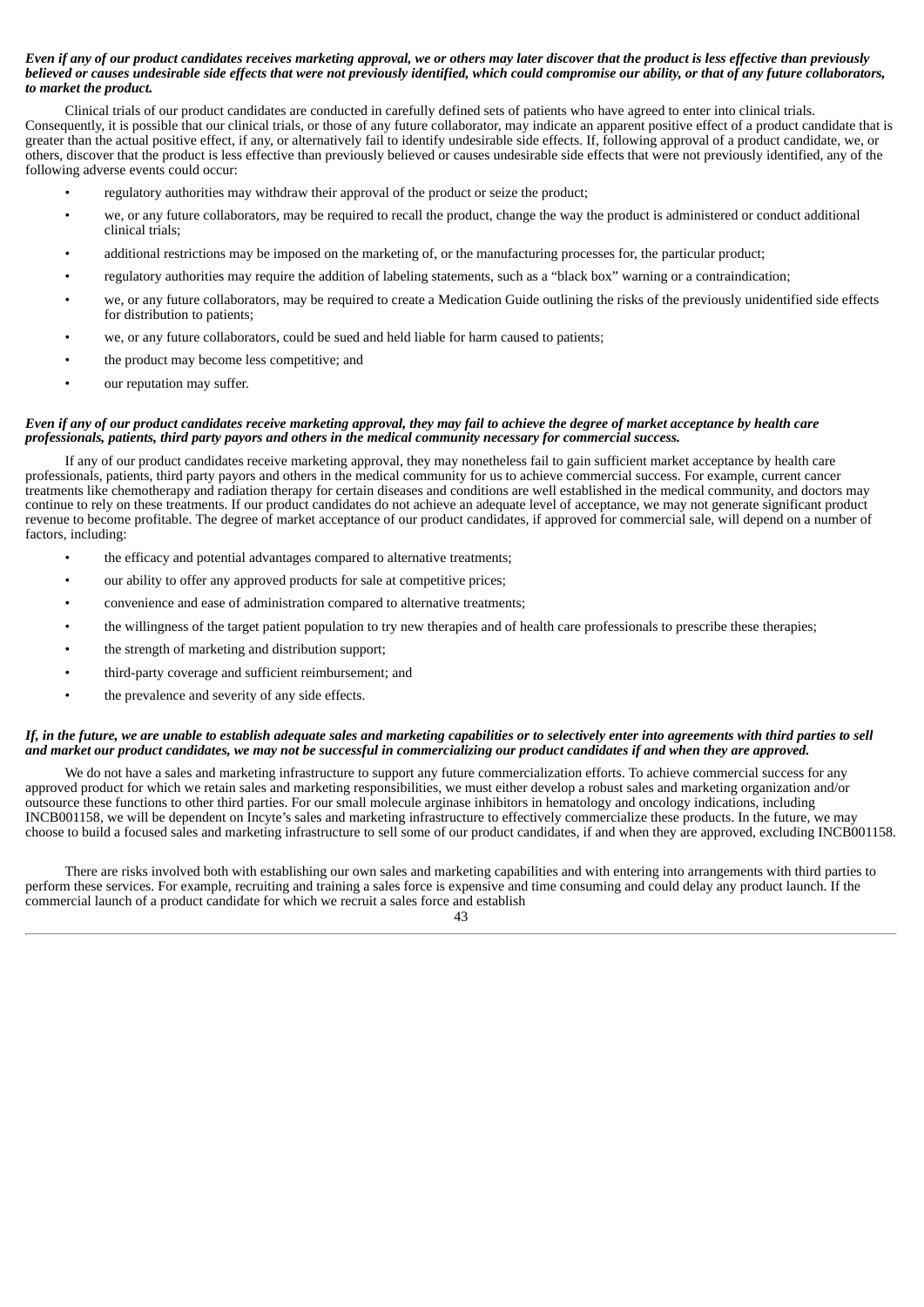***Even if any of our product candidates receives marketing approval, we or others may later discover that the product is less effective than previously believed or causes undesirable side effects that were not previously identified, which could compromise our ability, or that of any future collaborators, to market the product.***

Clinical trials of our product candidates are conducted in carefully defined sets of patients who have agreed to enter into clinical trials. Consequently, it is possible that our clinical trials, or those of any future collaborator, may indicate an apparent positive effect of a product candidate that is greater than the actual positive effect, if any, or alternatively fail to identify undesirable side effects. If, following approval of a product candidate, we, or others, discover that the product is less effective than previously believed or causes undesirable side effects that were not previously identified, any of the following adverse events could occur:

- regulatory authorities may withdraw their approval of the product or seize the product;
- we, or any future collaborators, may be required to recall the product, change the way the product is administered or conduct additional clinical trials;
- additional restrictions may be imposed on the marketing of, or the manufacturing processes for, the particular product;
- regulatory authorities may require the addition of labeling statements, such as a "black box" warning or a contraindication;
- we, or any future collaborators, may be required to create a Medication Guide outlining the risks of the previously unidentified side effects for distribution to patients;
- we, or any future collaborators, could be sued and held liable for harm caused to patients;
- the product may become less competitive; and
- our reputation may suffer.

***Even if any of our product candidates receive marketing approval, they may fail to achieve the degree of market acceptance by health care professionals, patients, third party payors and others in the medical community necessary for commercial success.***

If any of our product candidates receive marketing approval, they may nonetheless fail to gain sufficient market acceptance by health care professionals, patients, third party payors and others in the medical community for us to achieve commercial success. For example, current cancer treatments like chemotherapy and radiation therapy for certain diseases and conditions are well established in the medical community, and doctors may continue to rely on these treatments. If our product candidates do not achieve an adequate level of acceptance, we may not generate significant product revenue to become profitable. The degree of market acceptance of our product candidates, if approved for commercial sale, will depend on a number of factors, including:

- the efficacy and potential advantages compared to alternative treatments;
- our ability to offer any approved products for sale at competitive prices;
- convenience and ease of administration compared to alternative treatments;
- the willingness of the target patient population to try new therapies and of health care professionals to prescribe these therapies;
- the strength of marketing and distribution support;
- third-party coverage and sufficient reimbursement; and
- the prevalence and severity of any side effects.

***If, in the future, we are unable to establish adequate sales and marketing capabilities or to selectively enter into agreements with third parties to sell and market our product candidates, we may not be successful in commercializing our product candidates if and when they are approved.***

We do not have a sales and marketing infrastructure to support any future commercialization efforts. To achieve commercial success for any approved product for which we retain sales and marketing responsibilities, we must either develop a robust sales and marketing organization and/or outsource these functions to other third parties. For our small molecule arginase inhibitors in hematology and oncology indications, including INCB001158, we will be dependent on Incyte's sales and marketing infrastructure to effectively commercialize these products. In the future, we may choose to build a focused sales and marketing infrastructure to sell some of our product candidates, if and when they are approved, excluding INCB001158.

There are risks involved both with establishing our own sales and marketing capabilities and with entering into arrangements with third parties to perform these services. For example, recruiting and training a sales force is expensive and time consuming and could delay any product launch. If the commercial launch of a product candidate for which we recruit a sales force and establish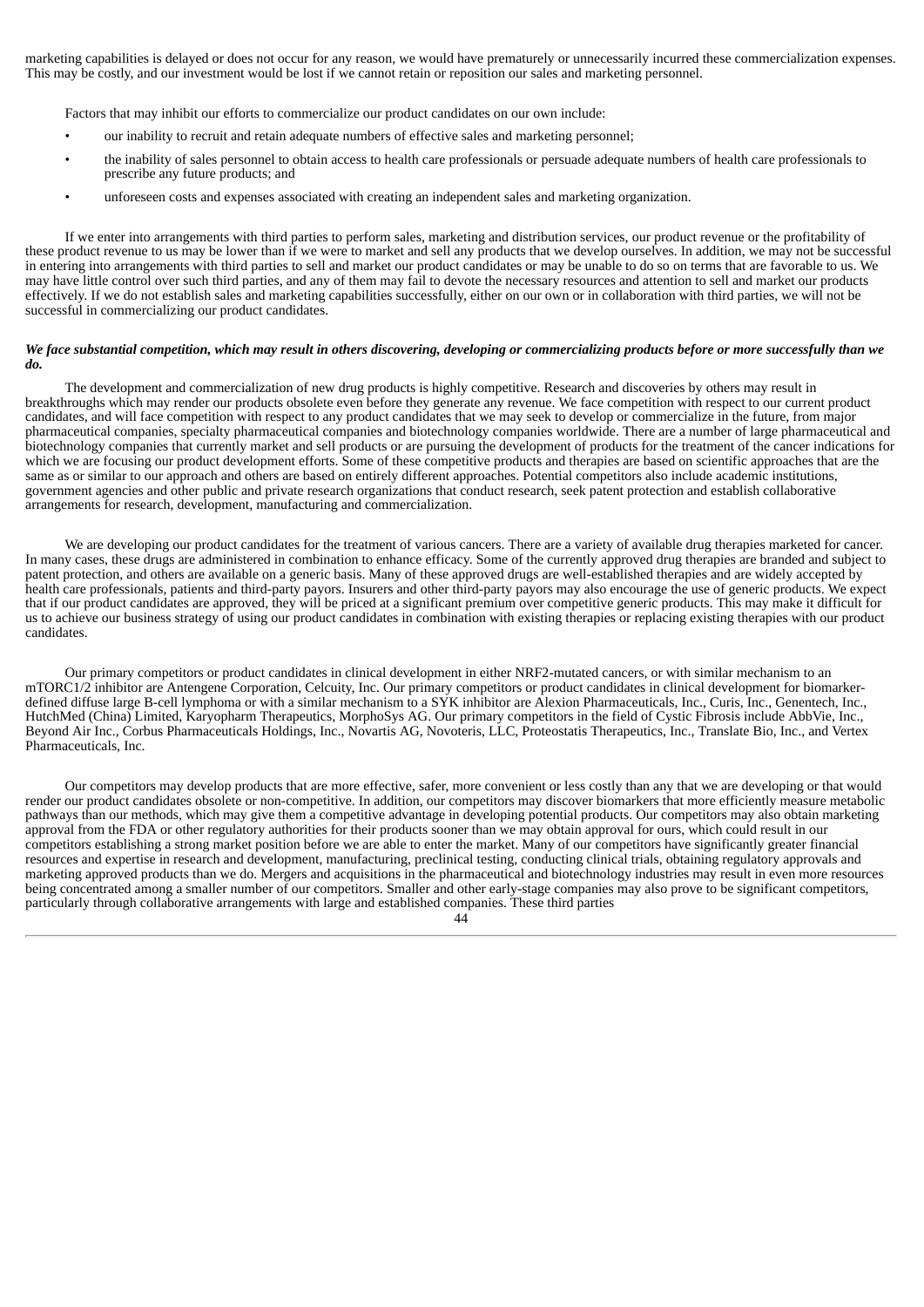marketing capabilities is delayed or does not occur for any reason, we would have prematurely or unnecessarily incurred these commercialization expenses. This may be costly, and our investment would be lost if we cannot retain or reposition our sales and marketing personnel.

Factors that may inhibit our efforts to commercialize our product candidates on our own include:

- our inability to recruit and retain adequate numbers of effective sales and marketing personnel;
- the inability of sales personnel to obtain access to health care professionals or persuade adequate numbers of health care professionals to prescribe any future products; and
- unforeseen costs and expenses associated with creating an independent sales and marketing organization.

If we enter into arrangements with third parties to perform sales, marketing and distribution services, our product revenue or the profitability of these product revenue to us may be lower than if we were to market and sell any products that we develop ourselves. In addition, we may not be successful in entering into arrangements with third parties to sell and market our product candidates or may be unable to do so on terms that are favorable to us. We may have little control over such third parties, and any of them may fail to devote the necessary resources and attention to sell and market our products effectively. If we do not establish sales and marketing capabilities successfully, either on our own or in collaboration with third parties, we will not be successful in commercializing our product candidates.

***We face substantial competition, which may result in others discovering, developing or commercializing products before or more successfully than we do.***

The development and commercialization of new drug products is highly competitive. Research and discoveries by others may result in breakthroughs which may render our products obsolete even before they generate any revenue. We face competition with respect to our current product candidates, and will face competition with respect to any product candidates that we may seek to develop or commercialize in the future, from major pharmaceutical companies, specialty pharmaceutical companies and biotechnology companies worldwide. There are a number of large pharmaceutical and biotechnology companies that currently market and sell products or are pursuing the development of products for the treatment of the cancer indications for which we are focusing our product development efforts. Some of these competitive products and therapies are based on scientific approaches that are the same as or similar to our approach and others are based on entirely different approaches. Potential competitors also include academic institutions, government agencies and other public and private research organizations that conduct research, seek patent protection and establish collaborative arrangements for research, development, manufacturing and commercialization.

We are developing our product candidates for the treatment of various cancers. There are a variety of available drug therapies marketed for cancer. In many cases, these drugs are administered in combination to enhance efficacy. Some of the currently approved drug therapies are branded and subject to patent protection, and others are available on a generic basis. Many of these approved drugs are well-established therapies and are widely accepted by health care professionals, patients and third-party payors. Insurers and other third-party payors may also encourage the use of generic products. We expect that if our product candidates are approved, they will be priced at a significant premium over competitive generic products. This may make it difficult for us to achieve our business strategy of using our product candidates in combination with existing therapies or replacing existing therapies with our product candidates.

Our primary competitors or product candidates in clinical development in either NRF2-mutated cancers, or with similar mechanism to an mTORC1/2 inhibitor are Antengene Corporation, Celcuity, Inc. Our primary competitors or product candidates in clinical development for biomarker-defined diffuse large B-cell lymphoma or with a similar mechanism to a SYK inhibitor are Alexion Pharmaceuticals, Inc., Curis, Inc., Genentech, Inc., HutchMed (China) Limited, Karyopharm Therapeutics, MorphoSys AG. Our primary competitors in the field of Cystic Fibrosis include AbbVie, Inc., Beyond Air Inc., Corbus Pharmaceuticals Holdings, Inc., Novartis AG, Novoteris, LLC, Proteostatis Therapeutics, Inc., Translate Bio, Inc., and Vertex Pharmaceuticals, Inc.

Our competitors may develop products that are more effective, safer, more convenient or less costly than any that we are developing or that would render our product candidates obsolete or non-competitive. In addition, our competitors may discover biomarkers that more efficiently measure metabolic pathways than our methods, which may give them a competitive advantage in developing potential products. Our competitors may also obtain marketing approval from the FDA or other regulatory authorities for their products sooner than we may obtain approval for ours, which could result in our competitors establishing a strong market position before we are able to enter the market. Many of our competitors have significantly greater financial resources and expertise in research and development, manufacturing, preclinical testing, conducting clinical trials, obtaining regulatory approvals and marketing approved products than we do. Mergers and acquisitions in the pharmaceutical and biotechnology industries may result in even more resources being concentrated among a smaller number of our competitors. Smaller and other early-stage companies may also prove to be significant competitors, particularly through collaborative arrangements with large and established companies. These third parties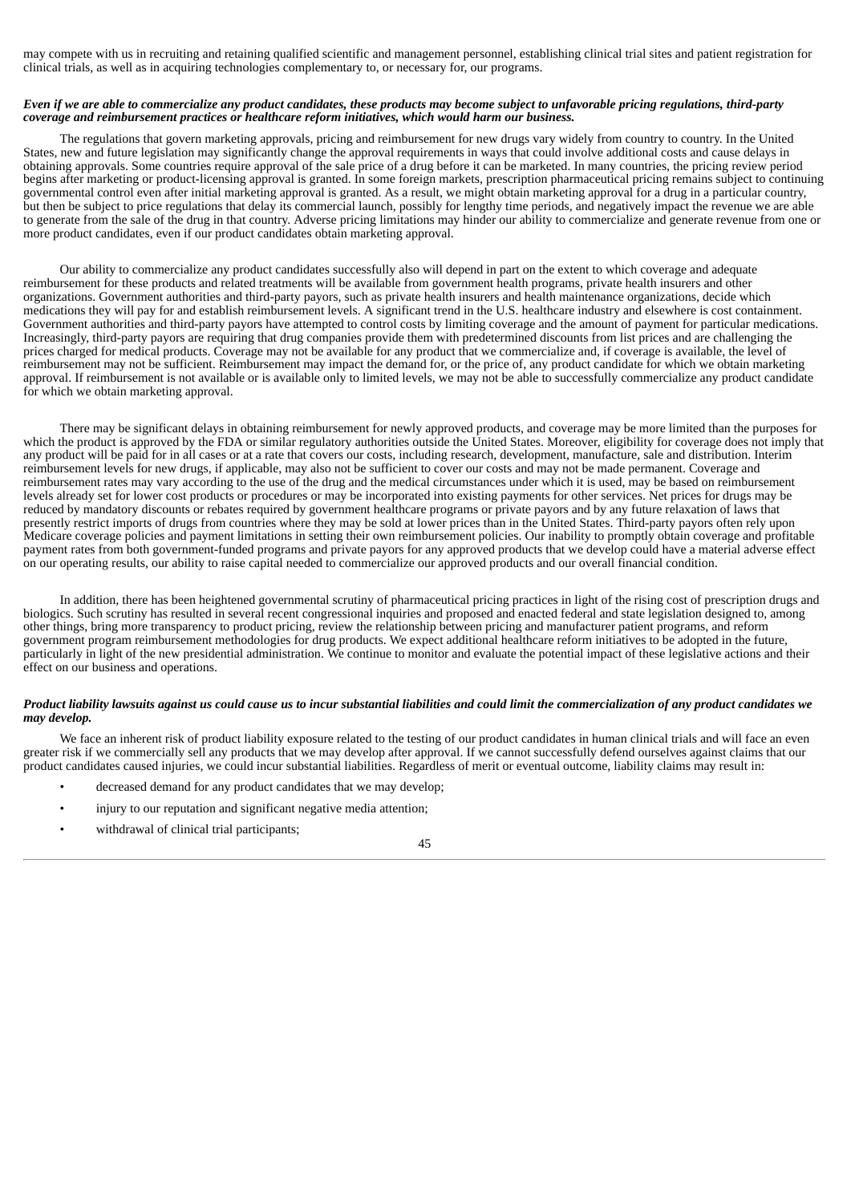may compete with us in recruiting and retaining qualified scientific and management personnel, establishing clinical trial sites and patient registration for clinical trials, as well as in acquiring technologies complementary to, or necessary for, our programs.

***Even if we are able to commercialize any product candidates, these products may become subject to unfavorable pricing regulations, third-party coverage and reimbursement practices or healthcare reform initiatives, which would harm our business.***

The regulations that govern marketing approvals, pricing and reimbursement for new drugs vary widely from country to country. In the United States, new and future legislation may significantly change the approval requirements in ways that could involve additional costs and cause delays in obtaining approvals. Some countries require approval of the sale price of a drug before it can be marketed. In many countries, the pricing review period begins after marketing or product-licensing approval is granted. In some foreign markets, prescription pharmaceutical pricing remains subject to continuing governmental control even after initial marketing approval is granted. As a result, we might obtain marketing approval for a drug in a particular country, but then be subject to price regulations that delay its commercial launch, possibly for lengthy time periods, and negatively impact the revenue we are able to generate from the sale of the drug in that country. Adverse pricing limitations may hinder our ability to commercialize and generate revenue from one or more product candidates, even if our product candidates obtain marketing approval.

Our ability to commercialize any product candidates successfully also will depend in part on the extent to which coverage and adequate reimbursement for these products and related treatments will be available from government health programs, private health insurers and other organizations. Government authorities and third-party payors, such as private health insurers and health maintenance organizations, decide which medications they will pay for and establish reimbursement levels. A significant trend in the U.S. healthcare industry and elsewhere is cost containment. Government authorities and third-party payors have attempted to control costs by limiting coverage and the amount of payment for particular medications. Increasingly, third-party payors are requiring that drug companies provide them with predetermined discounts from list prices and are challenging the prices charged for medical products. Coverage may not be available for any product that we commercialize and, if coverage is available, the level of reimbursement may not be sufficient. Reimbursement may impact the demand for, or the price of, any product candidate for which we obtain marketing approval. If reimbursement is not available or is available only to limited levels, we may not be able to successfully commercialize any product candidate for which we obtain marketing approval.

There may be significant delays in obtaining reimbursement for newly approved products, and coverage may be more limited than the purposes for which the product is approved by the FDA or similar regulatory authorities outside the United States. Moreover, eligibility for coverage does not imply that any product will be paid for in all cases or at a rate that covers our costs, including research, development, manufacture, sale and distribution. Interim reimbursement levels for new drugs, if applicable, may also not be sufficient to cover our costs and may not be made permanent. Coverage and reimbursement rates may vary according to the use of the drug and the medical circumstances under which it is used, may be based on reimbursement levels already set for lower cost products or procedures or may be incorporated into existing payments for other services. Net prices for drugs may be reduced by mandatory discounts or rebates required by government healthcare programs or private payors and by any future relaxation of laws that presently restrict imports of drugs from countries where they may be sold at lower prices than in the United States. Third-party payors often rely upon Medicare coverage policies and payment limitations in setting their own reimbursement policies. Our inability to promptly obtain coverage and profitable payment rates from both government-funded programs and private payors for any approved products that we develop could have a material adverse effect on our operating results, our ability to raise capital needed to commercialize our approved products and our overall financial condition.

In addition, there has been heightened governmental scrutiny of pharmaceutical pricing practices in light of the rising cost of prescription drugs and biologics. Such scrutiny has resulted in several recent congressional inquiries and proposed and enacted federal and state legislation designed to, among other things, bring more transparency to product pricing, review the relationship between pricing and manufacturer patient programs, and reform government program reimbursement methodologies for drug products. We expect additional healthcare reform initiatives to be adopted in the future, particularly in light of the new presidential administration. We continue to monitor and evaluate the potential impact of these legislative actions and their effect on our business and operations.

***Product liability lawsuits against us could cause us to incur substantial liabilities and could limit the commercialization of any product candidates we may develop.***

We face an inherent risk of product liability exposure related to the testing of our product candidates in human clinical trials and will face an even greater risk if we commercially sell any products that we may develop after approval. If we cannot successfully defend ourselves against claims that our product candidates caused injuries, we could incur substantial liabilities. Regardless of merit or eventual outcome, liability claims may result in:

- decreased demand for any product candidates that we may develop;
- injury to our reputation and significant negative media attention;
- withdrawal of clinical trial participants;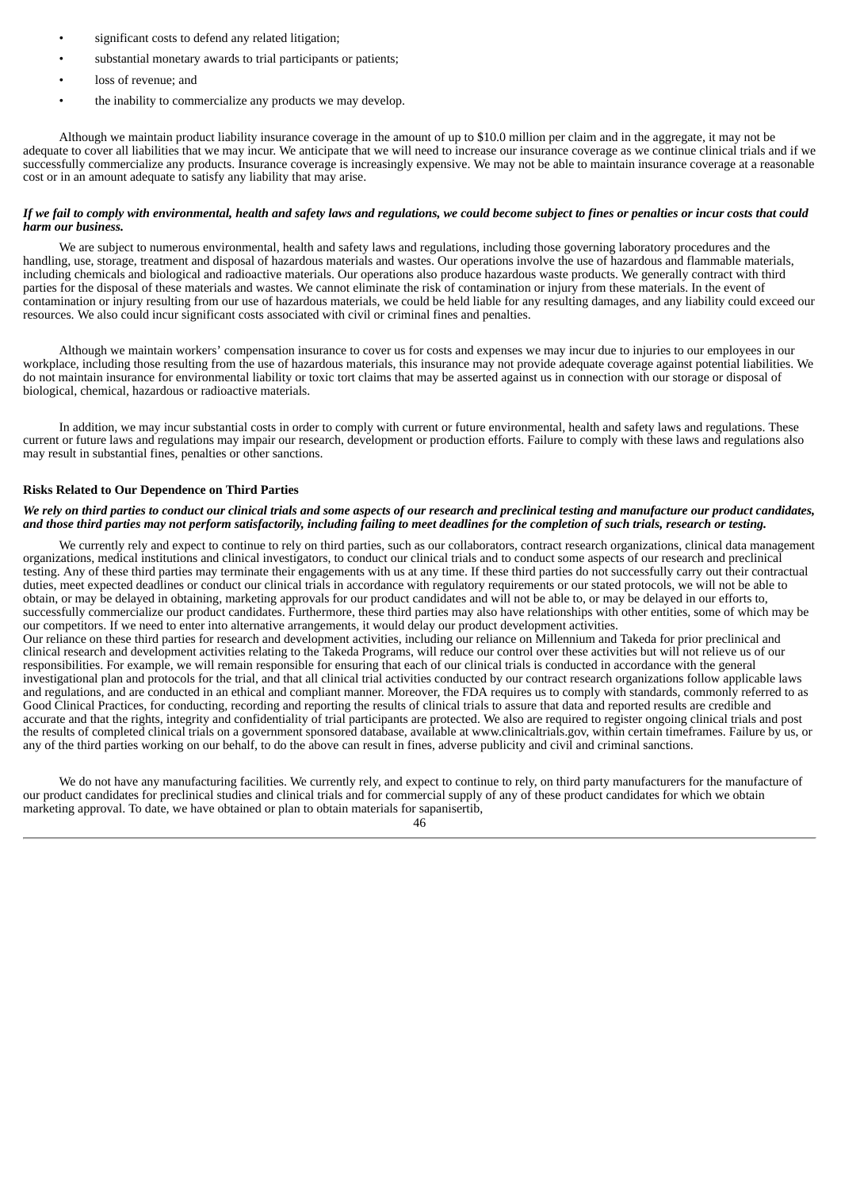- significant costs to defend any related litigation;
- substantial monetary awards to trial participants or patients;
- loss of revenue; and
- the inability to commercialize any products we may develop.

Although we maintain product liability insurance coverage in the amount of up to $10.0 million per claim and in the aggregate, it may not be adequate to cover all liabilities that we may incur. We anticipate that we will need to increase our insurance coverage as we continue clinical trials and if we successfully commercialize any products. Insurance coverage is increasingly expensive. We may not be able to maintain insurance coverage at a reasonable cost or in an amount adequate to satisfy any liability that may arise.

***If we fail to comply with environmental, health and safety laws and regulations, we could become subject to fines or penalties or incur costs that could harm our business.***

We are subject to numerous environmental, health and safety laws and regulations, including those governing laboratory procedures and the handling, use, storage, treatment and disposal of hazardous materials and wastes. Our operations involve the use of hazardous and flammable materials, including chemicals and biological and radioactive materials. Our operations also produce hazardous waste products. We generally contract with third parties for the disposal of these materials and wastes. We cannot eliminate the risk of contamination or injury from these materials. In the event of contamination or injury resulting from our use of hazardous materials, we could be held liable for any resulting damages, and any liability could exceed our resources. We also could incur significant costs associated with civil or criminal fines and penalties.

Although we maintain workers' compensation insurance to cover us for costs and expenses we may incur due to injuries to our employees in our workplace, including those resulting from the use of hazardous materials, this insurance may not provide adequate coverage against potential liabilities. We do not maintain insurance for environmental liability or toxic tort claims that may be asserted against us in connection with our storage or disposal of biological, chemical, hazardous or radioactive materials.

In addition, we may incur substantial costs in order to comply with current or future environmental, health and safety laws and regulations. These current or future laws and regulations may impair our research, development or production efforts. Failure to comply with these laws and regulations also may result in substantial fines, penalties or other sanctions.

**Risks Related to Our Dependence on Third Parties**

***We rely on third parties to conduct our clinical trials and some aspects of our research and preclinical testing and manufacture our product candidates, and those third parties may not perform satisfactorily, including failing to meet deadlines for the completion of such trials, research or testing.***

We currently rely and expect to continue to rely on third parties, such as our collaborators, contract research organizations, clinical data management organizations, medical institutions and clinical investigators, to conduct our clinical trials and to conduct some aspects of our research and preclinical testing. Any of these third parties may terminate their engagements with us at any time. If these third parties do not successfully carry out their contractual duties, meet expected deadlines or conduct our clinical trials in accordance with regulatory requirements or our stated protocols, we will not be able to obtain, or may be delayed in obtaining, marketing approvals for our product candidates and will not be able to, or may be delayed in our efforts to, successfully commercialize our product candidates. Furthermore, these third parties may also have relationships with other entities, some of which may be our competitors. If we need to enter into alternative arrangements, it would delay our product development activities.

Our reliance on these third parties for research and development activities, including our reliance on Millennium and Takeda for prior preclinical and clinical research and development activities relating to the Takeda Programs, will reduce our control over these activities but will not relieve us of our responsibilities. For example, we will remain responsible for ensuring that each of our clinical trials is conducted in accordance with the general investigational plan and protocols for the trial, and that all clinical trial activities conducted by our contract research organizations follow applicable laws and regulations, and are conducted in an ethical and compliant manner. Moreover, the FDA requires us to comply with standards, commonly referred to as Good Clinical Practices, for conducting, recording and reporting the results of clinical trials to assure that data and reported results are credible and accurate and that the rights, integrity and confidentiality of trial participants are protected. We also are required to register ongoing clinical trials and post the results of completed clinical trials on a government sponsored database, available at www.clinicaltrials.gov, within certain timeframes. Failure by us, or any of the third parties working on our behalf, to do the above can result in fines, adverse publicity and civil and criminal sanctions.

We do not have any manufacturing facilities. We currently rely, and expect to continue to rely, on third party manufacturers for the manufacture of our product candidates for preclinical studies and clinical trials and for commercial supply of any of these product candidates for which we obtain marketing approval. To date, we have obtained or plan to obtain materials for sapanisertib,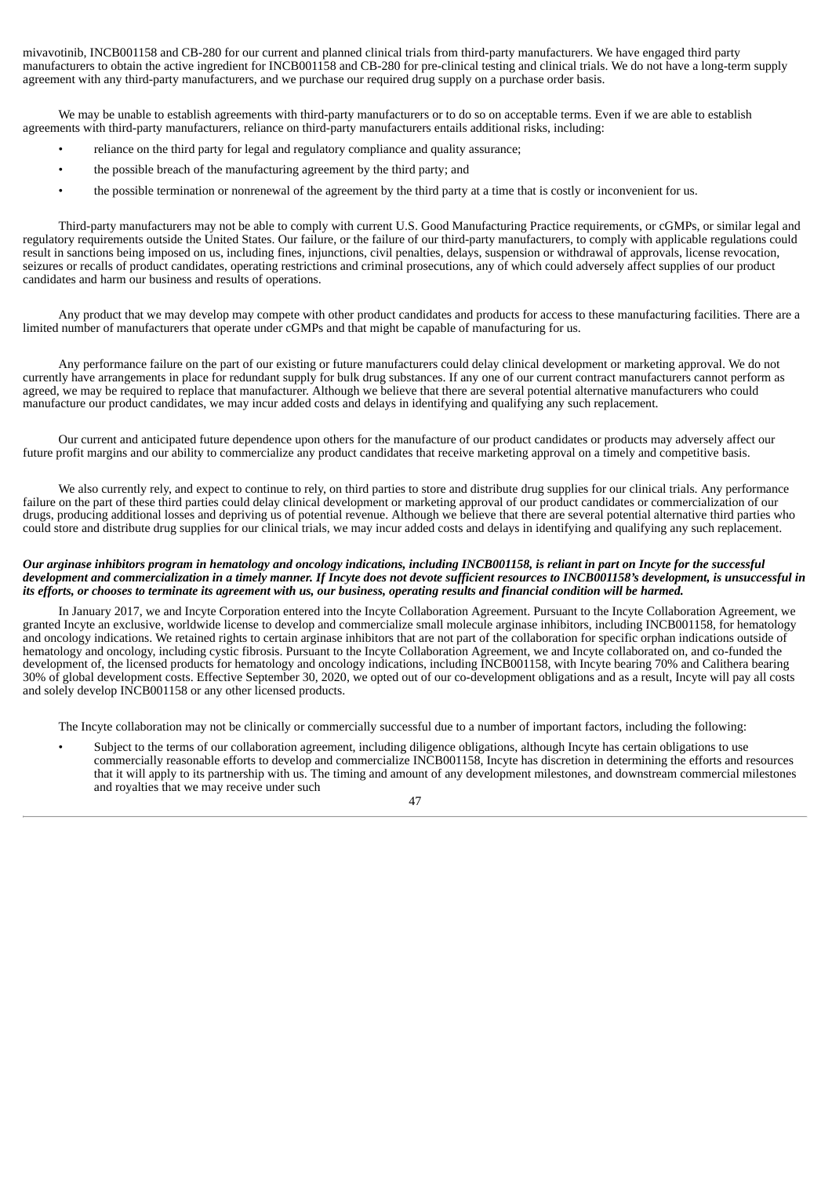mivavotinib, INCB001158 and CB-280 for our current and planned clinical trials from third-party manufacturers. We have engaged third party manufacturers to obtain the active ingredient for INCB001158 and CB-280 for pre-clinical testing and clinical trials. We do not have a long-term supply agreement with any third-party manufacturers, and we purchase our required drug supply on a purchase order basis.

We may be unable to establish agreements with third-party manufacturers or to do so on acceptable terms. Even if we are able to establish agreements with third-party manufacturers, reliance on third-party manufacturers entails additional risks, including:

- reliance on the third party for legal and regulatory compliance and quality assurance;
- the possible breach of the manufacturing agreement by the third party; and
- the possible termination or nonrenewal of the agreement by the third party at a time that is costly or inconvenient for us.

Third-party manufacturers may not be able to comply with current U.S. Good Manufacturing Practice requirements, or cGMPs, or similar legal and regulatory requirements outside the United States. Our failure, or the failure of our third-party manufacturers, to comply with applicable regulations could result in sanctions being imposed on us, including fines, injunctions, civil penalties, delays, suspension or withdrawal of approvals, license revocation, seizures or recalls of product candidates, operating restrictions and criminal prosecutions, any of which could adversely affect supplies of our product candidates and harm our business and results of operations.

Any product that we may develop may compete with other product candidates and products for access to these manufacturing facilities. There are a limited number of manufacturers that operate under cGMPs and that might be capable of manufacturing for us.

Any performance failure on the part of our existing or future manufacturers could delay clinical development or marketing approval. We do not currently have arrangements in place for redundant supply for bulk drug substances. If any one of our current contract manufacturers cannot perform as agreed, we may be required to replace that manufacturer. Although we believe that there are several potential alternative manufacturers who could manufacture our product candidates, we may incur added costs and delays in identifying and qualifying any such replacement.

Our current and anticipated future dependence upon others for the manufacture of our product candidates or products may adversely affect our future profit margins and our ability to commercialize any product candidates that receive marketing approval on a timely and competitive basis.

We also currently rely, and expect to continue to rely, on third parties to store and distribute drug supplies for our clinical trials. Any performance failure on the part of these third parties could delay clinical development or marketing approval of our product candidates or commercialization of our drugs, producing additional losses and depriving us of potential revenue. Although we believe that there are several potential alternative third parties who could store and distribute drug supplies for our clinical trials, we may incur added costs and delays in identifying and qualifying any such replacement.

***Our arginase inhibitors program in hematology and oncology indications, including INCB001158, is reliant in part on Incyte for the successful development and commercialization in a timely manner. If Incyte does not devote sufficient resources to INCB001158's development, is unsuccessful in its efforts, or chooses to terminate its agreement with us, our business, operating results and financial condition will be harmed.***

In January 2017, we and Incyte Corporation entered into the Incyte Collaboration Agreement. Pursuant to the Incyte Collaboration Agreement, we granted Incyte an exclusive, worldwide license to develop and commercialize small molecule arginase inhibitors, including INCB001158, for hematology and oncology indications. We retained rights to certain arginase inhibitors that are not part of the collaboration for specific orphan indications outside of hematology and oncology, including cystic fibrosis. Pursuant to the Incyte Collaboration Agreement, we and Incyte collaborated on, and co-funded the development of, the licensed products for hematology and oncology indications, including INCB001158, with Incyte bearing 70% and Calithera bearing 30% of global development costs. Effective September 30, 2020, we opted out of our co-development obligations and as a result, Incyte will pay all costs and solely develop INCB001158 or any other licensed products.

The Incyte collaboration may not be clinically or commercially successful due to a number of important factors, including the following:

- Subject to the terms of our collaboration agreement, including diligence obligations, although Incyte has certain obligations to use commercially reasonable efforts to develop and commercialize INCB001158, Incyte has discretion in determining the efforts and resources that it will apply to its partnership with us. The timing and amount of any development milestones, and downstream commercial milestones and royalties that we may receive under such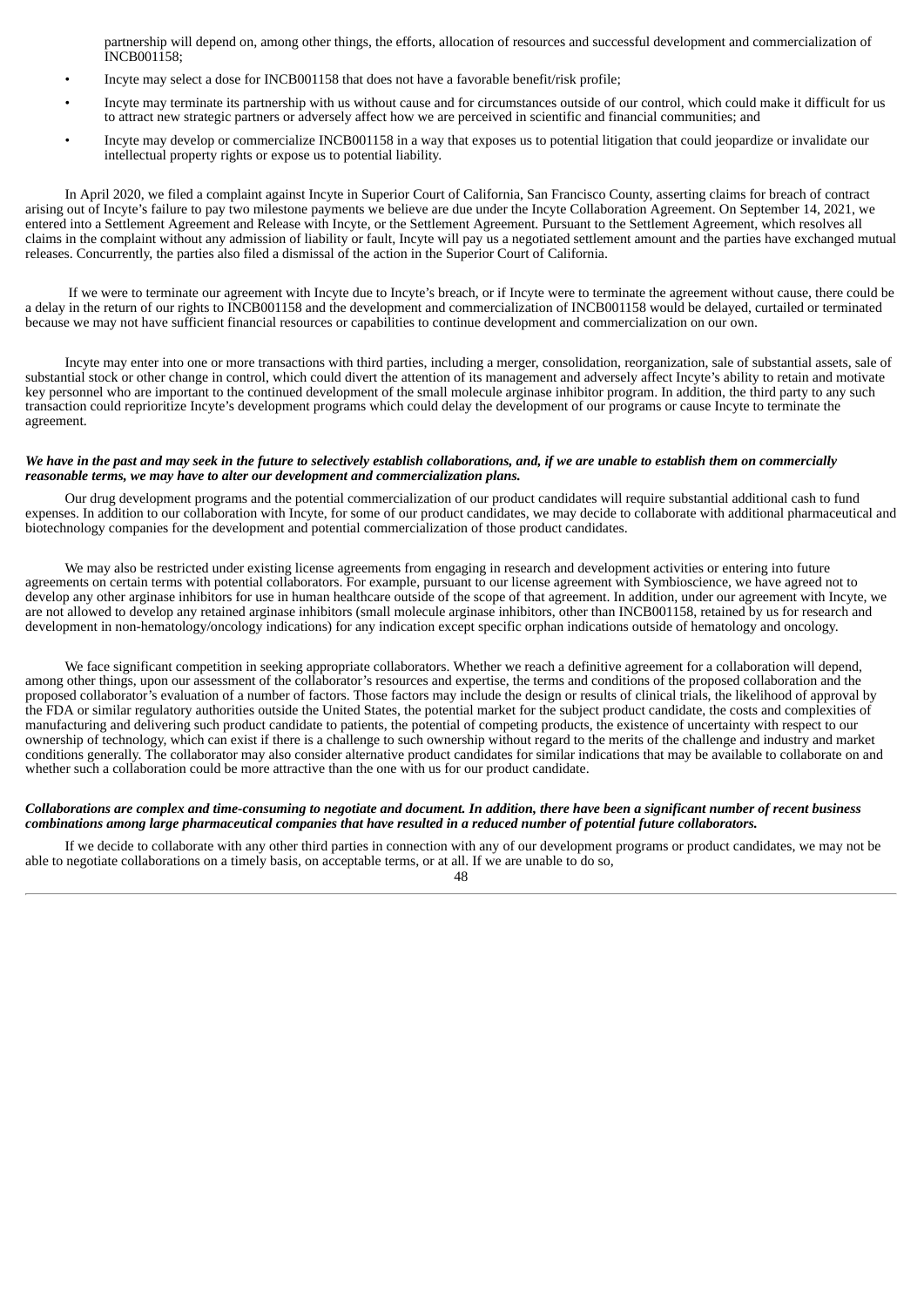partnership will depend on, among other things, the efforts, allocation of resources and successful development and commercialization of INCB001158;

- Incyte may select a dose for INCB001158 that does not have a favorable benefit/risk profile;
- Incyte may terminate its partnership with us without cause and for circumstances outside of our control, which could make it difficult for us to attract new strategic partners or adversely affect how we are perceived in scientific and financial communities; and
- Incyte may develop or commercialize INCB001158 in a way that exposes us to potential litigation that could jeopardize or invalidate our intellectual property rights or expose us to potential liability.

In April 2020, we filed a complaint against Incyte in Superior Court of California, San Francisco County, asserting claims for breach of contract arising out of Incyte's failure to pay two milestone payments we believe are due under the Incyte Collaboration Agreement. On September 14, 2021, we entered into a Settlement Agreement and Release with Incyte, or the Settlement Agreement. Pursuant to the Settlement Agreement, which resolves all claims in the complaint without any admission of liability or fault, Incyte will pay us a negotiated settlement amount and the parties have exchanged mutual releases. Concurrently, the parties also filed a dismissal of the action in the Superior Court of California.

If we were to terminate our agreement with Incyte due to Incyte's breach, or if Incyte were to terminate the agreement without cause, there could be a delay in the return of our rights to INCB001158 and the development and commercialization of INCB001158 would be delayed, curtailed or terminated because we may not have sufficient financial resources or capabilities to continue development and commercialization on our own.

Incyte may enter into one or more transactions with third parties, including a merger, consolidation, reorganization, sale of substantial assets, sale of substantial stock or other change in control, which could divert the attention of its management and adversely affect Incyte's ability to retain and motivate key personnel who are important to the continued development of the small molecule arginase inhibitor program. In addition, the third party to any such transaction could reprioritize Incyte's development programs which could delay the development of our programs or cause Incyte to terminate the agreement.

***We have in the past and may seek in the future to selectively establish collaborations, and, if we are unable to establish them on commercially reasonable terms, we may have to alter our development and commercialization plans.***

Our drug development programs and the potential commercialization of our product candidates will require substantial additional cash to fund expenses. In addition to our collaboration with Incyte, for some of our product candidates, we may decide to collaborate with additional pharmaceutical and biotechnology companies for the development and potential commercialization of those product candidates.

We may also be restricted under existing license agreements from engaging in research and development activities or entering into future agreements on certain terms with potential collaborators. For example, pursuant to our license agreement with Symbioscience, we have agreed not to develop any other arginase inhibitors for use in human healthcare outside of the scope of that agreement. In addition, under our agreement with Incyte, we are not allowed to develop any retained arginase inhibitors (small molecule arginase inhibitors, other than INCB001158, retained by us for research and development in non-hematology/oncology indications) for any indication except specific orphan indications outside of hematology and oncology.

We face significant competition in seeking appropriate collaborators. Whether we reach a definitive agreement for a collaboration will depend, among other things, upon our assessment of the collaborator's resources and expertise, the terms and conditions of the proposed collaboration and the proposed collaborator's evaluation of a number of factors. Those factors may include the design or results of clinical trials, the likelihood of approval by the FDA or similar regulatory authorities outside the United States, the potential market for the subject product candidate, the costs and complexities of manufacturing and delivering such product candidate to patients, the potential of competing products, the existence of uncertainty with respect to our ownership of technology, which can exist if there is a challenge to such ownership without regard to the merits of the challenge and industry and market conditions generally. The collaborator may also consider alternative product candidates for similar indications that may be available to collaborate on and whether such a collaboration could be more attractive than the one with us for our product candidate.

***Collaborations are complex and time-consuming to negotiate and document. In addition, there have been a significant number of recent business combinations among large pharmaceutical companies that have resulted in a reduced number of potential future collaborators.***

If we decide to collaborate with any other third parties in connection with any of our development programs or product candidates, we may not be able to negotiate collaborations on a timely basis, on acceptable terms, or at all. If we are unable to do so,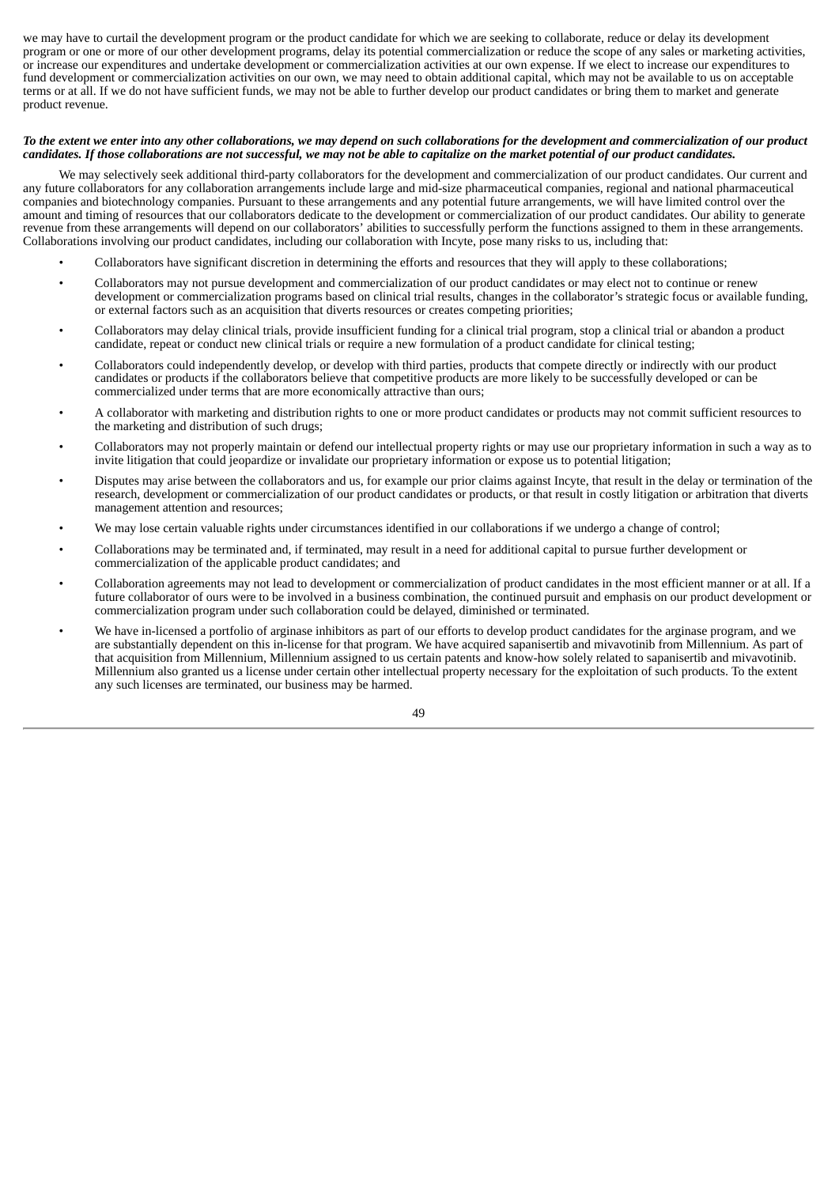we may have to curtail the development program or the product candidate for which we are seeking to collaborate, reduce or delay its development program or one or more of our other development programs, delay its potential commercialization or reduce the scope of any sales or marketing activities, or increase our expenditures and undertake development or commercialization activities at our own expense. If we elect to increase our expenditures to fund development or commercialization activities on our own, we may need to obtain additional capital, which may not be available to us on acceptable terms or at all. If we do not have sufficient funds, we may not be able to further develop our product candidates or bring them to market and generate product revenue.

***To the extent we enter into any other collaborations, we may depend on such collaborations for the development and commercialization of our product candidates. If those collaborations are not successful, we may not be able to capitalize on the market potential of our product candidates.***

We may selectively seek additional third-party collaborators for the development and commercialization of our product candidates. Our current and any future collaborators for any collaboration arrangements include large and mid-size pharmaceutical companies, regional and national pharmaceutical companies and biotechnology companies. Pursuant to these arrangements and any potential future arrangements, we will have limited control over the amount and timing of resources that our collaborators dedicate to the development or commercialization of our product candidates. Our ability to generate revenue from these arrangements will depend on our collaborators' abilities to successfully perform the functions assigned to them in these arrangements. Collaborations involving our product candidates, including our collaboration with Incyte, pose many risks to us, including that:

- Collaborators have significant discretion in determining the efforts and resources that they will apply to these collaborations;
- Collaborators may not pursue development and commercialization of our product candidates or may elect not to continue or renew development or commercialization programs based on clinical trial results, changes in the collaborator's strategic focus or available funding, or external factors such as an acquisition that diverts resources or creates competing priorities;
- Collaborators may delay clinical trials, provide insufficient funding for a clinical trial program, stop a clinical trial or abandon a product candidate, repeat or conduct new clinical trials or require a new formulation of a product candidate for clinical testing;
- Collaborators could independently develop, or develop with third parties, products that compete directly or indirectly with our product candidates or products if the collaborators believe that competitive products are more likely to be successfully developed or can be commercialized under terms that are more economically attractive than ours;
- A collaborator with marketing and distribution rights to one or more product candidates or products may not commit sufficient resources to the marketing and distribution of such drugs;
- Collaborators may not properly maintain or defend our intellectual property rights or may use our proprietary information in such a way as to invite litigation that could jeopardize or invalidate our proprietary information or expose us to potential litigation;
- Disputes may arise between the collaborators and us, for example our prior claims against Incyte, that result in the delay or termination of the research, development or commercialization of our product candidates or products, or that result in costly litigation or arbitration that diverts management attention and resources;
- We may lose certain valuable rights under circumstances identified in our collaborations if we undergo a change of control;
- Collaborations may be terminated and, if terminated, may result in a need for additional capital to pursue further development or commercialization of the applicable product candidates; and
- Collaboration agreements may not lead to development or commercialization of product candidates in the most efficient manner or at all. If a future collaborator of ours were to be involved in a business combination, the continued pursuit and emphasis on our product development or commercialization program under such collaboration could be delayed, diminished or terminated.
- We have in-licensed a portfolio of arginase inhibitors as part of our efforts to develop product candidates for the arginase program, and we are substantially dependent on this in-license for that program. We have acquired sapanisertib and mivavotinib from Millennium. As part of that acquisition from Millennium, Millennium assigned to us certain patents and know-how solely related to sapanisertib and mivavotinib. Millennium also granted us a license under certain other intellectual property necessary for the exploitation of such products. To the extent any such licenses are terminated, our business may be harmed.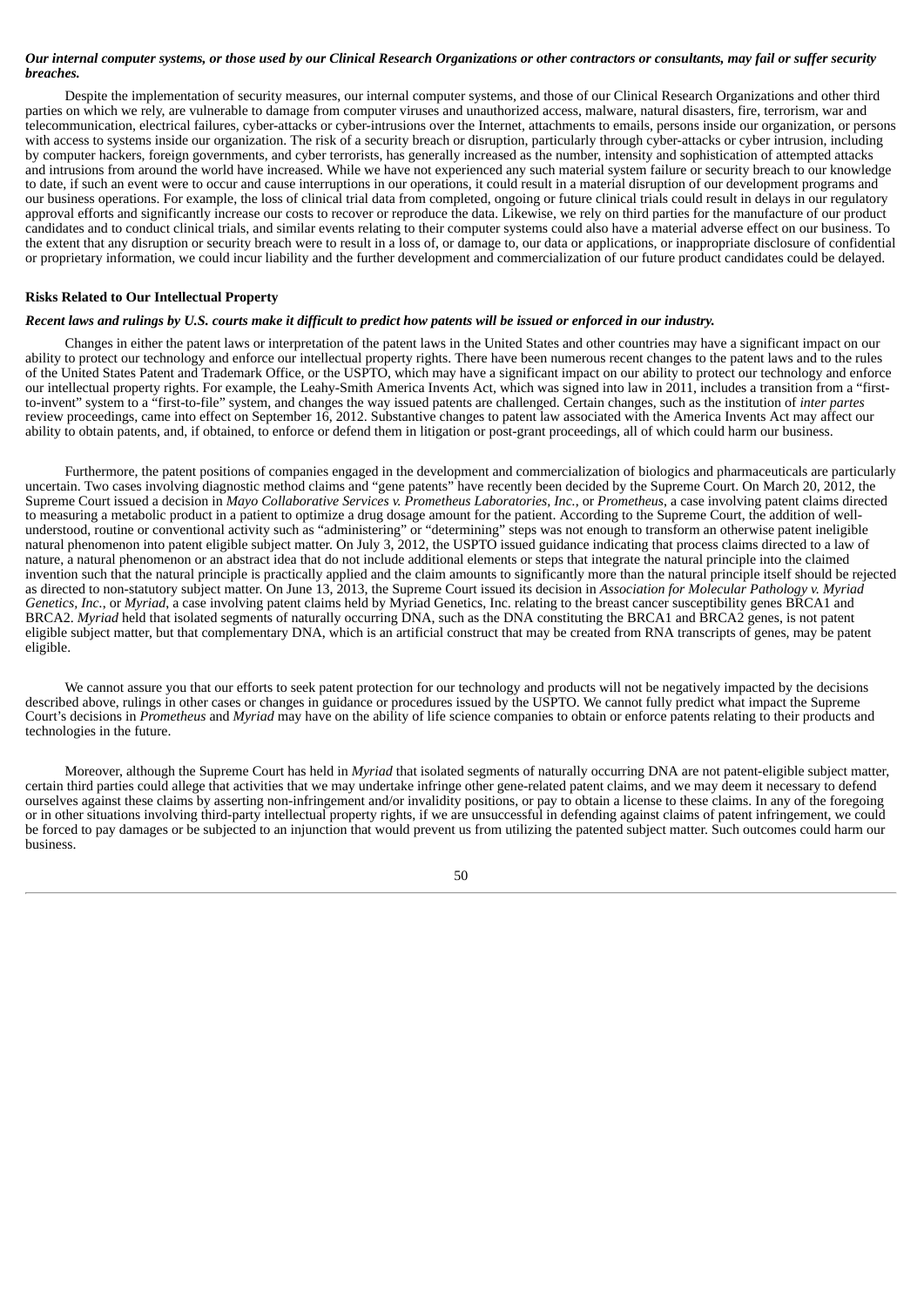***Our internal computer systems, or those used by our Clinical Research Organizations or other contractors or consultants, may fail or suffer security breaches.***

Despite the implementation of security measures, our internal computer systems, and those of our Clinical Research Organizations and other third parties on which we rely, are vulnerable to damage from computer viruses and unauthorized access, malware, natural disasters, fire, terrorism, war and telecommunication, electrical failures, cyber-attacks or cyber-intrusions over the Internet, attachments to emails, persons inside our organization, or persons with access to systems inside our organization. The risk of a security breach or disruption, particularly through cyber-attacks or cyber intrusion, including by computer hackers, foreign governments, and cyber terrorists, has generally increased as the number, intensity and sophistication of attempted attacks and intrusions from around the world have increased. While we have not experienced any such material system failure or security breach to our knowledge to date, if such an event were to occur and cause interruptions in our operations, it could result in a material disruption of our development programs and our business operations. For example, the loss of clinical trial data from completed, ongoing or future clinical trials could result in delays in our regulatory approval efforts and significantly increase our costs to recover or reproduce the data. Likewise, we rely on third parties for the manufacture of our product candidates and to conduct clinical trials, and similar events relating to their computer systems could also have a material adverse effect on our business. To the extent that any disruption or security breach were to result in a loss of, or damage to, our data or applications, or inappropriate disclosure of confidential or proprietary information, we could incur liability and the further development and commercialization of our future product candidates could be delayed.

**Risks Related to Our Intellectual Property**

***Recent laws and rulings by U.S. courts make it difficult to predict how patents will be issued or enforced in our industry.***

Changes in either the patent laws or interpretation of the patent laws in the United States and other countries may have a significant impact on our ability to protect our technology and enforce our intellectual property rights. There have been numerous recent changes to the patent laws and to the rules of the United States Patent and Trademark Office, or the USPTO, which may have a significant impact on our ability to protect our technology and enforce our intellectual property rights. For example, the Leahy-Smith America Invents Act, which was signed into law in 2011, includes a transition from a "first-to-invent" system to a "first-to-file" system, and changes the way issued patents are challenged. Certain changes, such as the institution of *inter partes* review proceedings, came into effect on September 16, 2012. Substantive changes to patent law associated with the America Invents Act may affect our ability to obtain patents, and, if obtained, to enforce or defend them in litigation or post-grant proceedings, all of which could harm our business.

Furthermore, the patent positions of companies engaged in the development and commercialization of biologics and pharmaceuticals are particularly uncertain. Two cases involving diagnostic method claims and "gene patents" have recently been decided by the Supreme Court. On March 20, 2012, the Supreme Court issued a decision in *Mayo Collaborative Services v. Prometheus Laboratories, Inc.*, or *Prometheus*, a case involving patent claims directed to measuring a metabolic product in a patient to optimize a drug dosage amount for the patient. According to the Supreme Court, the addition of well-understood, routine or conventional activity such as "administering" or "determining" steps was not enough to transform an otherwise patent ineligible natural phenomenon into patent eligible subject matter. On July 3, 2012, the USPTO issued guidance indicating that process claims directed to a law of nature, a natural phenomenon or an abstract idea that do not include additional elements or steps that integrate the natural principle into the claimed invention such that the natural principle is practically applied and the claim amounts to significantly more than the natural principle itself should be rejected as directed to non-statutory subject matter. On June 13, 2013, the Supreme Court issued its decision in *Association for Molecular Pathology v. Myriad Genetics, Inc.*, or *Myriad*, a case involving patent claims held by Myriad Genetics, Inc. relating to the breast cancer susceptibility genes BRCA1 and BRCA2. *Myriad* held that isolated segments of naturally occurring DNA, such as the DNA constituting the BRCA1 and BRCA2 genes, is not patent eligible subject matter, but that complementary DNA, which is an artificial construct that may be created from RNA transcripts of genes, may be patent eligible.

We cannot assure you that our efforts to seek patent protection for our technology and products will not be negatively impacted by the decisions described above, rulings in other cases or changes in guidance or procedures issued by the USPTO. We cannot fully predict what impact the Supreme Court's decisions in *Prometheus* and *Myriad* may have on the ability of life science companies to obtain or enforce patents relating to their products and technologies in the future.

Moreover, although the Supreme Court has held in *Myriad* that isolated segments of naturally occurring DNA are not patent-eligible subject matter, certain third parties could allege that activities that we may undertake infringe other gene-related patent claims, and we may deem it necessary to defend ourselves against these claims by asserting non-infringement and/or invalidity positions, or pay to obtain a license to these claims. In any of the foregoing or in other situations involving third-party intellectual property rights, if we are unsuccessful in defending against claims of patent infringement, we could be forced to pay damages or be subjected to an injunction that would prevent us from utilizing the patented subject matter. Such outcomes could harm our business.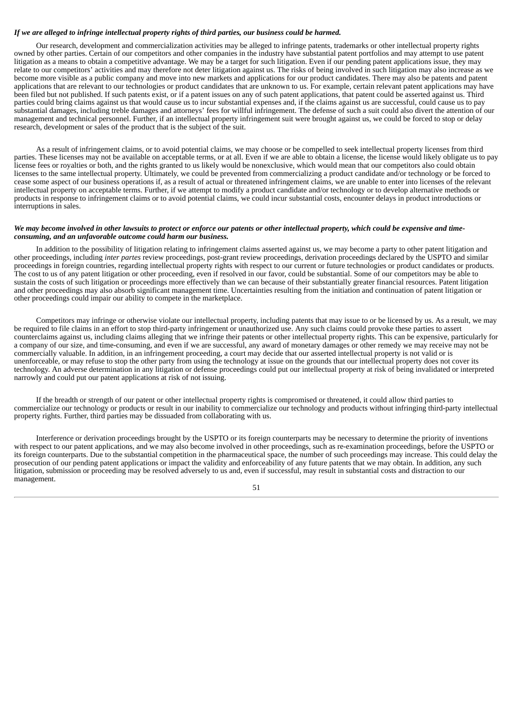***If we are alleged to infringe intellectual property rights of third parties, our business could be harmed.***

Our research, development and commercialization activities may be alleged to infringe patents, trademarks or other intellectual property rights owned by other parties. Certain of our competitors and other companies in the industry have substantial patent portfolios and may attempt to use patent litigation as a means to obtain a competitive advantage. We may be a target for such litigation. Even if our pending patent applications issue, they may relate to our competitors' activities and may therefore not deter litigation against us. The risks of being involved in such litigation may also increase as we become more visible as a public company and move into new markets and applications for our product candidates. There may also be patents and patent applications that are relevant to our technologies or product candidates that are unknown to us. For example, certain relevant patent applications may have been filed but not published. If such patents exist, or if a patent issues on any of such patent applications, that patent could be asserted against us. Third parties could bring claims against us that would cause us to incur substantial expenses and, if the claims against us are successful, could cause us to pay substantial damages, including treble damages and attorneys' fees for willful infringement. The defense of such a suit could also divert the attention of our management and technical personnel. Further, if an intellectual property infringement suit were brought against us, we could be forced to stop or delay research, development or sales of the product that is the subject of the suit.

As a result of infringement claims, or to avoid potential claims, we may choose or be compelled to seek intellectual property licenses from third parties. These licenses may not be available on acceptable terms, or at all. Even if we are able to obtain a license, the license would likely obligate us to pay license fees or royalties or both, and the rights granted to us likely would be nonexclusive, which would mean that our competitors also could obtain licenses to the same intellectual property. Ultimately, we could be prevented from commercializing a product candidate and/or technology or be forced to cease some aspect of our business operations if, as a result of actual or threatened infringement claims, we are unable to enter into licenses of the relevant intellectual property on acceptable terms. Further, if we attempt to modify a product candidate and/or technology or to develop alternative methods or products in response to infringement claims or to avoid potential claims, we could incur substantial costs, encounter delays in product introductions or interruptions in sales.

***We may become involved in other lawsuits to protect or enforce our patents or other intellectual property, which could be expensive and time-consuming, and an unfavorable outcome could harm our business.***

In addition to the possibility of litigation relating to infringement claims asserted against us, we may become a party to other patent litigation and other proceedings, including *inter partes* review proceedings, post-grant review proceedings, derivation proceedings declared by the USPTO and similar proceedings in foreign countries, regarding intellectual property rights with respect to our current or future technologies or product candidates or products. The cost to us of any patent litigation or other proceeding, even if resolved in our favor, could be substantial. Some of our competitors may be able to sustain the costs of such litigation or proceedings more effectively than we can because of their substantially greater financial resources. Patent litigation and other proceedings may also absorb significant management time. Uncertainties resulting from the initiation and continuation of patent litigation or other proceedings could impair our ability to compete in the marketplace.

Competitors may infringe or otherwise violate our intellectual property, including patents that may issue to or be licensed by us. As a result, we may be required to file claims in an effort to stop third-party infringement or unauthorized use. Any such claims could provoke these parties to assert counterclaims against us, including claims alleging that we infringe their patents or other intellectual property rights. This can be expensive, particularly for a company of our size, and time-consuming, and even if we are successful, any award of monetary damages or other remedy we may receive may not be commercially valuable. In addition, in an infringement proceeding, a court may decide that our asserted intellectual property is not valid or is unenforceable, or may refuse to stop the other party from using the technology at issue on the grounds that our intellectual property does not cover its technology. An adverse determination in any litigation or defense proceedings could put our intellectual property at risk of being invalidated or interpreted narrowly and could put our patent applications at risk of not issuing.

If the breadth or strength of our patent or other intellectual property rights is compromised or threatened, it could allow third parties to commercialize our technology or products or result in our inability to commercialize our technology and products without infringing third-party intellectual property rights. Further, third parties may be dissuaded from collaborating with us.

Interference or derivation proceedings brought by the USPTO or its foreign counterparts may be necessary to determine the priority of inventions with respect to our patent applications, and we may also become involved in other proceedings, such as re-examination proceedings, before the USPTO or its foreign counterparts. Due to the substantial competition in the pharmaceutical space, the number of such proceedings may increase. This could delay the prosecution of our pending patent applications or impact the validity and enforceability of any future patents that we may obtain. In addition, any such litigation, submission or proceeding may be resolved adversely to us and, even if successful, may result in substantial costs and distraction to our management.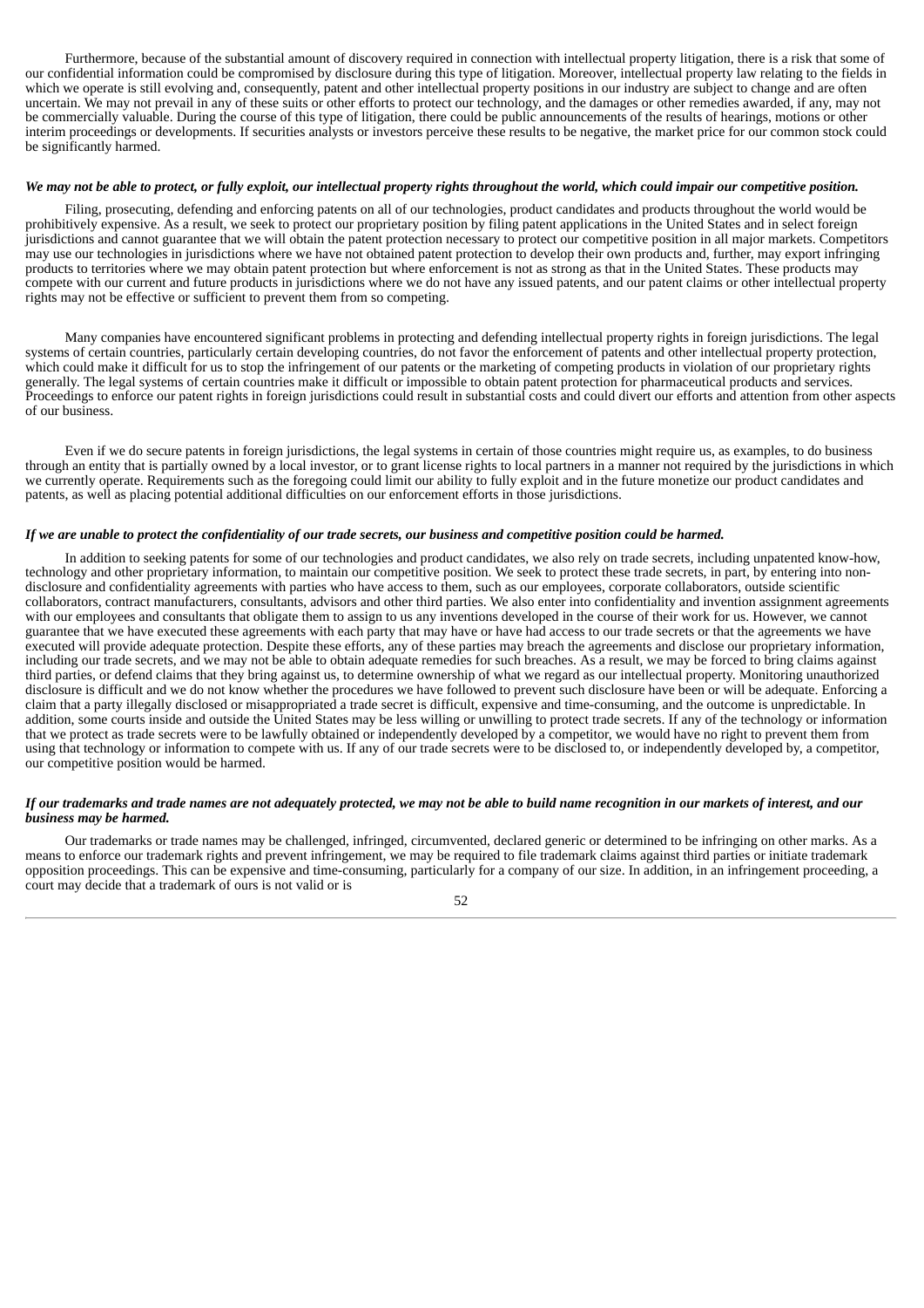Furthermore, because of the substantial amount of discovery required in connection with intellectual property litigation, there is a risk that some of our confidential information could be compromised by disclosure during this type of litigation. Moreover, intellectual property law relating to the fields in which we operate is still evolving and, consequently, patent and other intellectual property positions in our industry are subject to change and are often uncertain. We may not prevail in any of these suits or other efforts to protect our technology, and the damages or other remedies awarded, if any, may not be commercially valuable. During the course of this type of litigation, there could be public announcements of the results of hearings, motions or other interim proceedings or developments. If securities analysts or investors perceive these results to be negative, the market price for our common stock could be significantly harmed.

***We may not be able to protect, or fully exploit, our intellectual property rights throughout the world, which could impair our competitive position.***

Filing, prosecuting, defending and enforcing patents on all of our technologies, product candidates and products throughout the world would be prohibitively expensive. As a result, we seek to protect our proprietary position by filing patent applications in the United States and in select foreign jurisdictions and cannot guarantee that we will obtain the patent protection necessary to protect our competitive position in all major markets. Competitors may use our technologies in jurisdictions where we have not obtained patent protection to develop their own products and, further, may export infringing products to territories where we may obtain patent protection but where enforcement is not as strong as that in the United States. These products may compete with our current and future products in jurisdictions where we do not have any issued patents, and our patent claims or other intellectual property rights may not be effective or sufficient to prevent them from so competing.

Many companies have encountered significant problems in protecting and defending intellectual property rights in foreign jurisdictions. The legal systems of certain countries, particularly certain developing countries, do not favor the enforcement of patents and other intellectual property protection, which could make it difficult for us to stop the infringement of our patents or the marketing of competing products in violation of our proprietary rights generally. The legal systems of certain countries make it difficult or impossible to obtain patent protection for pharmaceutical products and services. Proceedings to enforce our patent rights in foreign jurisdictions could result in substantial costs and could divert our efforts and attention from other aspects of our business.

Even if we do secure patents in foreign jurisdictions, the legal systems in certain of those countries might require us, as examples, to do business through an entity that is partially owned by a local investor, or to grant license rights to local partners in a manner not required by the jurisdictions in which we currently operate. Requirements such as the foregoing could limit our ability to fully exploit and in the future monetize our product candidates and patents, as well as placing potential additional difficulties on our enforcement efforts in those jurisdictions.

***If we are unable to protect the confidentiality of our trade secrets, our business and competitive position could be harmed.***

In addition to seeking patents for some of our technologies and product candidates, we also rely on trade secrets, including unpatented know-how, technology and other proprietary information, to maintain our competitive position. We seek to protect these trade secrets, in part, by entering into non-disclosure and confidentiality agreements with parties who have access to them, such as our employees, corporate collaborators, outside scientific collaborators, contract manufacturers, consultants, advisors and other third parties. We also enter into confidentiality and invention assignment agreements with our employees and consultants that obligate them to assign to us any inventions developed in the course of their work for us. However, we cannot guarantee that we have executed these agreements with each party that may have or have had access to our trade secrets or that the agreements we have executed will provide adequate protection. Despite these efforts, any of these parties may breach the agreements and disclose our proprietary information, including our trade secrets, and we may not be able to obtain adequate remedies for such breaches. As a result, we may be forced to bring claims against third parties, or defend claims that they bring against us, to determine ownership of what we regard as our intellectual property. Monitoring unauthorized disclosure is difficult and we do not know whether the procedures we have followed to prevent such disclosure have been or will be adequate. Enforcing a claim that a party illegally disclosed or misappropriated a trade secret is difficult, expensive and time-consuming, and the outcome is unpredictable. In addition, some courts inside and outside the United States may be less willing or unwilling to protect trade secrets. If any of the technology or information that we protect as trade secrets were to be lawfully obtained or independently developed by a competitor, we would have no right to prevent them from using that technology or information to compete with us. If any of our trade secrets were to be disclosed to, or independently developed by, a competitor, our competitive position would be harmed.

***If our trademarks and trade names are not adequately protected, we may not be able to build name recognition in our markets of interest, and our business may be harmed.***

Our trademarks or trade names may be challenged, infringed, circumvented, declared generic or determined to be infringing on other marks. As a means to enforce our trademark rights and prevent infringement, we may be required to file trademark claims against third parties or initiate trademark opposition proceedings. This can be expensive and time-consuming, particularly for a company of our size. In addition, in an infringement proceeding, a court may decide that a trademark of ours is not valid or is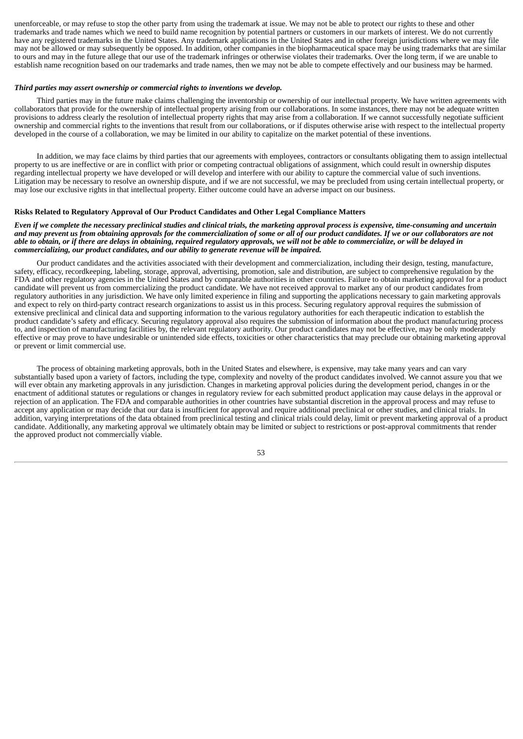unenforceable, or may refuse to stop the other party from using the trademark at issue. We may not be able to protect our rights to these and other trademarks and trade names which we need to build name recognition by potential partners or customers in our markets of interest. We do not currently have any registered trademarks in the United States. Any trademark applications in the United States and in other foreign jurisdictions where we may file may not be allowed or may subsequently be opposed. In addition, other companies in the biopharmaceutical space may be using trademarks that are similar to ours and may in the future allege that our use of the trademark infringes or otherwise violates their trademarks. Over the long term, if we are unable to establish name recognition based on our trademarks and trade names, then we may not be able to compete effectively and our business may be harmed.

***Third parties may assert ownership or commercial rights to inventions we develop.***

Third parties may in the future make claims challenging the inventorship or ownership of our intellectual property. We have written agreements with collaborators that provide for the ownership of intellectual property arising from our collaborations. In some instances, there may not be adequate written provisions to address clearly the resolution of intellectual property rights that may arise from a collaboration. If we cannot successfully negotiate sufficient ownership and commercial rights to the inventions that result from our collaborations, or if disputes otherwise arise with respect to the intellectual property developed in the course of a collaboration, we may be limited in our ability to capitalize on the market potential of these inventions.

In addition, we may face claims by third parties that our agreements with employees, contractors or consultants obligating them to assign intellectual property to us are ineffective or are in conflict with prior or competing contractual obligations of assignment, which could result in ownership disputes regarding intellectual property we have developed or will develop and interfere with our ability to capture the commercial value of such inventions. Litigation may be necessary to resolve an ownership dispute, and if we are not successful, we may be precluded from using certain intellectual property, or may lose our exclusive rights in that intellectual property. Either outcome could have an adverse impact on our business.

**Risks Related to Regulatory Approval of Our Product Candidates and Other Legal Compliance Matters**

***Even if we complete the necessary preclinical studies and clinical trials, the marketing approval process is expensive, time-consuming and uncertain and may prevent us from obtaining approvals for the commercialization of some or all of our product candidates. If we or our collaborators are not able to obtain, or if there are delays in obtaining, required regulatory approvals, we will not be able to commercialize, or will be delayed in commercializing, our product candidates, and our ability to generate revenue will be impaired.***

Our product candidates and the activities associated with their development and commercialization, including their design, testing, manufacture, safety, efficacy, recordkeeping, labeling, storage, approval, advertising, promotion, sale and distribution, are subject to comprehensive regulation by the FDA and other regulatory agencies in the United States and by comparable authorities in other countries. Failure to obtain marketing approval for a product candidate will prevent us from commercializing the product candidate. We have not received approval to market any of our product candidates from regulatory authorities in any jurisdiction. We have only limited experience in filing and supporting the applications necessary to gain marketing approvals and expect to rely on third-party contract research organizations to assist us in this process. Securing regulatory approval requires the submission of extensive preclinical and clinical data and supporting information to the various regulatory authorities for each therapeutic indication to establish the product candidate's safety and efficacy. Securing regulatory approval also requires the submission of information about the product manufacturing process to, and inspection of manufacturing facilities by, the relevant regulatory authority. Our product candidates may not be effective, may be only moderately effective or may prove to have undesirable or unintended side effects, toxicities or other characteristics that may preclude our obtaining marketing approval or prevent or limit commercial use.

The process of obtaining marketing approvals, both in the United States and elsewhere, is expensive, may take many years and can vary substantially based upon a variety of factors, including the type, complexity and novelty of the product candidates involved. We cannot assure you that we will ever obtain any marketing approvals in any jurisdiction. Changes in marketing approval policies during the development period, changes in or the enactment of additional statutes or regulations or changes in regulatory review for each submitted product application may cause delays in the approval or rejection of an application. The FDA and comparable authorities in other countries have substantial discretion in the approval process and may refuse to accept any application or may decide that our data is insufficient for approval and require additional preclinical or other studies, and clinical trials. In addition, varying interpretations of the data obtained from preclinical testing and clinical trials could delay, limit or prevent marketing approval of a product candidate. Additionally, any marketing approval we ultimately obtain may be limited or subject to restrictions or post-approval commitments that render the approved product not commercially viable.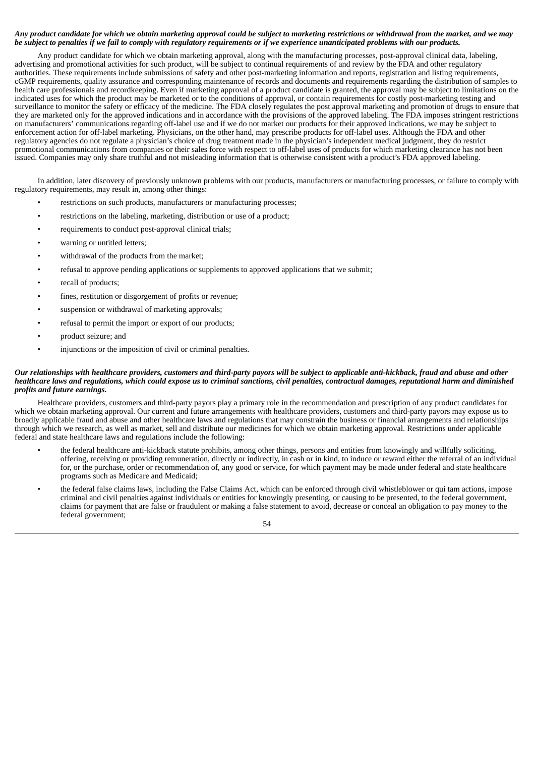***Any product candidate for which we obtain marketing approval could be subject to marketing restrictions or withdrawal from the market, and we may be subject to penalties if we fail to comply with regulatory requirements or if we experience unanticipated problems with our products.***

Any product candidate for which we obtain marketing approval, along with the manufacturing processes, post-approval clinical data, labeling, advertising and promotional activities for such product, will be subject to continual requirements of and review by the FDA and other regulatory authorities. These requirements include submissions of safety and other post-marketing information and reports, registration and listing requirements, cGMP requirements, quality assurance and corresponding maintenance of records and documents and requirements regarding the distribution of samples to health care professionals and recordkeeping. Even if marketing approval of a product candidate is granted, the approval may be subject to limitations on the indicated uses for which the product may be marketed or to the conditions of approval, or contain requirements for costly post-marketing testing and surveillance to monitor the safety or efficacy of the medicine. The FDA closely regulates the post approval marketing and promotion of drugs to ensure that they are marketed only for the approved indications and in accordance with the provisions of the approved labeling. The FDA imposes stringent restrictions on manufacturers' communications regarding off-label use and if we do not market our products for their approved indications, we may be subject to enforcement action for off-label marketing. Physicians, on the other hand, may prescribe products for off-label uses. Although the FDA and other regulatory agencies do not regulate a physician's choice of drug treatment made in the physician's independent medical judgment, they do restrict promotional communications from companies or their sales force with respect to off-label uses of products for which marketing clearance has not been issued. Companies may only share truthful and not misleading information that is otherwise consistent with a product's FDA approved labeling.

In addition, later discovery of previously unknown problems with our products, manufacturers or manufacturing processes, or failure to comply with regulatory requirements, may result in, among other things:

- restrictions on such products, manufacturers or manufacturing processes;
- restrictions on the labeling, marketing, distribution or use of a product;
- requirements to conduct post-approval clinical trials;
- warning or untitled letters;
- withdrawal of the products from the market;
- refusal to approve pending applications or supplements to approved applications that we submit;
- recall of products;
- fines, restitution or disgorgement of profits or revenue;
- suspension or withdrawal of marketing approvals;
- refusal to permit the import or export of our products;
- product seizure; and
- injunctions or the imposition of civil or criminal penalties.

***Our relationships with healthcare providers, customers and third-party payors will be subject to applicable anti-kickback, fraud and abuse and other healthcare laws and regulations, which could expose us to criminal sanctions, civil penalties, contractual damages, reputational harm and diminished profits and future earnings.***

Healthcare providers, customers and third-party payors play a primary role in the recommendation and prescription of any product candidates for which we obtain marketing approval. Our current and future arrangements with healthcare providers, customers and third-party payors may expose us to broadly applicable fraud and abuse and other healthcare laws and regulations that may constrain the business or financial arrangements and relationships through which we research, as well as market, sell and distribute our medicines for which we obtain marketing approval. Restrictions under applicable federal and state healthcare laws and regulations include the following:

- the federal healthcare anti-kickback statute prohibits, among other things, persons and entities from knowingly and willfully soliciting, offering, receiving or providing remuneration, directly or indirectly, in cash or in kind, to induce or reward either the referral of an individual for, or the purchase, order or recommendation of, any good or service, for which payment may be made under federal and state healthcare programs such as Medicare and Medicaid;
- the federal false claims laws, including the False Claims Act, which can be enforced through civil whistleblower or qui tam actions, impose criminal and civil penalties against individuals or entities for knowingly presenting, or causing to be presented, to the federal government, claims for payment that are false or fraudulent or making a false statement to avoid, decrease or conceal an obligation to pay money to the federal government;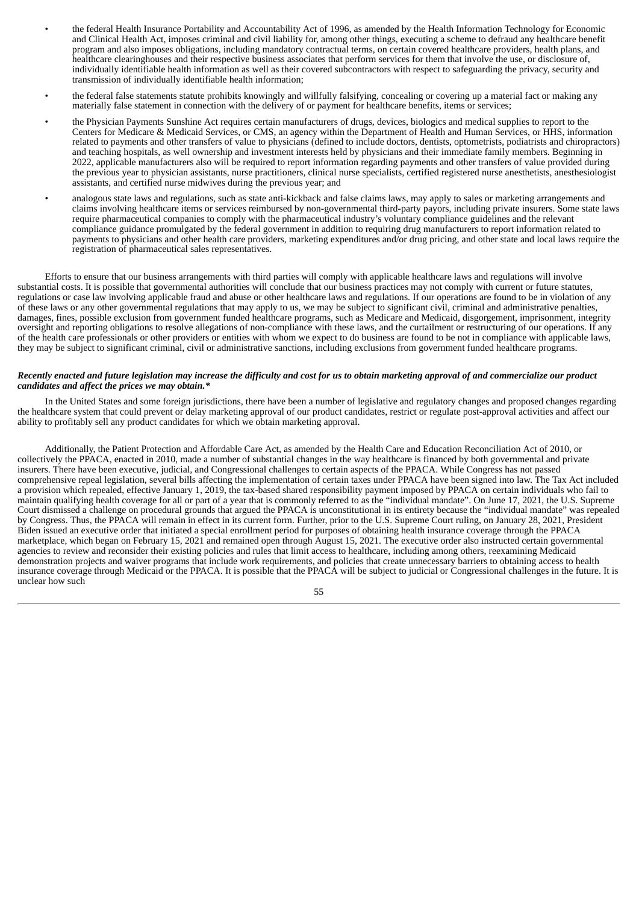- the federal Health Insurance Portability and Accountability Act of 1996, as amended by the Health Information Technology for Economic and Clinical Health Act, imposes criminal and civil liability for, among other things, executing a scheme to defraud any healthcare benefit program and also imposes obligations, including mandatory contractual terms, on certain covered healthcare providers, health plans, and healthcare clearinghouses and their respective business associates that perform services for them that involve the use, or disclosure of, individually identifiable health information as well as their covered subcontractors with respect to safeguarding the privacy, security and transmission of individually identifiable health information;
- the federal false statements statute prohibits knowingly and willfully falsifying, concealing or covering up a material fact or making any materially false statement in connection with the delivery of or payment for healthcare benefits, items or services;
- the Physician Payments Sunshine Act requires certain manufacturers of drugs, devices, biologics and medical supplies to report to the Centers for Medicare & Medicaid Services, or CMS, an agency within the Department of Health and Human Services, or HHS, information related to payments and other transfers of value to physicians (defined to include doctors, dentists, optometrists, podiatrists and chiropractors) and teaching hospitals, as well ownership and investment interests held by physicians and their immediate family members. Beginning in 2022, applicable manufacturers also will be required to report information regarding payments and other transfers of value provided during the previous year to physician assistants, nurse practitioners, clinical nurse specialists, certified registered nurse anesthetists, anesthesiologist assistants, and certified nurse midwives during the previous year; and
- analogous state laws and regulations, such as state anti-kickback and false claims laws, may apply to sales or marketing arrangements and claims involving healthcare items or services reimbursed by non-governmental third-party payors, including private insurers. Some state laws require pharmaceutical companies to comply with the pharmaceutical industry's voluntary compliance guidelines and the relevant compliance guidance promulgated by the federal government in addition to requiring drug manufacturers to report information related to payments to physicians and other health care providers, marketing expenditures and/or drug pricing, and other state and local laws require the registration of pharmaceutical sales representatives.

Efforts to ensure that our business arrangements with third parties will comply with applicable healthcare laws and regulations will involve substantial costs. It is possible that governmental authorities will conclude that our business practices may not comply with current or future statutes, regulations or case law involving applicable fraud and abuse or other healthcare laws and regulations. If our operations are found to be in violation of any of these laws or any other governmental regulations that may apply to us, we may be subject to significant civil, criminal and administrative penalties, damages, fines, possible exclusion from government funded healthcare programs, such as Medicare and Medicaid, disgorgement, imprisonment, integrity oversight and reporting obligations to resolve allegations of non-compliance with these laws, and the curtailment or restructuring of our operations. If any of the health care professionals or other providers or entities with whom we expect to do business are found to be not in compliance with applicable laws, they may be subject to significant criminal, civil or administrative sanctions, including exclusions from government funded healthcare programs.

***Recently enacted and future legislation may increase the difficulty and cost for us to obtain marketing approval of and commercialize our product candidates and affect the prices we may obtain.****

In the United States and some foreign jurisdictions, there have been a number of legislative and regulatory changes and proposed changes regarding the healthcare system that could prevent or delay marketing approval of our product candidates, restrict or regulate post-approval activities and affect our ability to profitably sell any product candidates for which we obtain marketing approval.

Additionally, the Patient Protection and Affordable Care Act, as amended by the Health Care and Education Reconciliation Act of 2010, or collectively the PPACA, enacted in 2010, made a number of substantial changes in the way healthcare is financed by both governmental and private insurers. There have been executive, judicial, and Congressional challenges to certain aspects of the PPACA. While Congress has not passed comprehensive repeal legislation, several bills affecting the implementation of certain taxes under PPACA have been signed into law. The Tax Act included a provision which repealed, effective January 1, 2019, the tax-based shared responsibility payment imposed by PPACA on certain individuals who fail to maintain qualifying health coverage for all or part of a year that is commonly referred to as the "individual mandate". On June 17, 2021, the U.S. Supreme Court dismissed a challenge on procedural grounds that argued the PPACA is unconstitutional in its entirety because the "individual mandate" was repealed by Congress. Thus, the PPACA will remain in effect in its current form. Further, prior to the U.S. Supreme Court ruling, on January 28, 2021, President Biden issued an executive order that initiated a special enrollment period for purposes of obtaining health insurance coverage through the PPACA marketplace, which began on February 15, 2021 and remained open through August 15, 2021. The executive order also instructed certain governmental agencies to review and reconsider their existing policies and rules that limit access to healthcare, including among others, reexamining Medicaid demonstration projects and waiver programs that include work requirements, and policies that create unnecessary barriers to obtaining access to health insurance coverage through Medicaid or the PPACA. It is possible that the PPACA will be subject to judicial or Congressional challenges in the future. It is unclear how such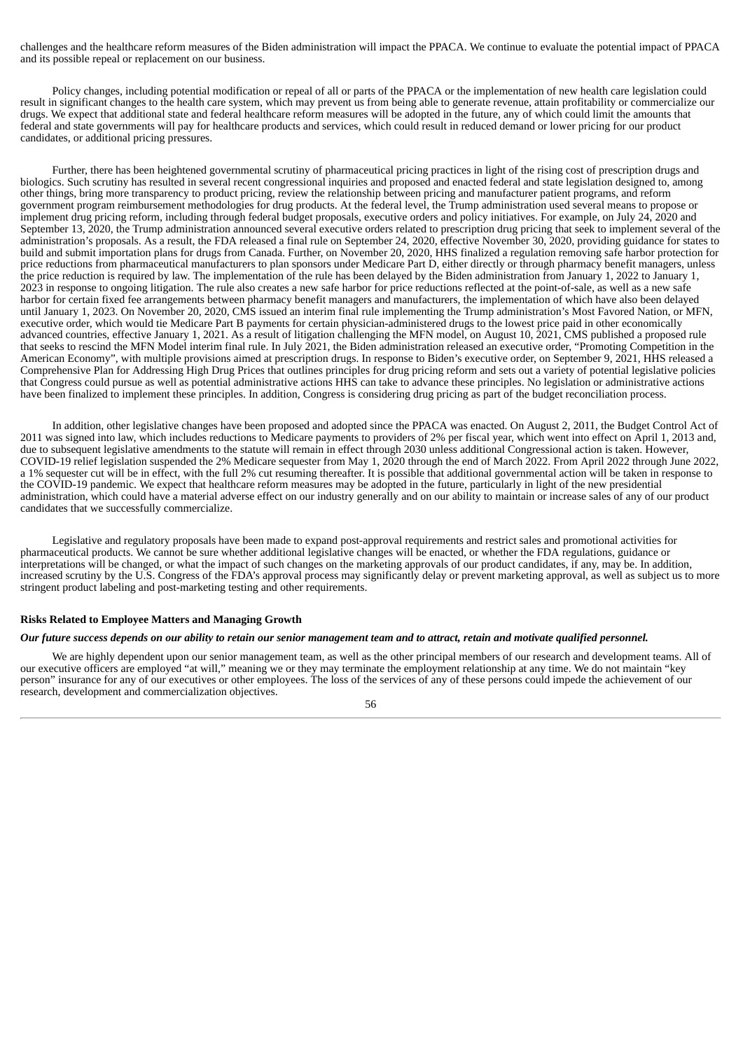challenges and the healthcare reform measures of the Biden administration will impact the PPACA. We continue to evaluate the potential impact of PPACA and its possible repeal or replacement on our business.

Policy changes, including potential modification or repeal of all or parts of the PPACA or the implementation of new health care legislation could result in significant changes to the health care system, which may prevent us from being able to generate revenue, attain profitability or commercialize our drugs. We expect that additional state and federal healthcare reform measures will be adopted in the future, any of which could limit the amounts that federal and state governments will pay for healthcare products and services, which could result in reduced demand or lower pricing for our product candidates, or additional pricing pressures.

Further, there has been heightened governmental scrutiny of pharmaceutical pricing practices in light of the rising cost of prescription drugs and biologics. Such scrutiny has resulted in several recent congressional inquiries and proposed and enacted federal and state legislation designed to, among other things, bring more transparency to product pricing, review the relationship between pricing and manufacturer patient programs, and reform government program reimbursement methodologies for drug products. At the federal level, the Trump administration used several means to propose or implement drug pricing reform, including through federal budget proposals, executive orders and policy initiatives. For example, on July 24, 2020 and September 13, 2020, the Trump administration announced several executive orders related to prescription drug pricing that seek to implement several of the administration's proposals. As a result, the FDA released a final rule on September 24, 2020, effective November 30, 2020, providing guidance for states to build and submit importation plans for drugs from Canada. Further, on November 20, 2020, HHS finalized a regulation removing safe harbor protection for price reductions from pharmaceutical manufacturers to plan sponsors under Medicare Part D, either directly or through pharmacy benefit managers, unless the price reduction is required by law. The implementation of the rule has been delayed by the Biden administration from January 1, 2022 to January 1, 2023 in response to ongoing litigation. The rule also creates a new safe harbor for price reductions reflected at the point-of-sale, as well as a new safe harbor for certain fixed fee arrangements between pharmacy benefit managers and manufacturers, the implementation of which have also been delayed until January 1, 2023. On November 20, 2020, CMS issued an interim final rule implementing the Trump administration's Most Favored Nation, or MFN, executive order, which would tie Medicare Part B payments for certain physician-administered drugs to the lowest price paid in other economically advanced countries, effective January 1, 2021. As a result of litigation challenging the MFN model, on August 10, 2021, CMS published a proposed rule that seeks to rescind the MFN Model interim final rule. In July 2021, the Biden administration released an executive order, "Promoting Competition in the American Economy", with multiple provisions aimed at prescription drugs. In response to Biden's executive order, on September 9, 2021, HHS released a Comprehensive Plan for Addressing High Drug Prices that outlines principles for drug pricing reform and sets out a variety of potential legislative policies that Congress could pursue as well as potential administrative actions HHS can take to advance these principles. No legislation or administrative actions have been finalized to implement these principles. In addition, Congress is considering drug pricing as part of the budget reconciliation process.

In addition, other legislative changes have been proposed and adopted since the PPACA was enacted. On August 2, 2011, the Budget Control Act of 2011 was signed into law, which includes reductions to Medicare payments to providers of 2% per fiscal year, which went into effect on April 1, 2013 and, due to subsequent legislative amendments to the statute will remain in effect through 2030 unless additional Congressional action is taken. However, COVID-19 relief legislation suspended the 2% Medicare sequester from May 1, 2020 through the end of March 2022. From April 2022 through June 2022, a 1% sequester cut will be in effect, with the full 2% cut resuming thereafter. It is possible that additional governmental action will be taken in response to the COVID-19 pandemic. We expect that healthcare reform measures may be adopted in the future, particularly in light of the new presidential administration, which could have a material adverse effect on our industry generally and on our ability to maintain or increase sales of any of our product candidates that we successfully commercialize.

Legislative and regulatory proposals have been made to expand post-approval requirements and restrict sales and promotional activities for pharmaceutical products. We cannot be sure whether additional legislative changes will be enacted, or whether the FDA regulations, guidance or interpretations will be changed, or what the impact of such changes on the marketing approvals of our product candidates, if any, may be. In addition, increased scrutiny by the U.S. Congress of the FDA's approval process may significantly delay or prevent marketing approval, as well as subject us to more stringent product labeling and post-marketing testing and other requirements.

**Risks Related to Employee Matters and Managing Growth**

***Our future success depends on our ability to retain our senior management team and to attract, retain and motivate qualified personnel.***

We are highly dependent upon our senior management team, as well as the other principal members of our research and development teams. All of our executive officers are employed "at will," meaning we or they may terminate the employment relationship at any time. We do not maintain "key person" insurance for any of our executives or other employees. The loss of the services of any of these persons could impede the achievement of our research, development and commercialization objectives.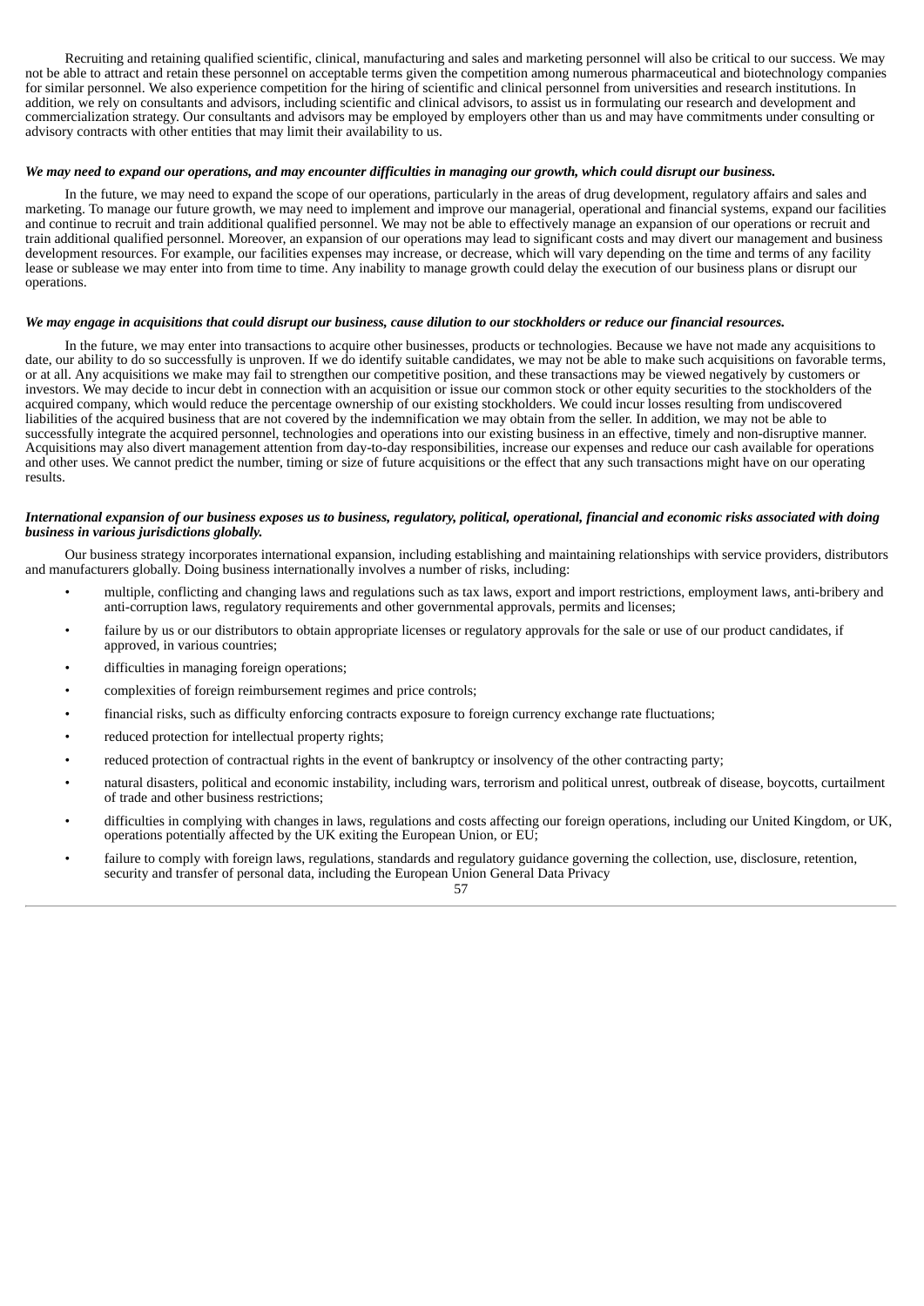Recruiting and retaining qualified scientific, clinical, manufacturing and sales and marketing personnel will also be critical to our success. We may not be able to attract and retain these personnel on acceptable terms given the competition among numerous pharmaceutical and biotechnology companies for similar personnel. We also experience competition for the hiring of scientific and clinical personnel from universities and research institutions. In addition, we rely on consultants and advisors, including scientific and clinical advisors, to assist us in formulating our research and development and commercialization strategy. Our consultants and advisors may be employed by employers other than us and may have commitments under consulting or advisory contracts with other entities that may limit their availability to us.

***We may need to expand our operations, and may encounter difficulties in managing our growth, which could disrupt our business.***

In the future, we may need to expand the scope of our operations, particularly in the areas of drug development, regulatory affairs and sales and marketing. To manage our future growth, we may need to implement and improve our managerial, operational and financial systems, expand our facilities and continue to recruit and train additional qualified personnel. We may not be able to effectively manage an expansion of our operations or recruit and train additional qualified personnel. Moreover, an expansion of our operations may lead to significant costs and may divert our management and business development resources. For example, our facilities expenses may increase, or decrease, which will vary depending on the time and terms of any facility lease or sublease we may enter into from time to time. Any inability to manage growth could delay the execution of our business plans or disrupt our operations.

***We may engage in acquisitions that could disrupt our business, cause dilution to our stockholders or reduce our financial resources.***

In the future, we may enter into transactions to acquire other businesses, products or technologies. Because we have not made any acquisitions to date, our ability to do so successfully is unproven. If we do identify suitable candidates, we may not be able to make such acquisitions on favorable terms, or at all. Any acquisitions we make may fail to strengthen our competitive position, and these transactions may be viewed negatively by customers or investors. We may decide to incur debt in connection with an acquisition or issue our common stock or other equity securities to the stockholders of the acquired company, which would reduce the percentage ownership of our existing stockholders. We could incur losses resulting from undiscovered liabilities of the acquired business that are not covered by the indemnification we may obtain from the seller. In addition, we may not be able to successfully integrate the acquired personnel, technologies and operations into our existing business in an effective, timely and non-disruptive manner. Acquisitions may also divert management attention from day-to-day responsibilities, increase our expenses and reduce our cash available for operations and other uses. We cannot predict the number, timing or size of future acquisitions or the effect that any such transactions might have on our operating results.

***International expansion of our business exposes us to business, regulatory, political, operational, financial and economic risks associated with doing business in various jurisdictions globally.***

Our business strategy incorporates international expansion, including establishing and maintaining relationships with service providers, distributors and manufacturers globally. Doing business internationally involves a number of risks, including:

- multiple, conflicting and changing laws and regulations such as tax laws, export and import restrictions, employment laws, anti-bribery and anti-corruption laws, regulatory requirements and other governmental approvals, permits and licenses;
- failure by us or our distributors to obtain appropriate licenses or regulatory approvals for the sale or use of our product candidates, if approved, in various countries;
- difficulties in managing foreign operations;
- complexities of foreign reimbursement regimes and price controls;
- financial risks, such as difficulty enforcing contracts exposure to foreign currency exchange rate fluctuations;
- reduced protection for intellectual property rights;
- reduced protection of contractual rights in the event of bankruptcy or insolvency of the other contracting party;
- natural disasters, political and economic instability, including wars, terrorism and political unrest, outbreak of disease, boycotts, curtailment of trade and other business restrictions;
- difficulties in complying with changes in laws, regulations and costs affecting our foreign operations, including our United Kingdom, or UK, operations potentially affected by the UK exiting the European Union, or EU;
- failure to comply with foreign laws, regulations, standards and regulatory guidance governing the collection, use, disclosure, retention, security and transfer of personal data, including the European Union General Data Privacy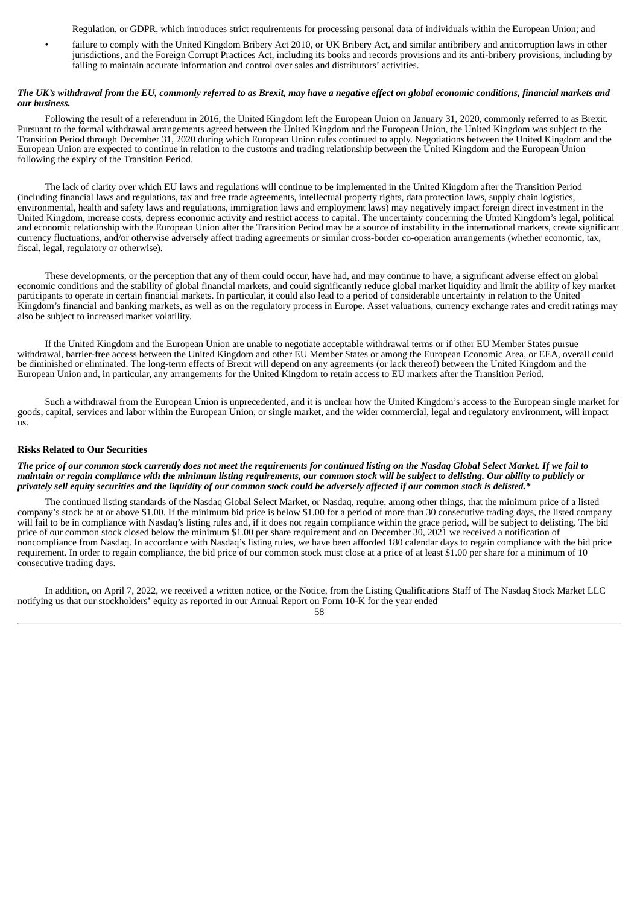Regulation, or GDPR, which introduces strict requirements for processing personal data of individuals within the European Union; and

- failure to comply with the United Kingdom Bribery Act 2010, or UK Bribery Act, and similar antibribery and anticorruption laws in other jurisdictions, and the Foreign Corrupt Practices Act, including its books and records provisions and its anti-bribery provisions, including by failing to maintain accurate information and control over sales and distributors' activities.

***The UK's withdrawal from the EU, commonly referred to as Brexit, may have a negative effect on global economic conditions, financial markets and our business.***

Following the result of a referendum in 2016, the United Kingdom left the European Union on January 31, 2020, commonly referred to as Brexit. Pursuant to the formal withdrawal arrangements agreed between the United Kingdom and the European Union, the United Kingdom was subject to the Transition Period through December 31, 2020 during which European Union rules continued to apply. Negotiations between the United Kingdom and the European Union are expected to continue in relation to the customs and trading relationship between the United Kingdom and the European Union following the expiry of the Transition Period.

The lack of clarity over which EU laws and regulations will continue to be implemented in the United Kingdom after the Transition Period (including financial laws and regulations, tax and free trade agreements, intellectual property rights, data protection laws, supply chain logistics, environmental, health and safety laws and regulations, immigration laws and employment laws) may negatively impact foreign direct investment in the United Kingdom, increase costs, depress economic activity and restrict access to capital. The uncertainty concerning the United Kingdom's legal, political and economic relationship with the European Union after the Transition Period may be a source of instability in the international markets, create significant currency fluctuations, and/or otherwise adversely affect trading agreements or similar cross-border co-operation arrangements (whether economic, tax, fiscal, legal, regulatory or otherwise).

These developments, or the perception that any of them could occur, have had, and may continue to have, a significant adverse effect on global economic conditions and the stability of global financial markets, and could significantly reduce global market liquidity and limit the ability of key market participants to operate in certain financial markets. In particular, it could also lead to a period of considerable uncertainty in relation to the United Kingdom's financial and banking markets, as well as on the regulatory process in Europe. Asset valuations, currency exchange rates and credit ratings may also be subject to increased market volatility.

If the United Kingdom and the European Union are unable to negotiate acceptable withdrawal terms or if other EU Member States pursue withdrawal, barrier-free access between the United Kingdom and other EU Member States or among the European Economic Area, or EEA, overall could be diminished or eliminated. The long-term effects of Brexit will depend on any agreements (or lack thereof) between the United Kingdom and the European Union and, in particular, any arrangements for the United Kingdom to retain access to EU markets after the Transition Period.

Such a withdrawal from the European Union is unprecedented, and it is unclear how the United Kingdom's access to the European single market for goods, capital, services and labor within the European Union, or single market, and the wider commercial, legal and regulatory environment, will impact us.

**Risks Related to Our Securities**

***The price of our common stock currently does not meet the requirements for continued listing on the Nasdaq Global Select Market. If we fail to maintain or regain compliance with the minimum listing requirements, our common stock will be subject to delisting. Our ability to publicly or privately sell equity securities and the liquidity of our common stock could be adversely affected if our common stock is delisted.****

The continued listing standards of the Nasdaq Global Select Market, or Nasdaq, require, among other things, that the minimum price of a listed company's stock be at or above $1.00. If the minimum bid price is below $1.00 for a period of more than 30 consecutive trading days, the listed company will fail to be in compliance with Nasdaq's listing rules and, if it does not regain compliance within the grace period, will be subject to delisting. The bid price of our common stock closed below the minimum $1.00 per share requirement and on December 30, 2021 we received a notification of noncompliance from Nasdaq. In accordance with Nasdaq's listing rules, we have been afforded 180 calendar days to regain compliance with the bid price requirement. In order to regain compliance, the bid price of our common stock must close at a price of at least $1.00 per share for a minimum of 10 consecutive trading days.

In addition, on April 7, 2022, we received a written notice, or the Notice, from the Listing Qualifications Staff of The Nasdaq Stock Market LLC notifying us that our stockholders' equity as reported in our Annual Report on Form 10-K for the year ended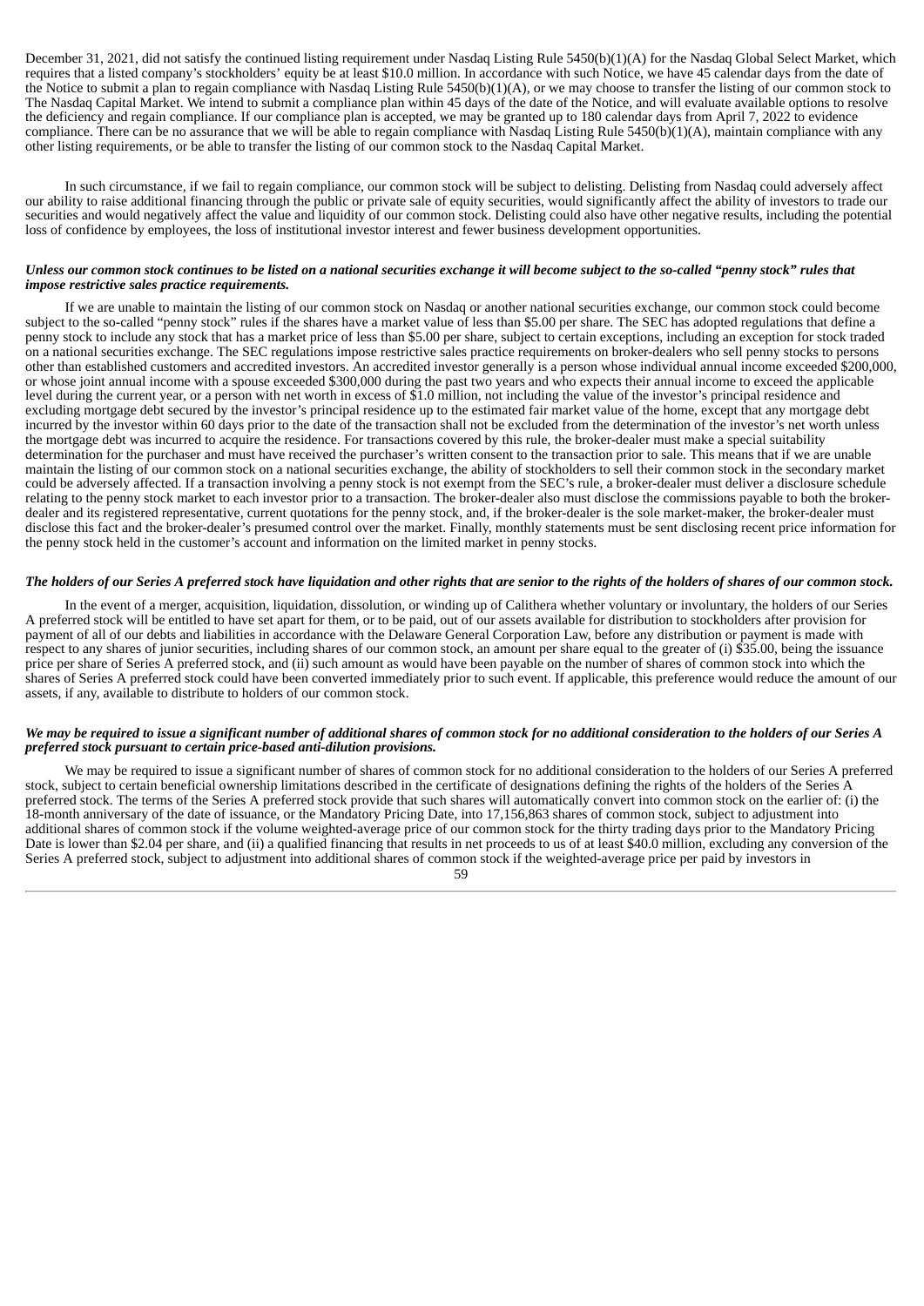December 31, 2021, did not satisfy the continued listing requirement under Nasdaq Listing Rule 5450(b)(1)(A) for the Nasdaq Global Select Market, which requires that a listed company's stockholders' equity be at least $10.0 million. In accordance with such Notice, we have 45 calendar days from the date of the Notice to submit a plan to regain compliance with Nasdaq Listing Rule 5450(b)(1)(A), or we may choose to transfer the listing of our common stock to The Nasdaq Capital Market. We intend to submit a compliance plan within 45 days of the date of the Notice, and will evaluate available options to resolve the deficiency and regain compliance. If our compliance plan is accepted, we may be granted up to 180 calendar days from April 7, 2022 to evidence compliance. There can be no assurance that we will be able to regain compliance with Nasdaq Listing Rule 5450(b)(1)(A), maintain compliance with any other listing requirements, or be able to transfer the listing of our common stock to the Nasdaq Capital Market.

In such circumstance, if we fail to regain compliance, our common stock will be subject to delisting. Delisting from Nasdaq could adversely affect our ability to raise additional financing through the public or private sale of equity securities, would significantly affect the ability of investors to trade our securities and would negatively affect the value and liquidity of our common stock. Delisting could also have other negative results, including the potential loss of confidence by employees, the loss of institutional investor interest and fewer business development opportunities.

***Unless our common stock continues to be listed on a national securities exchange it will become subject to the so-called "penny stock" rules that impose restrictive sales practice requirements.***

If we are unable to maintain the listing of our common stock on Nasdaq or another national securities exchange, our common stock could become subject to the so-called "penny stock" rules if the shares have a market value of less than $5.00 per share. The SEC has adopted regulations that define a penny stock to include any stock that has a market price of less than $5.00 per share, subject to certain exceptions, including an exception for stock traded on a national securities exchange. The SEC regulations impose restrictive sales practice requirements on broker-dealers who sell penny stocks to persons other than established customers and accredited investors. An accredited investor generally is a person whose individual annual income exceeded $200,000, or whose joint annual income with a spouse exceeded $300,000 during the past two years and who expects their annual income to exceed the applicable level during the current year, or a person with net worth in excess of $1.0 million, not including the value of the investor's principal residence and excluding mortgage debt secured by the investor's principal residence up to the estimated fair market value of the home, except that any mortgage debt incurred by the investor within 60 days prior to the date of the transaction shall not be excluded from the determination of the investor's net worth unless the mortgage debt was incurred to acquire the residence. For transactions covered by this rule, the broker-dealer must make a special suitability determination for the purchaser and must have received the purchaser's written consent to the transaction prior to sale. This means that if we are unable maintain the listing of our common stock on a national securities exchange, the ability of stockholders to sell their common stock in the secondary market could be adversely affected. If a transaction involving a penny stock is not exempt from the SEC's rule, a broker-dealer must deliver a disclosure schedule relating to the penny stock market to each investor prior to a transaction. The broker-dealer also must disclose the commissions payable to both the broker-dealer and its registered representative, current quotations for the penny stock, and, if the broker-dealer is the sole market-maker, the broker-dealer must disclose this fact and the broker-dealer's presumed control over the market. Finally, monthly statements must be sent disclosing recent price information for the penny stock held in the customer's account and information on the limited market in penny stocks.

***The holders of our Series A preferred stock have liquidation and other rights that are senior to the rights of the holders of shares of our common stock.***

In the event of a merger, acquisition, liquidation, dissolution, or winding up of Calithera whether voluntary or involuntary, the holders of our Series A preferred stock will be entitled to have set apart for them, or to be paid, out of our assets available for distribution to stockholders after provision for payment of all of our debts and liabilities in accordance with the Delaware General Corporation Law, before any distribution or payment is made with respect to any shares of junior securities, including shares of our common stock, an amount per share equal to the greater of (i) $35.00, being the issuance price per share of Series A preferred stock, and (ii) such amount as would have been payable on the number of shares of common stock into which the shares of Series A preferred stock could have been converted immediately prior to such event. If applicable, this preference would reduce the amount of our assets, if any, available to distribute to holders of our common stock.

***We may be required to issue a significant number of additional shares of common stock for no additional consideration to the holders of our Series A preferred stock pursuant to certain price-based anti-dilution provisions.***

We may be required to issue a significant number of shares of common stock for no additional consideration to the holders of our Series A preferred stock, subject to certain beneficial ownership limitations described in the certificate of designations defining the rights of the holders of the Series A preferred stock. The terms of the Series A preferred stock provide that such shares will automatically convert into common stock on the earlier of: (i) the 18-month anniversary of the date of issuance, or the Mandatory Pricing Date, into 17,156,863 shares of common stock, subject to adjustment into additional shares of common stock if the volume weighted-average price of our common stock for the thirty trading days prior to the Mandatory Pricing Date is lower than $2.04 per share, and (ii) a qualified financing that results in net proceeds to us of at least $40.0 million, excluding any conversion of the Series A preferred stock, subject to adjustment into additional shares of common stock if the weighted-average price per paid by investors in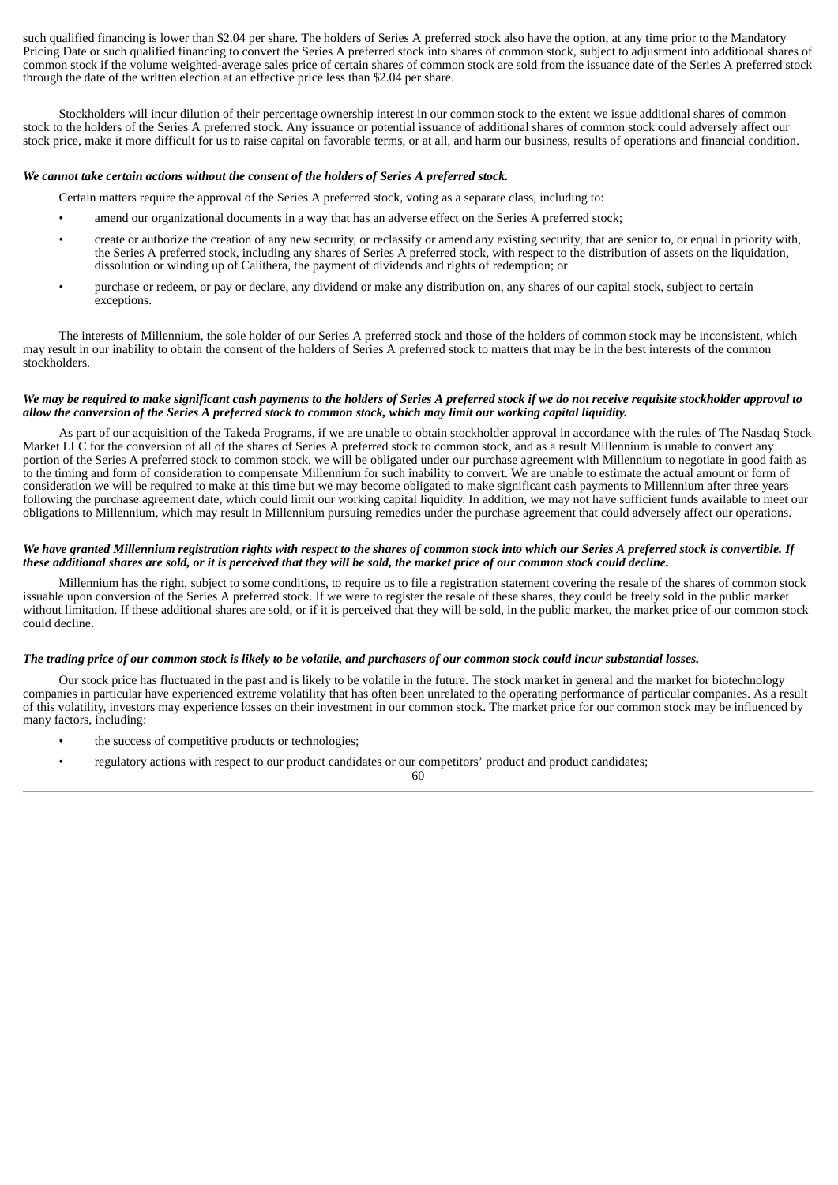such qualified financing is lower than $2.04 per share. The holders of Series A preferred stock also have the option, at any time prior to the Mandatory Pricing Date or such qualified financing to convert the Series A preferred stock into shares of common stock, subject to adjustment into additional shares of common stock if the volume weighted-average sales price of certain shares of common stock are sold from the issuance date of the Series A preferred stock through the date of the written election at an effective price less than $2.04 per share.

Stockholders will incur dilution of their percentage ownership interest in our common stock to the extent we issue additional shares of common stock to the holders of the Series A preferred stock. Any issuance or potential issuance of additional shares of common stock could adversely affect our stock price, make it more difficult for us to raise capital on favorable terms, or at all, and harm our business, results of operations and financial condition.

***We cannot take certain actions without the consent of the holders of Series A preferred stock.***

Certain matters require the approval of the Series A preferred stock, voting as a separate class, including to:

- amend our organizational documents in a way that has an adverse effect on the Series A preferred stock;
- create or authorize the creation of any new security, or reclassify or amend any existing security, that are senior to, or equal in priority with, the Series A preferred stock, including any shares of Series A preferred stock, with respect to the distribution of assets on the liquidation, dissolution or winding up of Calithera, the payment of dividends and rights of redemption; or
- purchase or redeem, or pay or declare, any dividend or make any distribution on, any shares of our capital stock, subject to certain exceptions.

The interests of Millennium, the sole holder of our Series A preferred stock and those of the holders of common stock may be inconsistent, which may result in our inability to obtain the consent of the holders of Series A preferred stock to matters that may be in the best interests of the common stockholders.

***We may be required to make significant cash payments to the holders of Series A preferred stock if we do not receive requisite stockholder approval to allow the conversion of the Series A preferred stock to common stock, which may limit our working capital liquidity.***

As part of our acquisition of the Takeda Programs, if we are unable to obtain stockholder approval in accordance with the rules of The Nasdaq Stock Market LLC for the conversion of all of the shares of Series A preferred stock to common stock, and as a result Millennium is unable to convert any portion of the Series A preferred stock to common stock, we will be obligated under our purchase agreement with Millennium to negotiate in good faith as to the timing and form of consideration to compensate Millennium for such inability to convert. We are unable to estimate the actual amount or form of consideration we will be required to make at this time but we may become obligated to make significant cash payments to Millennium after three years following the purchase agreement date, which could limit our working capital liquidity. In addition, we may not have sufficient funds available to meet our obligations to Millennium, which may result in Millennium pursuing remedies under the purchase agreement that could adversely affect our operations.

***We have granted Millennium registration rights with respect to the shares of common stock into which our Series A preferred stock is convertible. If these additional shares are sold, or it is perceived that they will be sold, the market price of our common stock could decline.***

Millennium has the right, subject to some conditions, to require us to file a registration statement covering the resale of the shares of common stock issuable upon conversion of the Series A preferred stock. If we were to register the resale of these shares, they could be freely sold in the public market without limitation. If these additional shares are sold, or if it is perceived that they will be sold, in the public market, the market price of our common stock could decline.

***The trading price of our common stock is likely to be volatile, and purchasers of our common stock could incur substantial losses.***

Our stock price has fluctuated in the past and is likely to be volatile in the future. The stock market in general and the market for biotechnology companies in particular have experienced extreme volatility that has often been unrelated to the operating performance of particular companies. As a result of this volatility, investors may experience losses on their investment in our common stock. The market price for our common stock may be influenced by many factors, including:

- the success of competitive products or technologies;
- regulatory actions with respect to our product candidates or our competitors' product and product candidates;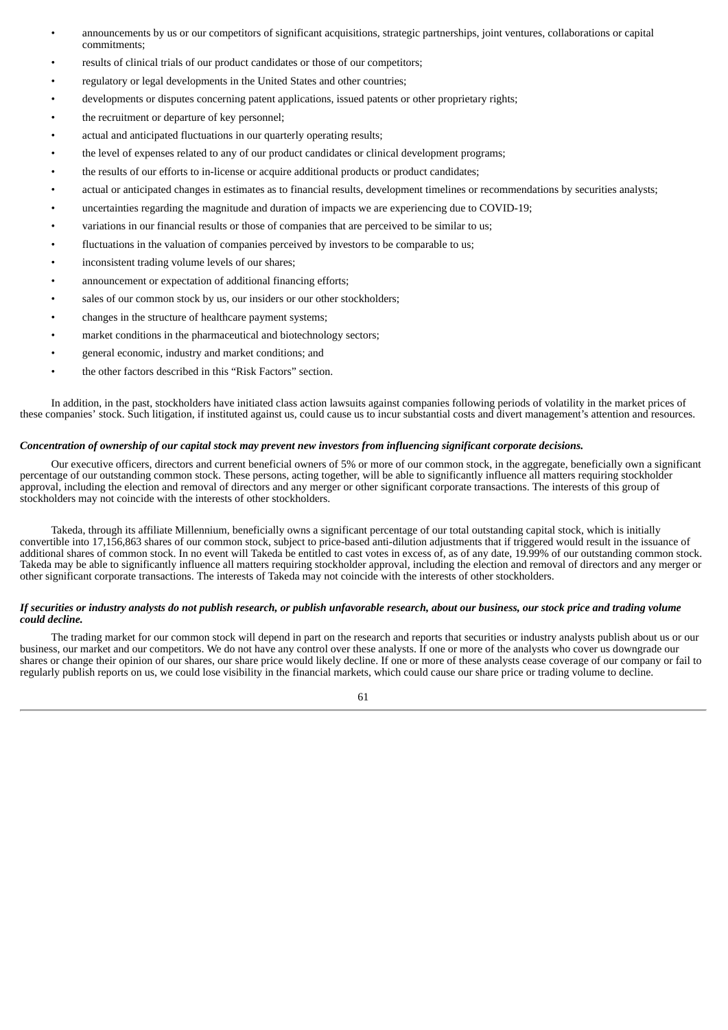- announcements by us or our competitors of significant acquisitions, strategic partnerships, joint ventures, collaborations or capital commitments;
- results of clinical trials of our product candidates or those of our competitors;
- regulatory or legal developments in the United States and other countries;
- developments or disputes concerning patent applications, issued patents or other proprietary rights;
- the recruitment or departure of key personnel;
- actual and anticipated fluctuations in our quarterly operating results;
- the level of expenses related to any of our product candidates or clinical development programs;
- the results of our efforts to in-license or acquire additional products or product candidates;
- actual or anticipated changes in estimates as to financial results, development timelines or recommendations by securities analysts;
- uncertainties regarding the magnitude and duration of impacts we are experiencing due to COVID-19;
- variations in our financial results or those of companies that are perceived to be similar to us;
- fluctuations in the valuation of companies perceived by investors to be comparable to us;
- inconsistent trading volume levels of our shares;
- announcement or expectation of additional financing efforts;
- sales of our common stock by us, our insiders or our other stockholders;
- changes in the structure of healthcare payment systems;
- market conditions in the pharmaceutical and biotechnology sectors;
- general economic, industry and market conditions; and
- the other factors described in this "Risk Factors" section.

In addition, in the past, stockholders have initiated class action lawsuits against companies following periods of volatility in the market prices of these companies' stock. Such litigation, if instituted against us, could cause us to incur substantial costs and divert management's attention and resources.

***Concentration of ownership of our capital stock may prevent new investors from influencing significant corporate decisions.***

Our executive officers, directors and current beneficial owners of 5% or more of our common stock, in the aggregate, beneficially own a significant percentage of our outstanding common stock. These persons, acting together, will be able to significantly influence all matters requiring stockholder approval, including the election and removal of directors and any merger or other significant corporate transactions. The interests of this group of stockholders may not coincide with the interests of other stockholders.

Takeda, through its affiliate Millennium, beneficially owns a significant percentage of our total outstanding capital stock, which is initially convertible into 17,156,863 shares of our common stock, subject to price-based anti-dilution adjustments that if triggered would result in the issuance of additional shares of common stock. In no event will Takeda be entitled to cast votes in excess of, as of any date, 19.99% of our outstanding common stock. Takeda may be able to significantly influence all matters requiring stockholder approval, including the election and removal of directors and any merger or other significant corporate transactions. The interests of Takeda may not coincide with the interests of other stockholders.

***If securities or industry analysts do not publish research, or publish unfavorable research, about our business, our stock price and trading volume could decline.***

The trading market for our common stock will depend in part on the research and reports that securities or industry analysts publish about us or our business, our market and our competitors. We do not have any control over these analysts. If one or more of the analysts who cover us downgrade our shares or change their opinion of our shares, our share price would likely decline. If one or more of these analysts cease coverage of our company or fail to regularly publish reports on us, we could lose visibility in the financial markets, which could cause our share price or trading volume to decline.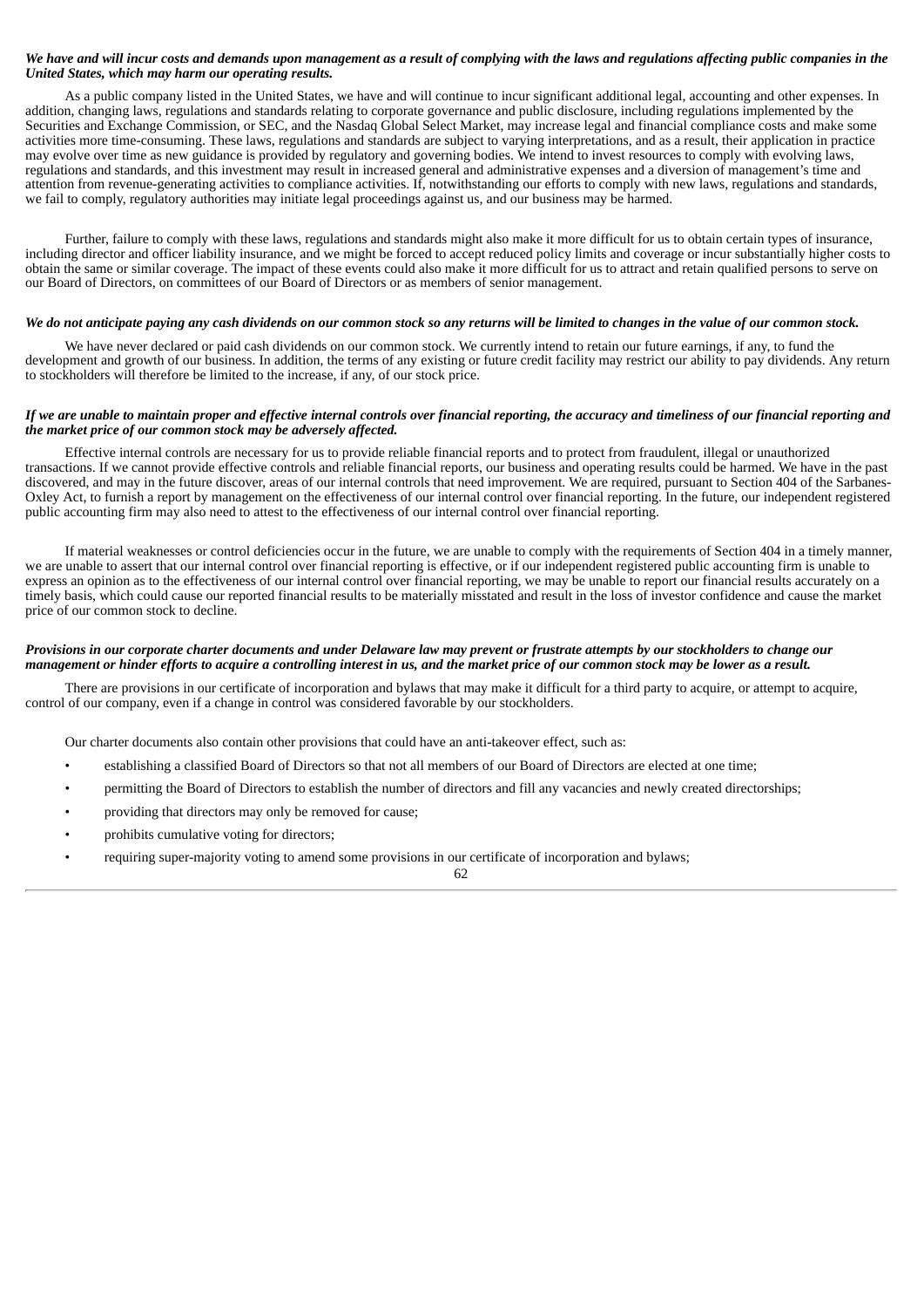***We have and will incur costs and demands upon management as a result of complying with the laws and regulations affecting public companies in the United States, which may harm our operating results.***

As a public company listed in the United States, we have and will continue to incur significant additional legal, accounting and other expenses. In addition, changing laws, regulations and standards relating to corporate governance and public disclosure, including regulations implemented by the Securities and Exchange Commission, or SEC, and the Nasdaq Global Select Market, may increase legal and financial compliance costs and make some activities more time-consuming. These laws, regulations and standards are subject to varying interpretations, and as a result, their application in practice may evolve over time as new guidance is provided by regulatory and governing bodies. We intend to invest resources to comply with evolving laws, regulations and standards, and this investment may result in increased general and administrative expenses and a diversion of management's time and attention from revenue-generating activities to compliance activities. If, notwithstanding our efforts to comply with new laws, regulations and standards, we fail to comply, regulatory authorities may initiate legal proceedings against us, and our business may be harmed.

Further, failure to comply with these laws, regulations and standards might also make it more difficult for us to obtain certain types of insurance, including director and officer liability insurance, and we might be forced to accept reduced policy limits and coverage or incur substantially higher costs to obtain the same or similar coverage. The impact of these events could also make it more difficult for us to attract and retain qualified persons to serve on our Board of Directors, on committees of our Board of Directors or as members of senior management.

***We do not anticipate paying any cash dividends on our common stock so any returns will be limited to changes in the value of our common stock.***

We have never declared or paid cash dividends on our common stock. We currently intend to retain our future earnings, if any, to fund the development and growth of our business. In addition, the terms of any existing or future credit facility may restrict our ability to pay dividends. Any return to stockholders will therefore be limited to the increase, if any, of our stock price.

***If we are unable to maintain proper and effective internal controls over financial reporting, the accuracy and timeliness of our financial reporting and the market price of our common stock may be adversely affected.***

Effective internal controls are necessary for us to provide reliable financial reports and to protect from fraudulent, illegal or unauthorized transactions. If we cannot provide effective controls and reliable financial reports, our business and operating results could be harmed. We have in the past discovered, and may in the future discover, areas of our internal controls that need improvement. We are required, pursuant to Section 404 of the Sarbanes-Oxley Act, to furnish a report by management on the effectiveness of our internal control over financial reporting. In the future, our independent registered public accounting firm may also need to attest to the effectiveness of our internal control over financial reporting.

If material weaknesses or control deficiencies occur in the future, we are unable to comply with the requirements of Section 404 in a timely manner, we are unable to assert that our internal control over financial reporting is effective, or if our independent registered public accounting firm is unable to express an opinion as to the effectiveness of our internal control over financial reporting, we may be unable to report our financial results accurately on a timely basis, which could cause our reported financial results to be materially misstated and result in the loss of investor confidence and cause the market price of our common stock to decline.

***Provisions in our corporate charter documents and under Delaware law may prevent or frustrate attempts by our stockholders to change our management or hinder efforts to acquire a controlling interest in us, and the market price of our common stock may be lower as a result.***

There are provisions in our certificate of incorporation and bylaws that may make it difficult for a third party to acquire, or attempt to acquire, control of our company, even if a change in control was considered favorable by our stockholders.

Our charter documents also contain other provisions that could have an anti-takeover effect, such as:

- establishing a classified Board of Directors so that not all members of our Board of Directors are elected at one time;
- permitting the Board of Directors to establish the number of directors and fill any vacancies and newly created directorships;
- providing that directors may only be removed for cause;
- prohibits cumulative voting for directors;
- requiring super-majority voting to amend some provisions in our certificate of incorporation and bylaws;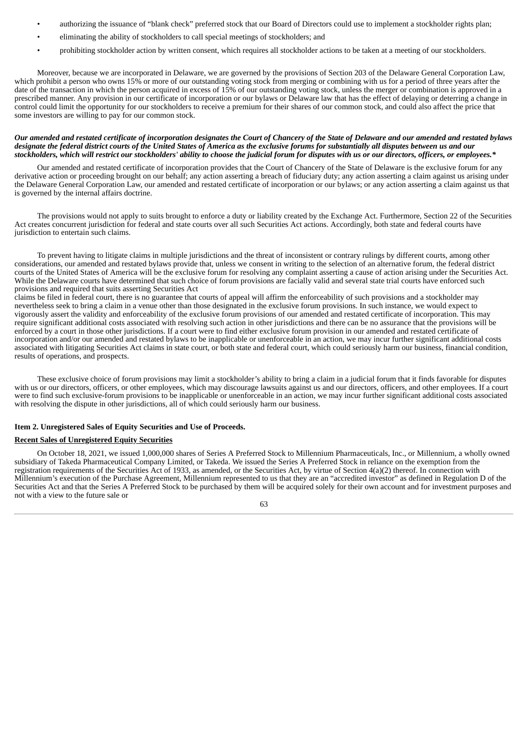- authorizing the issuance of "blank check" preferred stock that our Board of Directors could use to implement a stockholder rights plan;
- eliminating the ability of stockholders to call special meetings of stockholders; and
- prohibiting stockholder action by written consent, which requires all stockholder actions to be taken at a meeting of our stockholders.

Moreover, because we are incorporated in Delaware, we are governed by the provisions of Section 203 of the Delaware General Corporation Law, which prohibit a person who owns 15% or more of our outstanding voting stock from merging or combining with us for a period of three years after the date of the transaction in which the person acquired in excess of 15% of our outstanding voting stock, unless the merger or combination is approved in a prescribed manner. Any provision in our certificate of incorporation or our bylaws or Delaware law that has the effect of delaying or deterring a change in control could limit the opportunity for our stockholders to receive a premium for their shares of our common stock, and could also affect the price that some investors are willing to pay for our common stock.

***Our amended and restated certificate of incorporation designates the Court of Chancery of the State of Delaware and our amended and restated bylaws designate the federal district courts of the United States of America as the exclusive forums for substantially all disputes between us and our stockholders, which will restrict our stockholders' ability to choose the judicial forum for disputes with us or our directors, officers, or employees.****

Our amended and restated certificate of incorporation provides that the Court of Chancery of the State of Delaware is the exclusive forum for any derivative action or proceeding brought on our behalf; any action asserting a breach of fiduciary duty; any action asserting a claim against us arising under the Delaware General Corporation Law, our amended and restated certificate of incorporation or our bylaws; or any action asserting a claim against us that is governed by the internal affairs doctrine.

The provisions would not apply to suits brought to enforce a duty or liability created by the Exchange Act. Furthermore, Section 22 of the Securities Act creates concurrent jurisdiction for federal and state courts over all such Securities Act actions. Accordingly, both state and federal courts have jurisdiction to entertain such claims.

To prevent having to litigate claims in multiple jurisdictions and the threat of inconsistent or contrary rulings by different courts, among other considerations, our amended and restated bylaws provide that, unless we consent in writing to the selection of an alternative forum, the federal district courts of the United States of America will be the exclusive forum for resolving any complaint asserting a cause of action arising under the Securities Act. While the Delaware courts have determined that such choice of forum provisions are facially valid and several state trial courts have enforced such provisions and required that suits asserting Securities Act claims be filed in federal court, there is no guarantee that courts of appeal will affirm the enforceability of such provisions and a stockholder may nevertheless seek to bring a claim in a venue other than those designated in the exclusive forum provisions. In such instance, we would expect to vigorously assert the validity and enforceability of the exclusive forum provisions of our amended and restated certificate of incorporation. This may require significant additional costs associated with resolving such action in other jurisdictions and there can be no assurance that the provisions will be enforced by a court in those other jurisdictions. If a court were to find either exclusive forum provision in our amended and restated certificate of incorporation and/or our amended and restated bylaws to be inapplicable or unenforceable in an action, we may incur further significant additional costs associated with litigating Securities Act claims in state court, or both state and federal court, which could seriously harm our business, financial condition, results of operations, and prospects.

These exclusive choice of forum provisions may limit a stockholder's ability to bring a claim in a judicial forum that it finds favorable for disputes with us or our directors, officers, or other employees, which may discourage lawsuits against us and our directors, officers, and other employees. If a court were to find such exclusive-forum provisions to be inapplicable or unenforceable in an action, we may incur further significant additional costs associated with resolving the dispute in other jurisdictions, all of which could seriously harm our business.

**Item 2. Unregistered Sales of Equity Securities and Use of Proceeds.**

**Recent Sales of Unregistered Equity Securities**

On October 18, 2021, we issued 1,000,000 shares of Series A Preferred Stock to Millennium Pharmaceuticals, Inc., or Millennium, a wholly owned subsidiary of Takeda Pharmaceutical Company Limited, or Takeda. We issued the Series A Preferred Stock in reliance on the exemption from the registration requirements of the Securities Act of 1933, as amended, or the Securities Act, by virtue of Section 4(a)(2) thereof. In connection with Millennium's execution of the Purchase Agreement, Millennium represented to us that they are an "accredited investor" as defined in Regulation D of the Securities Act and that the Series A Preferred Stock to be purchased by them will be acquired solely for their own account and for investment purposes and not with a view to the future sale or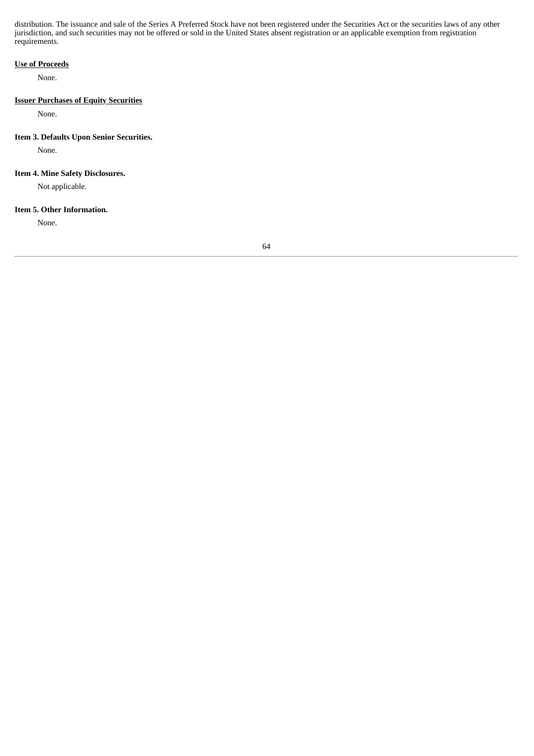distribution. The issuance and sale of the Series A Preferred Stock have not been registered under the Securities Act or the securities laws of any other jurisdiction, and such securities may not be offered or sold in the United States absent registration or an applicable exemption from registration requirements.

**Use of Proceeds**

None.

**Issuer Purchases of Equity Securities**

None.

## Item 3. Defaults Upon Senior Securities.

None.

## Item 4. Mine Safety Disclosures.

Not applicable.

## Item 5. Other Information.

None.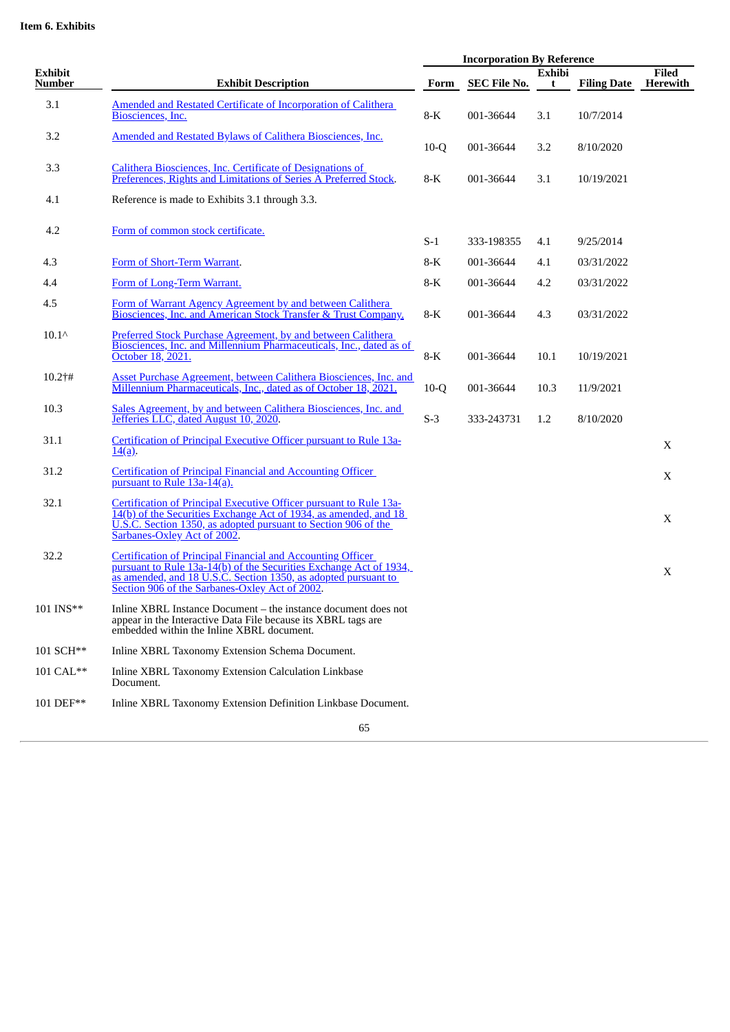**Item 6. Exhibits**

| Exhibit Number | Exhibit Description | Incorporation By Reference | | | | Filed Herewith |
|---|---|---|---|---|---|---|
| | | Form | SEC File No. | Exhibit | Filing Date | |
| 3.1 | Amended and Restated Certificate of Incorporation of Calithera Biosciences, Inc. | 8-K | 001-36644 | 3.1 | 10/7/2014 | |
| 3.2 | Amended and Restated Bylaws of Calithera Biosciences, Inc. | 10-Q | 001-36644 | 3.2 | 8/10/2020 | |
| 3.3 | Calithera Biosciences, Inc. Certificate of Designations of Preferences, Rights and Limitations of Series A Preferred Stock. | 8-K | 001-36644 | 3.1 | 10/19/2021 | |
| 4.1 | Reference is made to Exhibits 3.1 through 3.3. | | | | | |
| 4.2 | Form of common stock certificate. | S-1 | 333-198355 | 4.1 | 9/25/2014 | |
| 4.3 | Form of Short-Term Warrant. | 8-K | 001-36644 | 4.1 | 03/31/2022 | |
| 4.4 | Form of Long-Term Warrant. | 8-K | 001-36644 | 4.2 | 03/31/2022 | |
| 4.5 | Form of Warrant Agency Agreement by and between Calithera Biosciences, Inc. and American Stock Transfer & Trust Company. | 8-K | 001-36644 | 4.3 | 03/31/2022 | |
| 10.1^ | Preferred Stock Purchase Agreement, by and between Calithera Biosciences, Inc. and Millennium Pharmaceuticals, Inc., dated as of October 18, 2021. | 8-K | 001-36644 | 10.1 | 10/19/2021 | |
| 10.2†# | Asset Purchase Agreement, between Calithera Biosciences, Inc. and Millennium Pharmaceuticals, Inc., dated as of October 18, 2021. | 10-Q | 001-36644 | 10.3 | 11/9/2021 | |
| 10.3 | Sales Agreement, by and between Calithera Biosciences, Inc. and Jefferies LLC, dated August 10, 2020. | S-3 | 333-243731 | 1.2 | 8/10/2020 | |
| 31.1 | Certification of Principal Executive Officer pursuant to Rule 13a-14(a). | | | | | X |
| 31.2 | Certification of Principal Financial and Accounting Officer pursuant to Rule 13a-14(a). | | | | | X |
| 32.1 | Certification of Principal Executive Officer pursuant to Rule 13a-14(b) of the Securities Exchange Act of 1934, as amended, and 18 U.S.C. Section 1350, as adopted pursuant to Section 906 of the Sarbanes-Oxley Act of 2002. | | | | | X |
| 32.2 | Certification of Principal Financial and Accounting Officer pursuant to Rule 13a-14(b) of the Securities Exchange Act of 1934, as amended, and 18 U.S.C. Section 1350, as adopted pursuant to Section 906 of the Sarbanes-Oxley Act of 2002. | | | | | X |
| 101 INS** | Inline XBRL Instance Document – the instance document does not appear in the Interactive Data File because its XBRL tags are embedded within the Inline XBRL document. | | | | | |
| 101 SCH** | Inline XBRL Taxonomy Extension Schema Document. | | | | | |
| 101 CAL** | Inline XBRL Taxonomy Extension Calculation Linkbase Document. | | | | | |
| 101 DEF** | Inline XBRL Taxonomy Extension Definition Linkbase Document. | | | | | |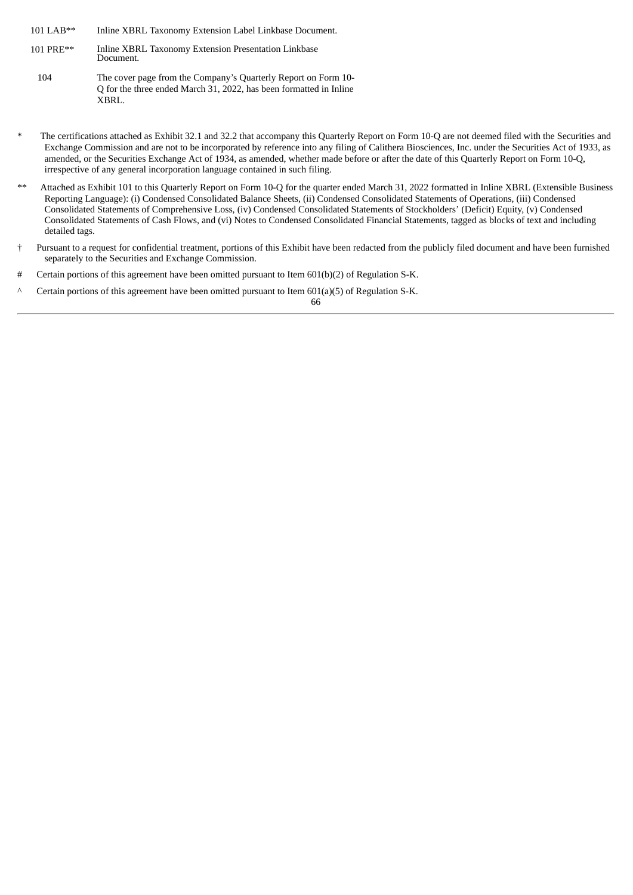| | |
|---|---|
| 101 LAB** | Inline XBRL Taxonomy Extension Label Linkbase Document. |
| 101 PRE** | Inline XBRL Taxonomy Extension Presentation Linkbase Document. |
| 104 | The cover page from the Company's Quarterly Report on Form 10-Q for the three ended March 31, 2022, has been formatted in Inline XBRL. |

\* The certifications attached as Exhibit 32.1 and 32.2 that accompany this Quarterly Report on Form 10-Q are not deemed filed with the Securities and Exchange Commission and are not to be incorporated by reference into any filing of Calithera Biosciences, Inc. under the Securities Act of 1933, as amended, or the Securities Exchange Act of 1934, as amended, whether made before or after the date of this Quarterly Report on Form 10-Q, irrespective of any general incorporation language contained in such filing.

\*\* Attached as Exhibit 101 to this Quarterly Report on Form 10-Q for the quarter ended March 31, 2022 formatted in Inline XBRL (Extensible Business Reporting Language): (i) Condensed Consolidated Balance Sheets, (ii) Condensed Consolidated Statements of Operations, (iii) Condensed Consolidated Statements of Comprehensive Loss, (iv) Condensed Consolidated Statements of Stockholders' (Deficit) Equity, (v) Condensed Consolidated Statements of Cash Flows, and (vi) Notes to Condensed Consolidated Financial Statements, tagged as blocks of text and including detailed tags.

† Pursuant to a request for confidential treatment, portions of this Exhibit have been redacted from the publicly filed document and have been furnished separately to the Securities and Exchange Commission.

\# Certain portions of this agreement have been omitted pursuant to Item 601(b)(2) of Regulation S-K.

^ Certain portions of this agreement have been omitted pursuant to Item 601(a)(5) of Regulation S-K.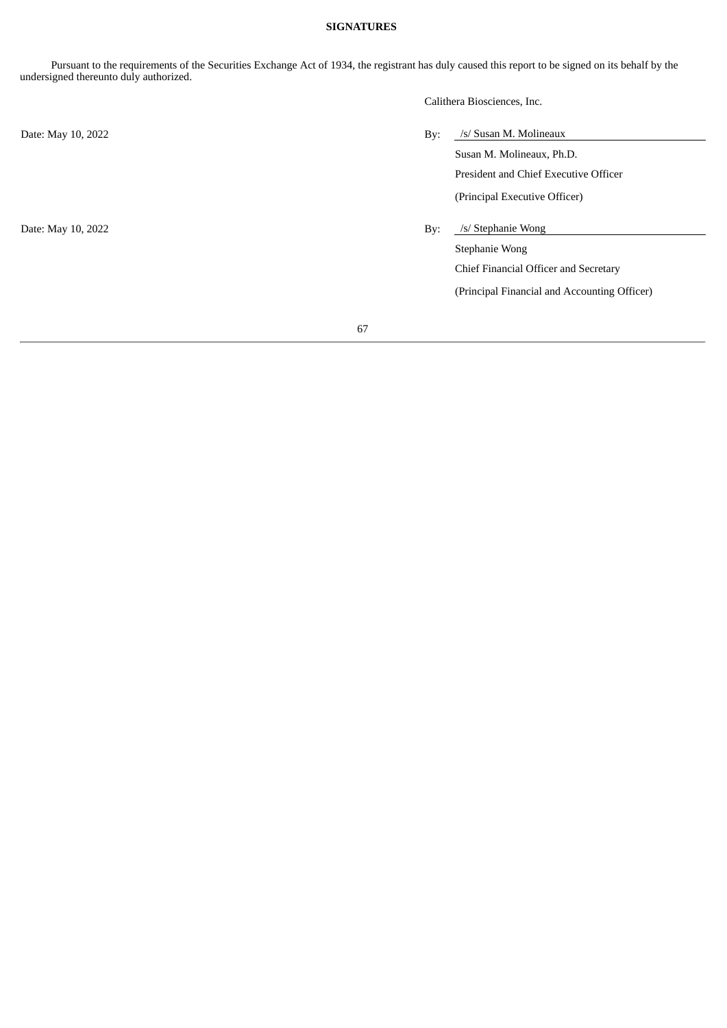**SIGNATURES**

Pursuant to the requirements of the Securities Exchange Act of 1934, the registrant has duly caused this report to be signed on its behalf by the undersigned thereunto duly authorized.

Calithera Biosciences, Inc.

| | |
|---|---|
| Date: May 10, 2022 | By: /s/ Susan M. Molineaux<br>Susan M. Molineaux, Ph.D.<br>President and Chief Executive Officer<br>(Principal Executive Officer) |
| Date: May 10, 2022 | By: /s/ Stephanie Wong<br>Stephanie Wong<br>Chief Financial Officer and Secretary<br>(Principal Financial and Accounting Officer) |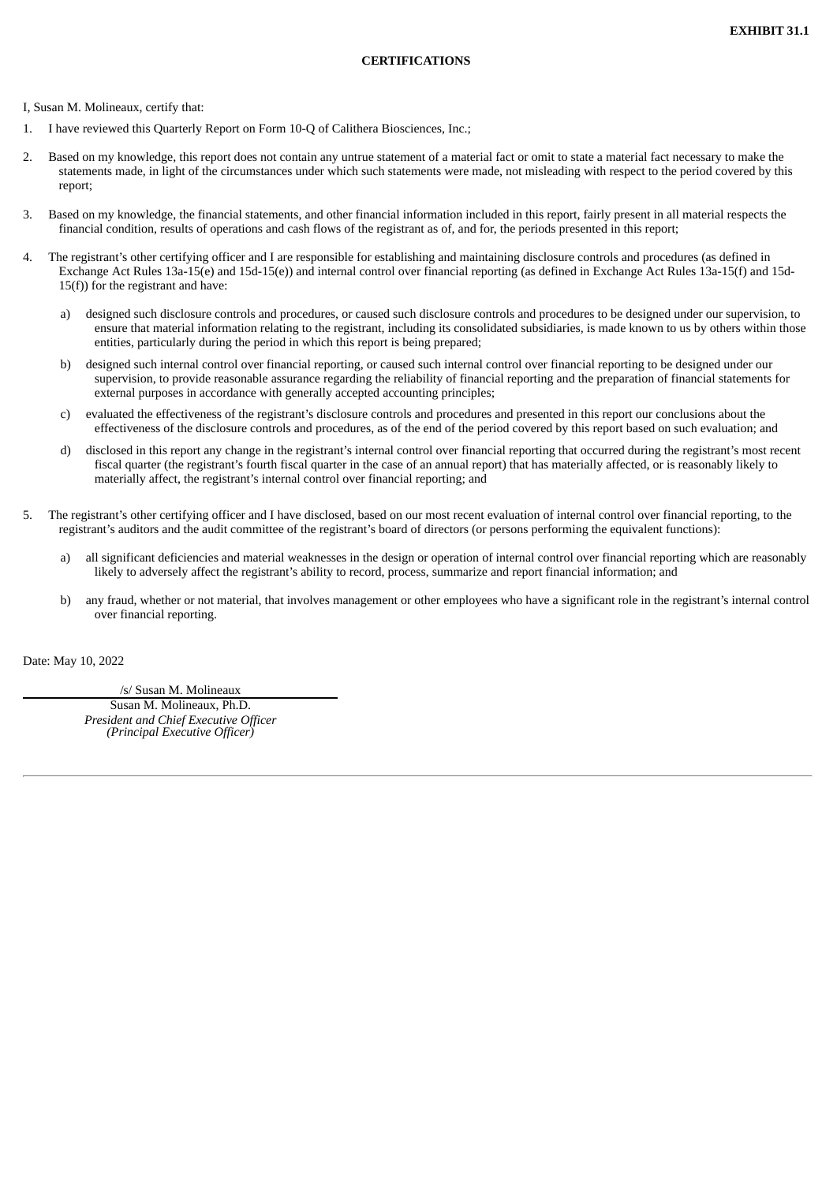**EXHIBIT 31.1**

**CERTIFICATIONS**

I, Susan M. Molineaux, certify that:

1. I have reviewed this Quarterly Report on Form 10-Q of Calithera Biosciences, Inc.;

2. Based on my knowledge, this report does not contain any untrue statement of a material fact or omit to state a material fact necessary to make the statements made, in light of the circumstances under which such statements were made, not misleading with respect to the period covered by this report;

3. Based on my knowledge, the financial statements, and other financial information included in this report, fairly present in all material respects the financial condition, results of operations and cash flows of the registrant as of, and for, the periods presented in this report;

4. The registrant's other certifying officer and I are responsible for establishing and maintaining disclosure controls and procedures (as defined in Exchange Act Rules 13a-15(e) and 15d-15(e)) and internal control over financial reporting (as defined in Exchange Act Rules 13a-15(f) and 15d-15(f)) for the registrant and have:

   a) designed such disclosure controls and procedures, or caused such disclosure controls and procedures to be designed under our supervision, to ensure that material information relating to the registrant, including its consolidated subsidiaries, is made known to us by others within those entities, particularly during the period in which this report is being prepared;

   b) designed such internal control over financial reporting, or caused such internal control over financial reporting to be designed under our supervision, to provide reasonable assurance regarding the reliability of financial reporting and the preparation of financial statements for external purposes in accordance with generally accepted accounting principles;

   c) evaluated the effectiveness of the registrant's disclosure controls and procedures and presented in this report our conclusions about the effectiveness of the disclosure controls and procedures, as of the end of the period covered by this report based on such evaluation; and

   d) disclosed in this report any change in the registrant's internal control over financial reporting that occurred during the registrant's most recent fiscal quarter (the registrant's fourth fiscal quarter in the case of an annual report) that has materially affected, or is reasonably likely to materially affect, the registrant's internal control over financial reporting; and

5. The registrant's other certifying officer and I have disclosed, based on our most recent evaluation of internal control over financial reporting, to the registrant's auditors and the audit committee of the registrant's board of directors (or persons performing the equivalent functions):

   a) all significant deficiencies and material weaknesses in the design or operation of internal control over financial reporting which are reasonably likely to adversely affect the registrant's ability to record, process, summarize and report financial information; and

   b) any fraud, whether or not material, that involves management or other employees who have a significant role in the registrant's internal control over financial reporting.

Date: May 10, 2022

/s/ Susan M. Molineaux

Susan M. Molineaux, Ph.D.

*President and Chief Executive Officer*
*(Principal Executive Officer)*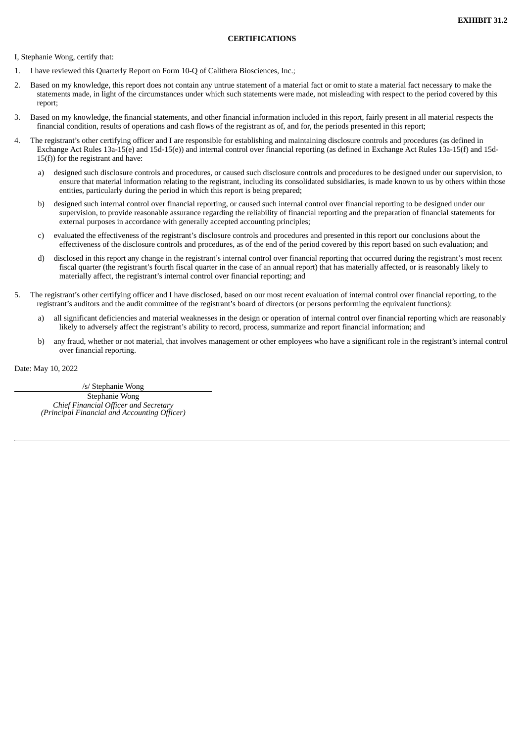**EXHIBIT 31.2**

**CERTIFICATIONS**

I, Stephanie Wong, certify that:

1. I have reviewed this Quarterly Report on Form 10-Q of Calithera Biosciences, Inc.;

2. Based on my knowledge, this report does not contain any untrue statement of a material fact or omit to state a material fact necessary to make the statements made, in light of the circumstances under which such statements were made, not misleading with respect to the period covered by this report;

3. Based on my knowledge, the financial statements, and other financial information included in this report, fairly present in all material respects the financial condition, results of operations and cash flows of the registrant as of, and for, the periods presented in this report;

4. The registrant's other certifying officer and I are responsible for establishing and maintaining disclosure controls and procedures (as defined in Exchange Act Rules 13a-15(e) and 15d-15(e)) and internal control over financial reporting (as defined in Exchange Act Rules 13a-15(f) and 15d-15(f)) for the registrant and have:

   a) designed such disclosure controls and procedures, or caused such disclosure controls and procedures to be designed under our supervision, to ensure that material information relating to the registrant, including its consolidated subsidiaries, is made known to us by others within those entities, particularly during the period in which this report is being prepared;

   b) designed such internal control over financial reporting, or caused such internal control over financial reporting to be designed under our supervision, to provide reasonable assurance regarding the reliability of financial reporting and the preparation of financial statements for external purposes in accordance with generally accepted accounting principles;

   c) evaluated the effectiveness of the registrant's disclosure controls and procedures and presented in this report our conclusions about the effectiveness of the disclosure controls and procedures, as of the end of the period covered by this report based on such evaluation; and

   d) disclosed in this report any change in the registrant's internal control over financial reporting that occurred during the registrant's most recent fiscal quarter (the registrant's fourth fiscal quarter in the case of an annual report) that has materially affected, or is reasonably likely to materially affect, the registrant's internal control over financial reporting; and

5. The registrant's other certifying officer and I have disclosed, based on our most recent evaluation of internal control over financial reporting, to the registrant's auditors and the audit committee of the registrant's board of directors (or persons performing the equivalent functions):

   a) all significant deficiencies and material weaknesses in the design or operation of internal control over financial reporting which are reasonably likely to adversely affect the registrant's ability to record, process, summarize and report financial information; and

   b) any fraud, whether or not material, that involves management or other employees who have a significant role in the registrant's internal control over financial reporting.

Date: May 10, 2022

/s/ Stephanie Wong

Stephanie Wong

*Chief Financial Officer and Secretary*

*(Principal Financial and Accounting Officer)*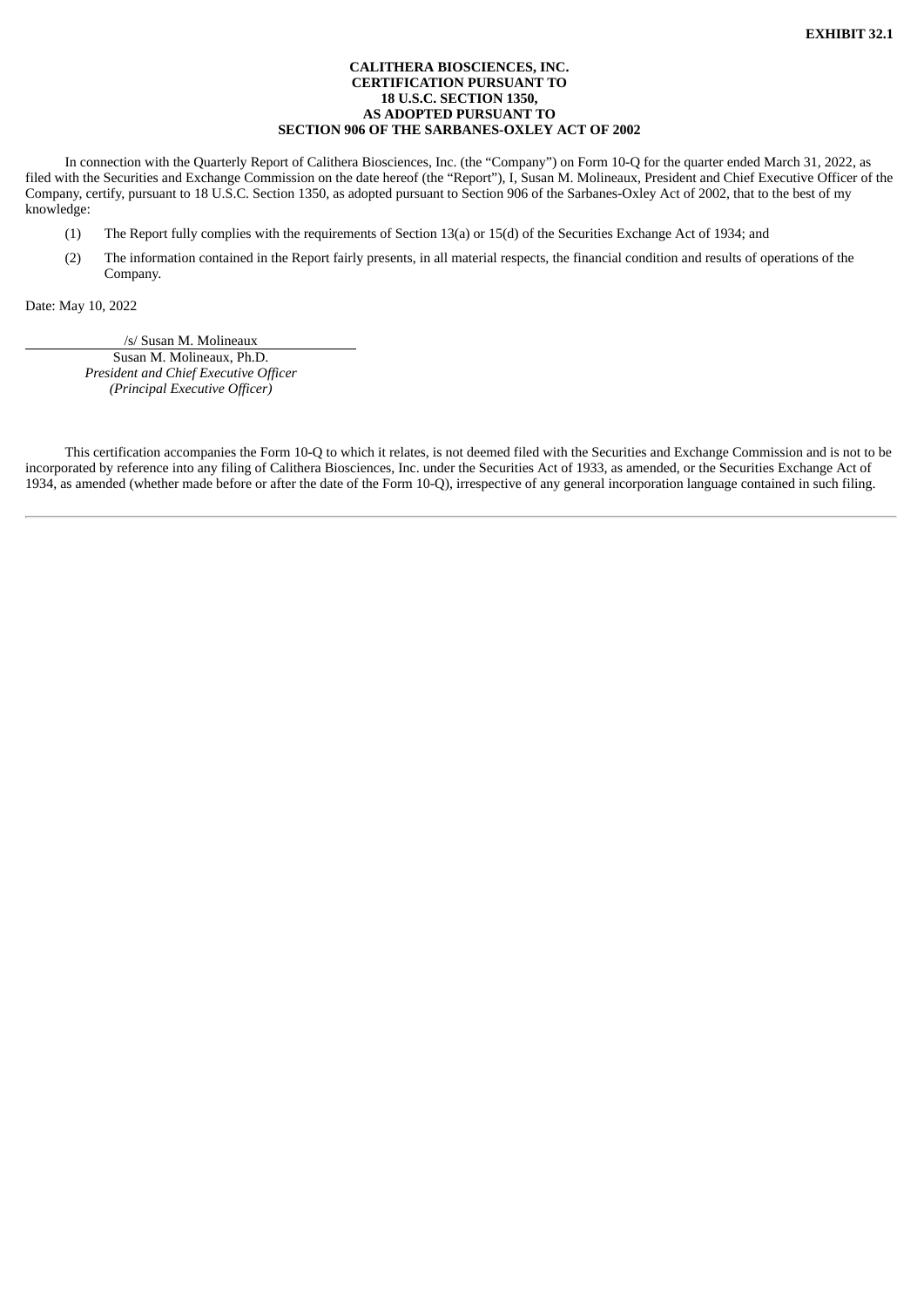**EXHIBIT 32.1**

**CALITHERA BIOSCIENCES, INC.**
**CERTIFICATION PURSUANT TO**
**18 U.S.C. SECTION 1350,**
**AS ADOPTED PURSUANT TO**
**SECTION 906 OF THE SARBANES-OXLEY ACT OF 2002**

In connection with the Quarterly Report of Calithera Biosciences, Inc. (the “Company”) on Form 10-Q for the quarter ended March 31, 2022, as filed with the Securities and Exchange Commission on the date hereof (the “Report”), I, Susan M. Molineaux, President and Chief Executive Officer of the Company, certify, pursuant to 18 U.S.C. Section 1350, as adopted pursuant to Section 906 of the Sarbanes-Oxley Act of 2002, that to the best of my knowledge:

(1) The Report fully complies with the requirements of Section 13(a) or 15(d) of the Securities Exchange Act of 1934; and

(2) The information contained in the Report fairly presents, in all material respects, the financial condition and results of operations of the Company.

Date: May 10, 2022

/s/ Susan M. Molineaux
Susan M. Molineaux, Ph.D.
*President and Chief Executive Officer*
*(Principal Executive Officer)*

This certification accompanies the Form 10-Q to which it relates, is not deemed filed with the Securities and Exchange Commission and is not to be incorporated by reference into any filing of Calithera Biosciences, Inc. under the Securities Act of 1933, as amended, or the Securities Exchange Act of 1934, as amended (whether made before or after the date of the Form 10-Q), irrespective of any general incorporation language contained in such filing.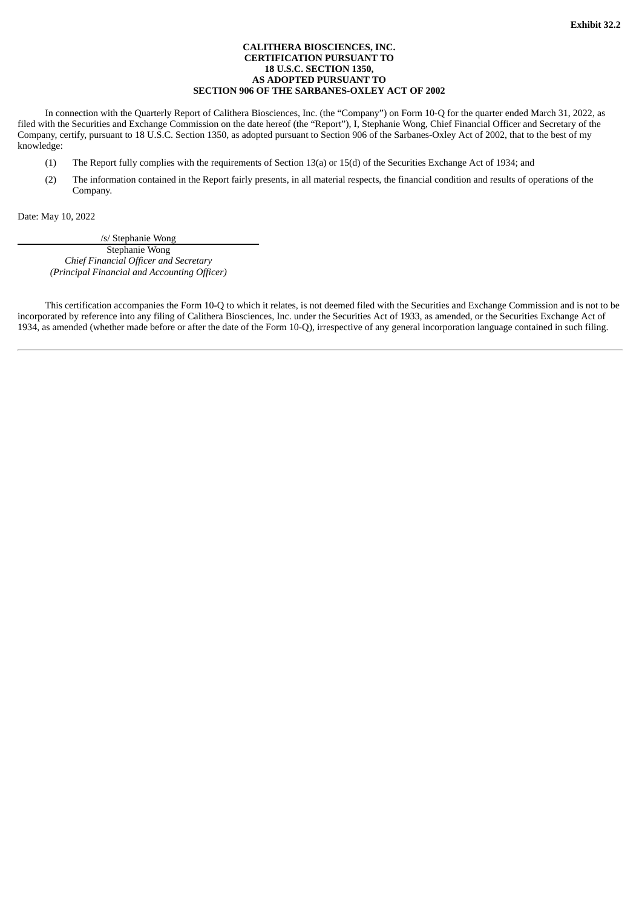**Exhibit 32.2**

**CALITHERA BIOSCIENCES, INC.**
**CERTIFICATION PURSUANT TO**
**18 U.S.C. SECTION 1350,**
**AS ADOPTED PURSUANT TO**
**SECTION 906 OF THE SARBANES-OXLEY ACT OF 2002**

In connection with the Quarterly Report of Calithera Biosciences, Inc. (the "Company") on Form 10-Q for the quarter ended March 31, 2022, as filed with the Securities and Exchange Commission on the date hereof (the "Report"), I, Stephanie Wong, Chief Financial Officer and Secretary of the Company, certify, pursuant to 18 U.S.C. Section 1350, as adopted pursuant to Section 906 of the Sarbanes-Oxley Act of 2002, that to the best of my knowledge:

(1) The Report fully complies with the requirements of Section 13(a) or 15(d) of the Securities Exchange Act of 1934; and

(2) The information contained in the Report fairly presents, in all material respects, the financial condition and results of operations of the Company.

Date: May 10, 2022

/s/ Stephanie Wong
Stephanie Wong
*Chief Financial Officer and Secretary*
*(Principal Financial and Accounting Officer)*

This certification accompanies the Form 10-Q to which it relates, is not deemed filed with the Securities and Exchange Commission and is not to be incorporated by reference into any filing of Calithera Biosciences, Inc. under the Securities Act of 1933, as amended, or the Securities Exchange Act of 1934, as amended (whether made before or after the date of the Form 10-Q), irrespective of any general incorporation language contained in such filing.